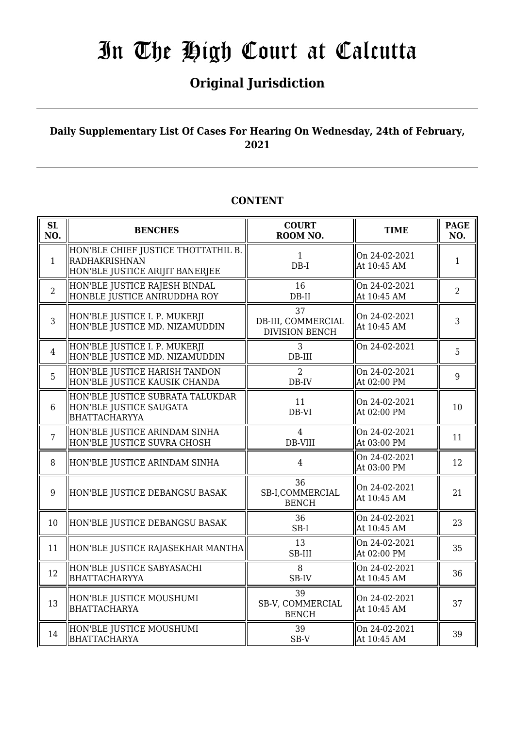# In The High Court at Calcutta

## Original Jurisdiction

### Daily Supplementary List Of Cases For Hearing On Wednesday, 24th of February, 2021

### CONTENT

| SL NO. | BENCHES | COURT ROOM NO. | TIME | PAGE NO. |
|---|---|---|---|---|
| 1 | HON'BLE CHIEF JUSTICE THOTTATHIL B. RADHAKRISHNAN<br>HON'BLE JUSTICE ARIJIT BANERJEE | 1<br>DB-I | On 24-02-2021<br>At 10:45 AM | 1 |
| 2 | HON'BLE JUSTICE RAJESH BINDAL<br>HONBLE JUSTICE ANIRUDDHA ROY | 16<br>DB-II | On 24-02-2021<br>At 10:45 AM | 2 |
| 3 | HON'BLE JUSTICE I. P. MUKERJI<br>HON'BLE JUSTICE MD. NIZAMUDDIN | 37<br>DB-III, COMMERCIAL DIVISION BENCH | On 24-02-2021<br>At 10:45 AM | 3 |
| 4 | HON'BLE JUSTICE I. P. MUKERJI<br>HON'BLE JUSTICE MD. NIZAMUDDIN | 3<br>DB-III | On 24-02-2021 | 5 |
| 5 | HON'BLE JUSTICE HARISH TANDON<br>HON'BLE JUSTICE KAUSIK CHANDA | 2<br>DB-IV | On 24-02-2021<br>At 02:00 PM | 9 |
| 6 | HON'BLE JUSTICE SUBRATA TALUKDAR<br>HON'BLE JUSTICE SAUGATA BHATTACHARYYA | 11<br>DB-VI | On 24-02-2021<br>At 02:00 PM | 10 |
| 7 | HON'BLE JUSTICE ARINDAM SINHA<br>HON'BLE JUSTICE SUVRA GHOSH | 4<br>DB-VIII | On 24-02-2021<br>At 03:00 PM | 11 |
| 8 | HON'BLE JUSTICE ARINDAM SINHA | 4 | On 24-02-2021<br>At 03:00 PM | 12 |
| 9 | HON'BLE JUSTICE DEBANGSU BASAK | 36<br>SB-I,COMMERCIAL BENCH | On 24-02-2021<br>At 10:45 AM | 21 |
| 10 | HON'BLE JUSTICE DEBANGSU BASAK | 36<br>SB-I | On 24-02-2021<br>At 10:45 AM | 23 |
| 11 | HON'BLE JUSTICE RAJASEKHAR MANTHA | 13<br>SB-III | On 24-02-2021<br>At 02:00 PM | 35 |
| 12 | HON'BLE JUSTICE SABYASACHI BHATTACHARYYA | 8<br>SB-IV | On 24-02-2021<br>At 10:45 AM | 36 |
| 13 | HON'BLE JUSTICE MOUSHUMI BHATTACHARYA | 39<br>SB-V, COMMERCIAL BENCH | On 24-02-2021<br>At 10:45 AM | 37 |
| 14 | HON'BLE JUSTICE MOUSHUMI BHATTACHARYA | 39<br>SB-V | On 24-02-2021<br>At 10:45 AM | 39 |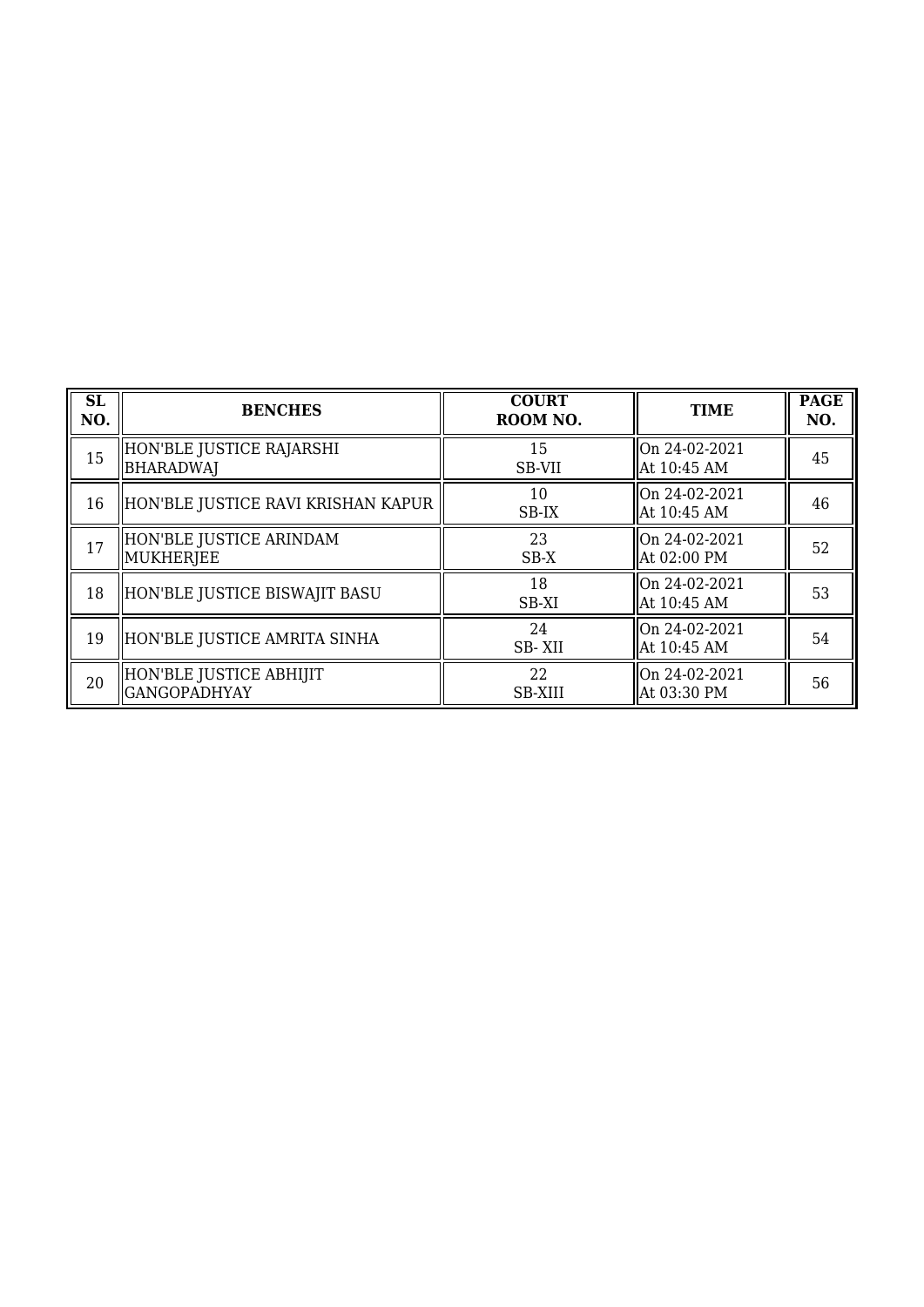| SL NO. | BENCHES | COURT ROOM NO. | TIME | PAGE NO. |
|---|---|---|---|---|
| 15 | HON'BLE JUSTICE RAJARSHI BHARADWAJ | 15<br>SB-VII | On 24-02-2021<br>At 10:45 AM | 45 |
| 16 | HON'BLE JUSTICE RAVI KRISHAN KAPUR | 10<br>SB-IX | On 24-02-2021<br>At 10:45 AM | 46 |
| 17 | HON'BLE JUSTICE ARINDAM MUKHERJEE | 23<br>SB-X | On 24-02-2021<br>At 02:00 PM | 52 |
| 18 | HON'BLE JUSTICE BISWAJIT BASU | 18<br>SB-XI | On 24-02-2021<br>At 10:45 AM | 53 |
| 19 | HON'BLE JUSTICE AMRITA SINHA | 24<br>SB- XII | On 24-02-2021<br>At 10:45 AM | 54 |
| 20 | HON'BLE JUSTICE ABHIJIT GANGOPADHYAY | 22<br>SB-XIII | On 24-02-2021<br>At 03:30 PM | 56 |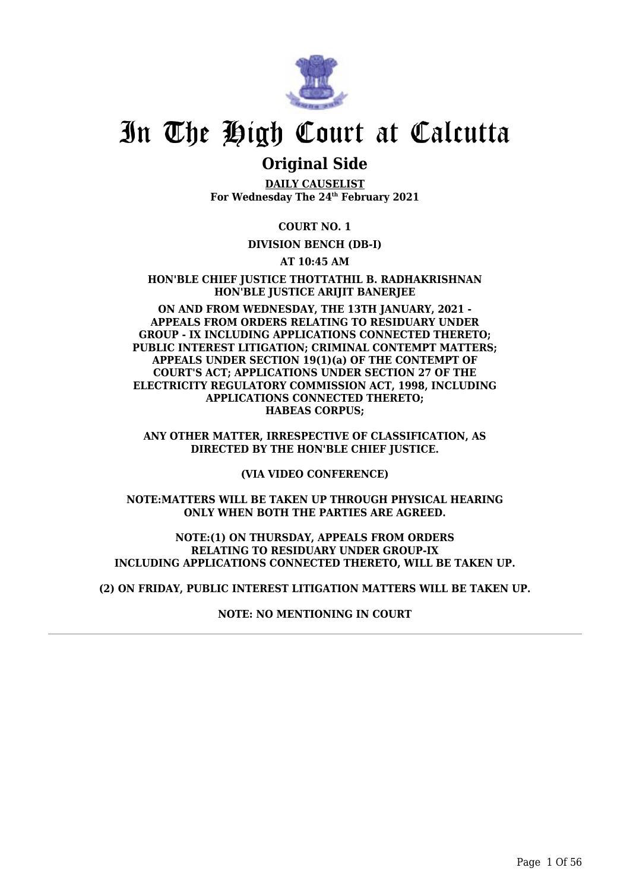# In The High Court at Calcutta

## Original Side

**DAILY CAUSELIST**
**For Wednesday The 24th February 2021**

**COURT NO. 1**

**DIVISION BENCH (DB-I)**

**AT 10:45 AM**

**HON'BLE CHIEF JUSTICE THOTTATHIL B. RADHAKRISHNAN**
**HON'BLE JUSTICE ARIJIT BANERJEE**

**ON AND FROM WEDNESDAY, THE 13TH JANUARY, 2021 - APPEALS FROM ORDERS RELATING TO RESIDUARY UNDER GROUP - IX INCLUDING APPLICATIONS CONNECTED THERETO; PUBLIC INTEREST LITIGATION; CRIMINAL CONTEMPT MATTERS; APPEALS UNDER SECTION 19(1)(a) OF THE CONTEMPT OF COURT'S ACT; APPLICATIONS UNDER SECTION 27 OF THE ELECTRICITY REGULATORY COMMISSION ACT, 1998, INCLUDING APPLICATIONS CONNECTED THERETO; HABEAS CORPUS;**

**ANY OTHER MATTER, IRRESPECTIVE OF CLASSIFICATION, AS DIRECTED BY THE HON'BLE CHIEF JUSTICE.**

**(VIA VIDEO CONFERENCE)**

**NOTE:MATTERS WILL BE TAKEN UP THROUGH PHYSICAL HEARING ONLY WHEN BOTH THE PARTIES ARE AGREED.**

**NOTE:(1) ON THURSDAY, APPEALS FROM ORDERS RELATING TO RESIDUARY UNDER GROUP-IX INCLUDING APPLICATIONS CONNECTED THERETO, WILL BE TAKEN UP.**

**(2) ON FRIDAY, PUBLIC INTEREST LITIGATION MATTERS WILL BE TAKEN UP.**

**NOTE: NO MENTIONING IN COURT**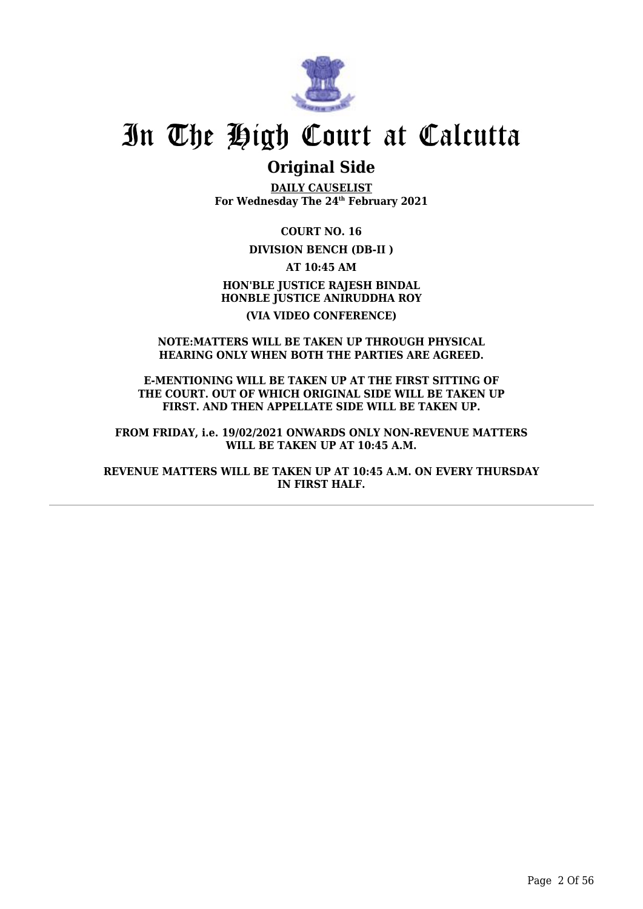# In The High Court at Calcutta

## Original Side

**DAILY CAUSELIST**
**For Wednesday The 24th February 2021**

**COURT NO. 16**

**DIVISION BENCH (DB-II )**

**AT 10:45 AM**

**HON'BLE JUSTICE RAJESH BINDAL**
**HONBLE JUSTICE ANIRUDDHA ROY**

**(VIA VIDEO CONFERENCE)**

**NOTE:MATTERS WILL BE TAKEN UP THROUGH PHYSICAL HEARING ONLY WHEN BOTH THE PARTIES ARE AGREED.**

**E-MENTIONING WILL BE TAKEN UP AT THE FIRST SITTING OF THE COURT. OUT OF WHICH ORIGINAL SIDE WILL BE TAKEN UP FIRST. AND THEN APPELLATE SIDE WILL BE TAKEN UP.**

**FROM FRIDAY, i.e. 19/02/2021 ONWARDS ONLY NON-REVENUE MATTERS WILL BE TAKEN UP AT 10:45 A.M.**

**REVENUE MATTERS WILL BE TAKEN UP AT 10:45 A.M. ON EVERY THURSDAY IN FIRST HALF.**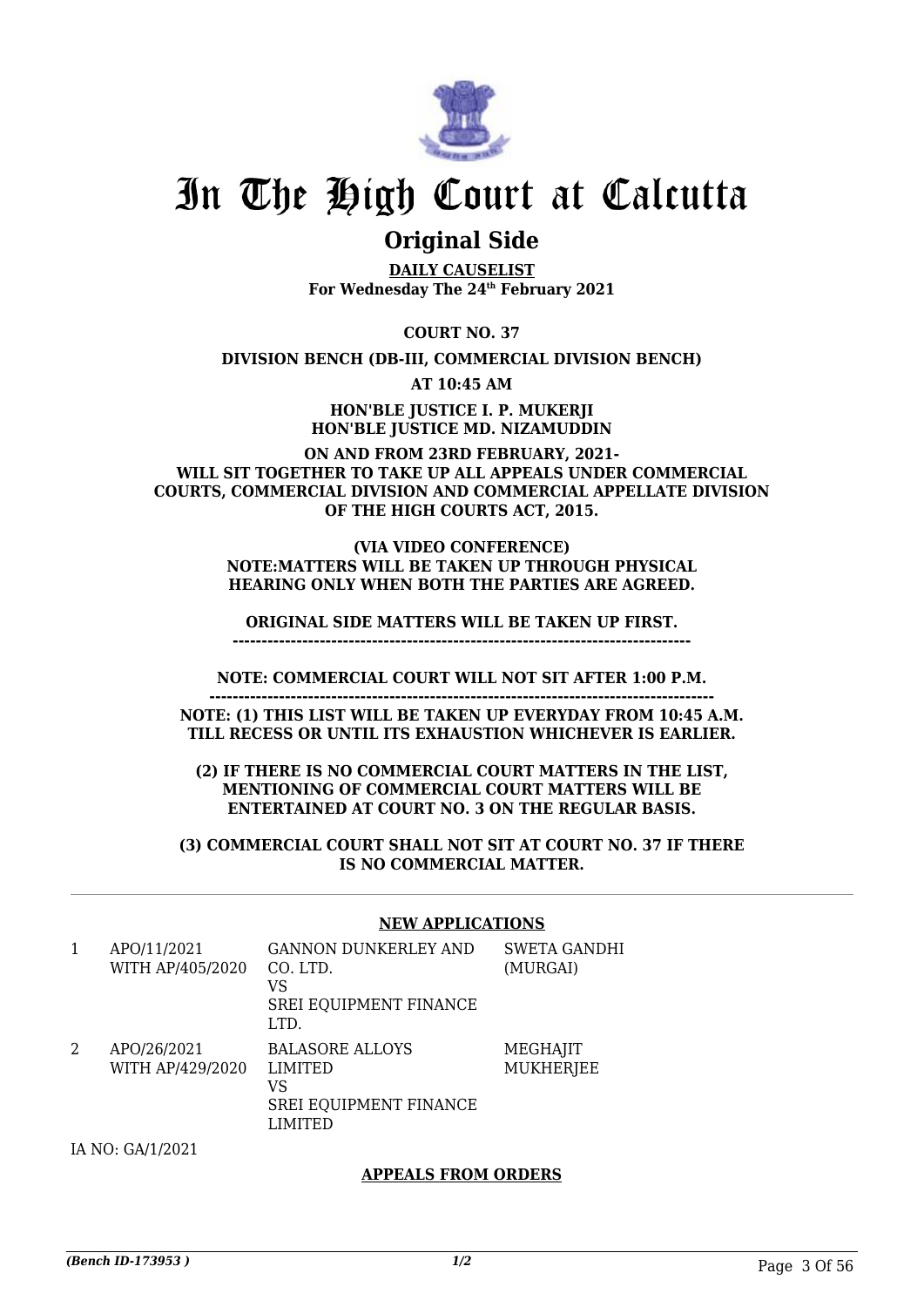# In The High Court at Calcutta

## Original Side

**DAILY CAUSELIST**
**For Wednesday The 24th February 2021**

**COURT NO. 37**

**DIVISION BENCH (DB-III, COMMERCIAL DIVISION BENCH)**

**AT 10:45 AM**

**HON'BLE JUSTICE I. P. MUKERJI**
**HON'BLE JUSTICE MD. NIZAMUDDIN**

**ON AND FROM 23RD FEBRUARY, 2021- WILL SIT TOGETHER TO TAKE UP ALL APPEALS UNDER COMMERCIAL COURTS, COMMERCIAL DIVISION AND COMMERCIAL APPELLATE DIVISION OF THE HIGH COURTS ACT, 2015.**

**(VIA VIDEO CONFERENCE)**
**NOTE:MATTERS WILL BE TAKEN UP THROUGH PHYSICAL HEARING ONLY WHEN BOTH THE PARTIES ARE AGREED.**

**ORIGINAL SIDE MATTERS WILL BE TAKEN UP FIRST.**
**------------------------------------------------------------------------------**

**NOTE: COMMERCIAL COURT WILL NOT SIT AFTER 1:00 P.M.**
**------------------------------------------------------------------------------------**
**NOTE: (1) THIS LIST WILL BE TAKEN UP EVERYDAY FROM 10:45 A.M. TILL RECESS OR UNTIL ITS EXHAUSTION WHICHEVER IS EARLIER.**

**(2) IF THERE IS NO COMMERCIAL COURT MATTERS IN THE LIST, MENTIONING OF COMMERCIAL COURT MATTERS WILL BE ENTERTAINED AT COURT NO. 3 ON THE REGULAR BASIS.**

**(3) COMMERCIAL COURT SHALL NOT SIT AT COURT NO. 37 IF THERE IS NO COMMERCIAL MATTER.**

### NEW APPLICATIONS

| | | | |
|---|---|---|---|
| 1 | APO/11/2021 WITH AP/405/2020 | GANNON DUNKERLEY AND CO. LTD. VS SREI EQUIPMENT FINANCE LTD. | SWETA GANDHI (MURGAI) |
| 2 | APO/26/2021 WITH AP/429/2020 | BALASORE ALLOYS LIMITED VS SREI EQUIPMENT FINANCE LIMITED | MEGHAJIT MUKHERJEE |

IA NO: GA/1/2021

### APPEALS FROM ORDERS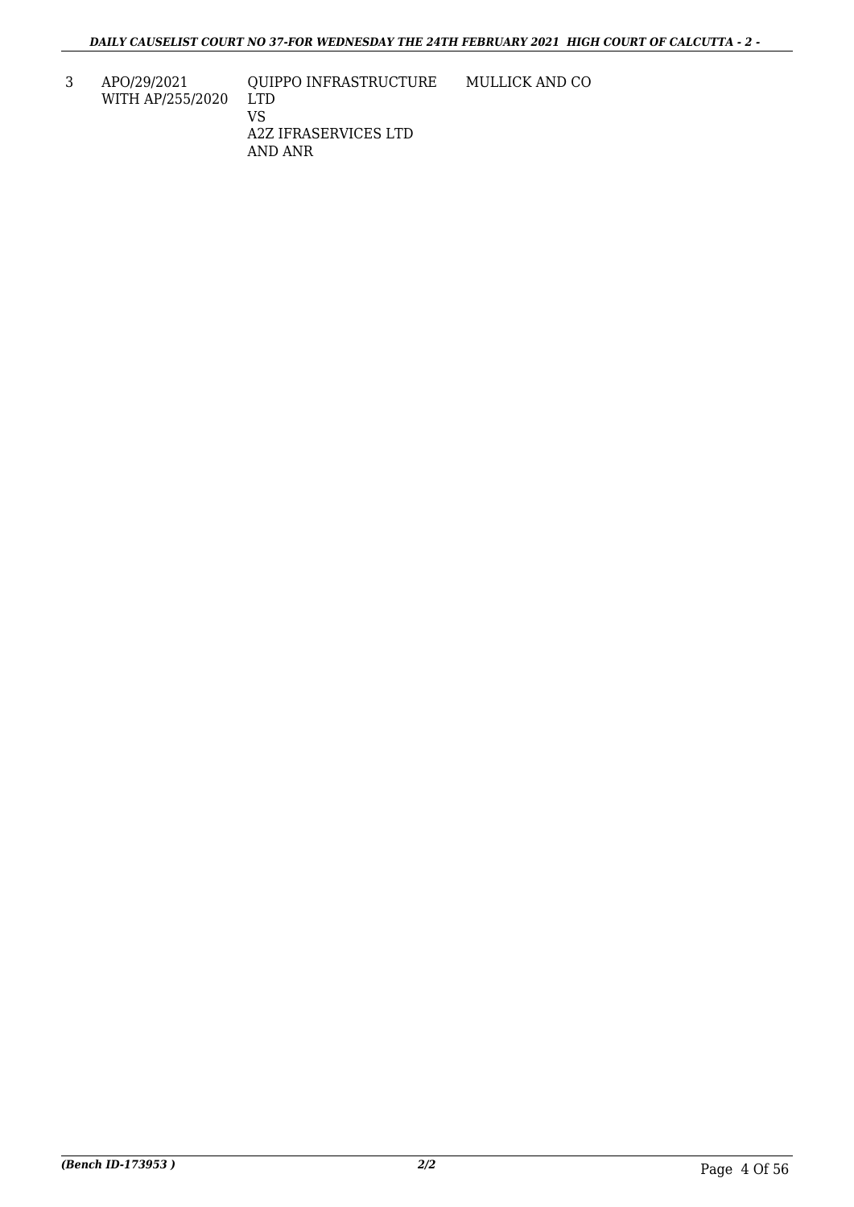| | | | |
|---|---|---|---|
| 3 | APO/29/2021 WITH AP/255/2020 | QUIPPO INFRASTRUCTURE LTD VS A2Z IFRASERVICES LTD AND ANR | MULLICK AND CO |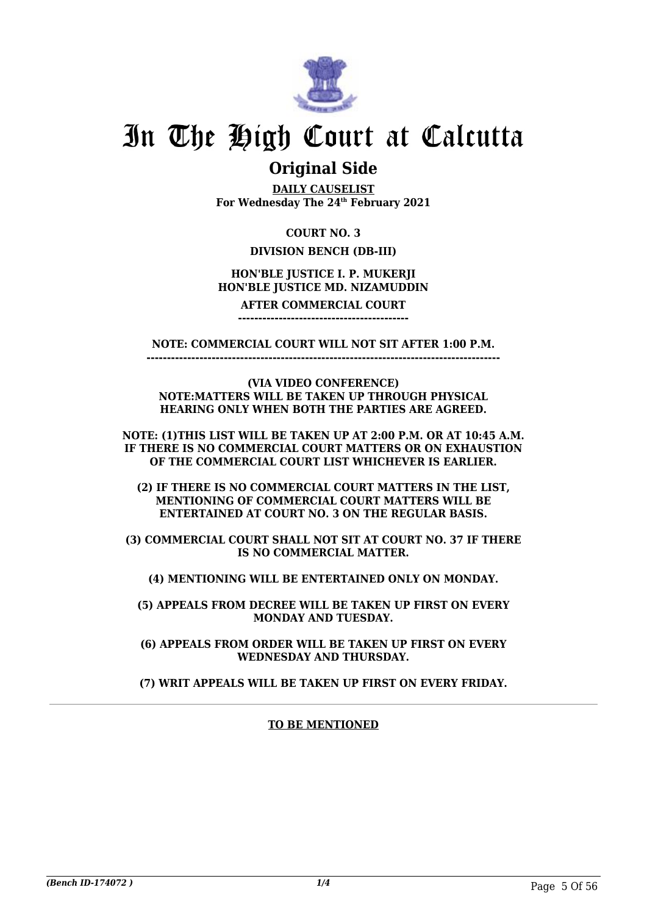# In The High Court at Calcutta

## Original Side

**DAILY CAUSELIST**
**For Wednesday The 24th February 2021**

**COURT NO. 3**

**DIVISION BENCH (DB-III)**

**HON'BLE JUSTICE I. P. MUKERJI**
**HON'BLE JUSTICE MD. NIZAMUDDIN**

**AFTER COMMERCIAL COURT**
**------------------------------------------**

**NOTE: COMMERCIAL COURT WILL NOT SIT AFTER 1:00 P.M.**
**-------------------------------------------------------------------------------------**

**(VIA VIDEO CONFERENCE)**
**NOTE:MATTERS WILL BE TAKEN UP THROUGH PHYSICAL HEARING ONLY WHEN BOTH THE PARTIES ARE AGREED.**

**NOTE: (1)THIS LIST WILL BE TAKEN UP AT 2:00 P.M. OR AT 10:45 A.M. IF THERE IS NO COMMERCIAL COURT MATTERS OR ON EXHAUSTION OF THE COMMERCIAL COURT LIST WHICHEVER IS EARLIER.**

**(2) IF THERE IS NO COMMERCIAL COURT MATTERS IN THE LIST, MENTIONING OF COMMERCIAL COURT MATTERS WILL BE ENTERTAINED AT COURT NO. 3 ON THE REGULAR BASIS.**

**(3) COMMERCIAL COURT SHALL NOT SIT AT COURT NO. 37 IF THERE IS NO COMMERCIAL MATTER.**

**(4) MENTIONING WILL BE ENTERTAINED ONLY ON MONDAY.**

**(5) APPEALS FROM DECREE WILL BE TAKEN UP FIRST ON EVERY MONDAY AND TUESDAY.**

**(6) APPEALS FROM ORDER WILL BE TAKEN UP FIRST ON EVERY WEDNESDAY AND THURSDAY.**

**(7) WRIT APPEALS WILL BE TAKEN UP FIRST ON EVERY FRIDAY.**

**TO BE MENTIONED**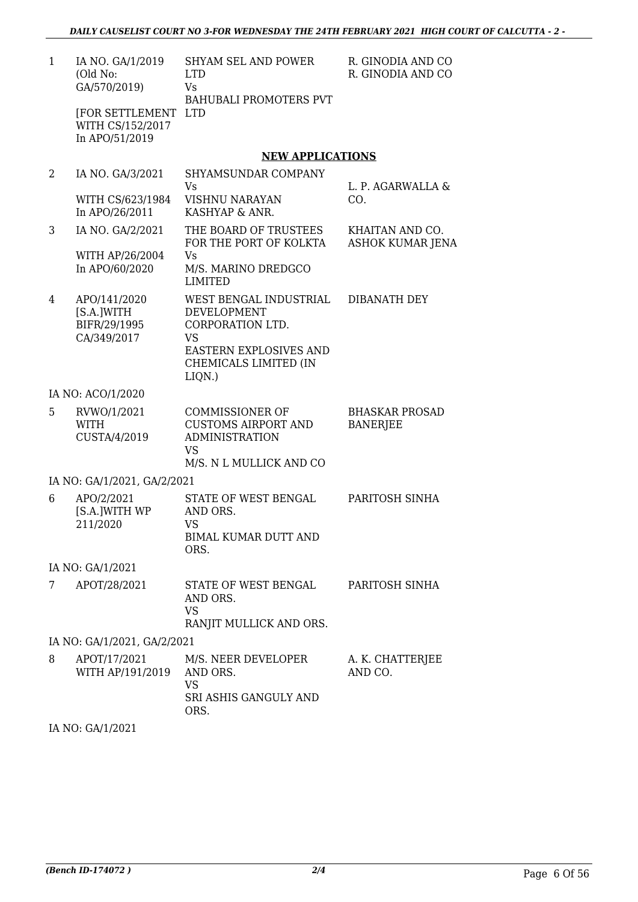| | | | |
|---|---|---|---|
| 1 | IA NO. GA/1/2019 (Old No: GA/570/2019)<br><br>[FOR SETTLEMENT WITH CS/152/2017 In APO/51/2019 | SHYAM SEL AND POWER LTD<br>Vs<br>BAHUBALI PROMOTERS PVT LTD | R. GINODIA AND CO<br>R. GINODIA AND CO |

## NEW APPLICATIONS

| | | | |
|---|---|---|---|
| 2 | IA NO. GA/3/2021<br><br>WITH CS/623/1984 In APO/26/2011 | SHYAMSUNDAR COMPANY<br>Vs<br>VISHNU NARAYAN KASHYAP & ANR. | L. P. AGARWALLA & CO. |
| 3 | IA NO. GA/2/2021<br><br>WITH AP/26/2004 In APO/60/2020 | THE BOARD OF TRUSTEES FOR THE PORT OF KOLKTA<br>Vs<br>M/S. MARINO DREDGCO LIMITED | KHAITAN AND CO.<br>ASHOK KUMAR JENA |
| 4 | APO/141/2020 [S.A.]WITH BIFR/29/1995 CA/349/2017 | WEST BENGAL INDUSTRIAL DEVELOPMENT CORPORATION LTD.<br>VS<br>EASTERN EXPLOSIVES AND CHEMICALS LIMITED (IN LIQN.) | DIBANATH DEY |
| | IA NO: ACO/1/2020 | | |
| 5 | RVWO/1/2021 WITH CUSTA/4/2019 | COMMISSIONER OF CUSTOMS AIRPORT AND ADMINISTRATION<br>VS<br>M/S. N L MULLICK AND CO | BHASKAR PROSAD BANERJEE |
| | IA NO: GA/1/2021, GA/2/2021 | | |
| 6 | APO/2/2021 [S.A.]WITH WP 211/2020 | STATE OF WEST BENGAL AND ORS.<br>VS<br>BIMAL KUMAR DUTT AND ORS. | PARITOSH SINHA |
| | IA NO: GA/1/2021 | | |
| 7 | APOT/28/2021 | STATE OF WEST BENGAL AND ORS.<br>VS<br>RANJIT MULLICK AND ORS. | PARITOSH SINHA |
| | IA NO: GA/1/2021, GA/2/2021 | | |
| 8 | APOT/17/2021 WITH AP/191/2019 | M/S. NEER DEVELOPER AND ORS.<br>VS<br>SRI ASHIS GANGULY AND ORS. | A. K. CHATTERJEE AND CO. |
| | IA NO: GA/1/2021 | | |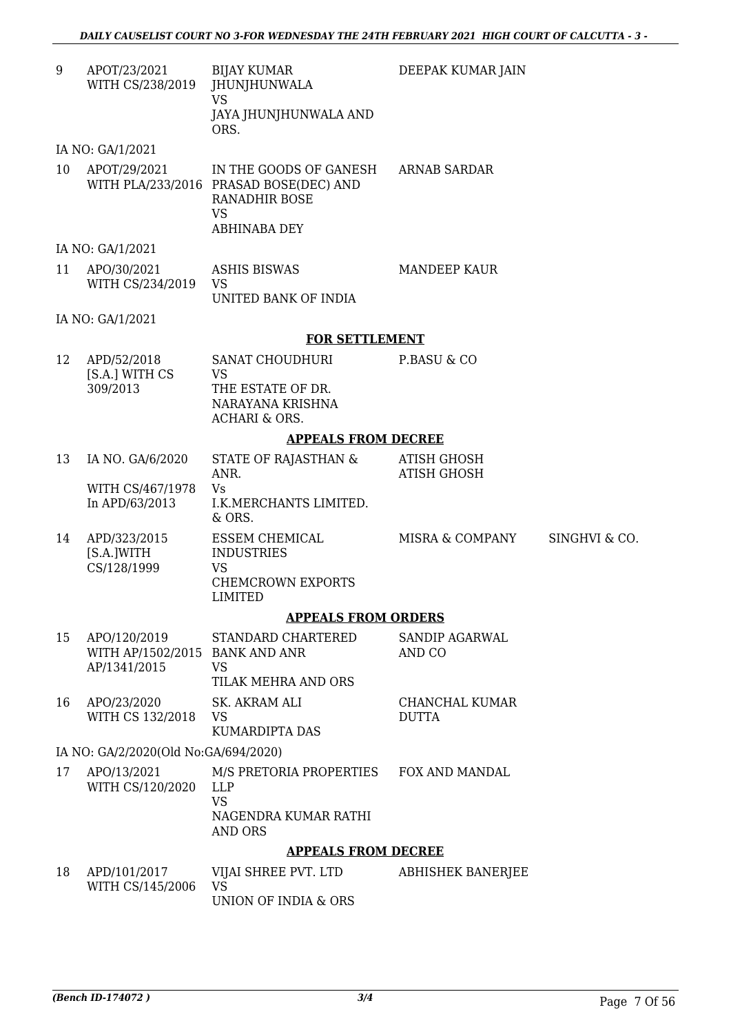| | | | | |
|---|---|---|---|---|
| 9 | APOT/23/2021 WITH CS/238/2019 | BIJAY KUMAR JHUNJHUNWALA VS JAYA JHUNJHUNWALA AND ORS. | DEEPAK KUMAR JAIN | |
| | IA NO: GA/1/2021 | | | |
| 10 | APOT/29/2021 WITH PLA/233/2016 | IN THE GOODS OF GANESH PRASAD BOSE(DEC) AND RANADHIR BOSE VS ABHINABA DEY | ARNAB SARDAR | |
| | IA NO: GA/1/2021 | | | |
| 11 | APO/30/2021 WITH CS/234/2019 | ASHIS BISWAS VS UNITED BANK OF INDIA | MANDEEP KAUR | |
| | IA NO: GA/1/2021 | | | |

**FOR SETTLEMENT**

| | | | | |
|---|---|---|---|---|
| 12 | APD/52/2018 [S.A.] WITH CS 309/2013 | SANAT CHOUDHURI VS THE ESTATE OF DR. NARAYANA KRISHNA ACHARI & ORS. | P.BASU & CO | |

**APPEALS FROM DECREE**

| | | | | |
|---|---|---|---|---|
| 13 | IA NO. GA/6/2020 WITH CS/467/1978 In APD/63/2013 | STATE OF RAJASTHAN & ANR. Vs I.K.MERCHANTS LIMITED. & ORS. | ATISH GHOSH ATISH GHOSH | |
| 14 | APD/323/2015 [S.A.]WITH CS/128/1999 | ESSEM CHEMICAL INDUSTRIES VS CHEMCROWN EXPORTS LIMITED | MISRA & COMPANY | SINGHVI & CO. |

**APPEALS FROM ORDERS**

| | | | | |
|---|---|---|---|---|
| 15 | APO/120/2019 WITH AP/1502/2015 AP/1341/2015 | STANDARD CHARTERED BANK AND ANR VS TILAK MEHRA AND ORS | SANDIP AGARWAL AND CO | |
| 16 | APO/23/2020 WITH CS 132/2018 | SK. AKRAM ALI VS KUMARDIPTA DAS | CHANCHAL KUMAR DUTTA | |
| | IA NO: GA/2/2020(Old No:GA/694/2020) | | | |
| 17 | APO/13/2021 WITH CS/120/2020 | M/S PRETORIA PROPERTIES LLP VS NAGENDRA KUMAR RATHI AND ORS | FOX AND MANDAL | |

**APPEALS FROM DECREE**

| | | | | |
|---|---|---|---|---|
| 18 | APD/101/2017 WITH CS/145/2006 | VIJAI SHREE PVT. LTD VS UNION OF INDIA & ORS | ABHISHEK BANERJEE | |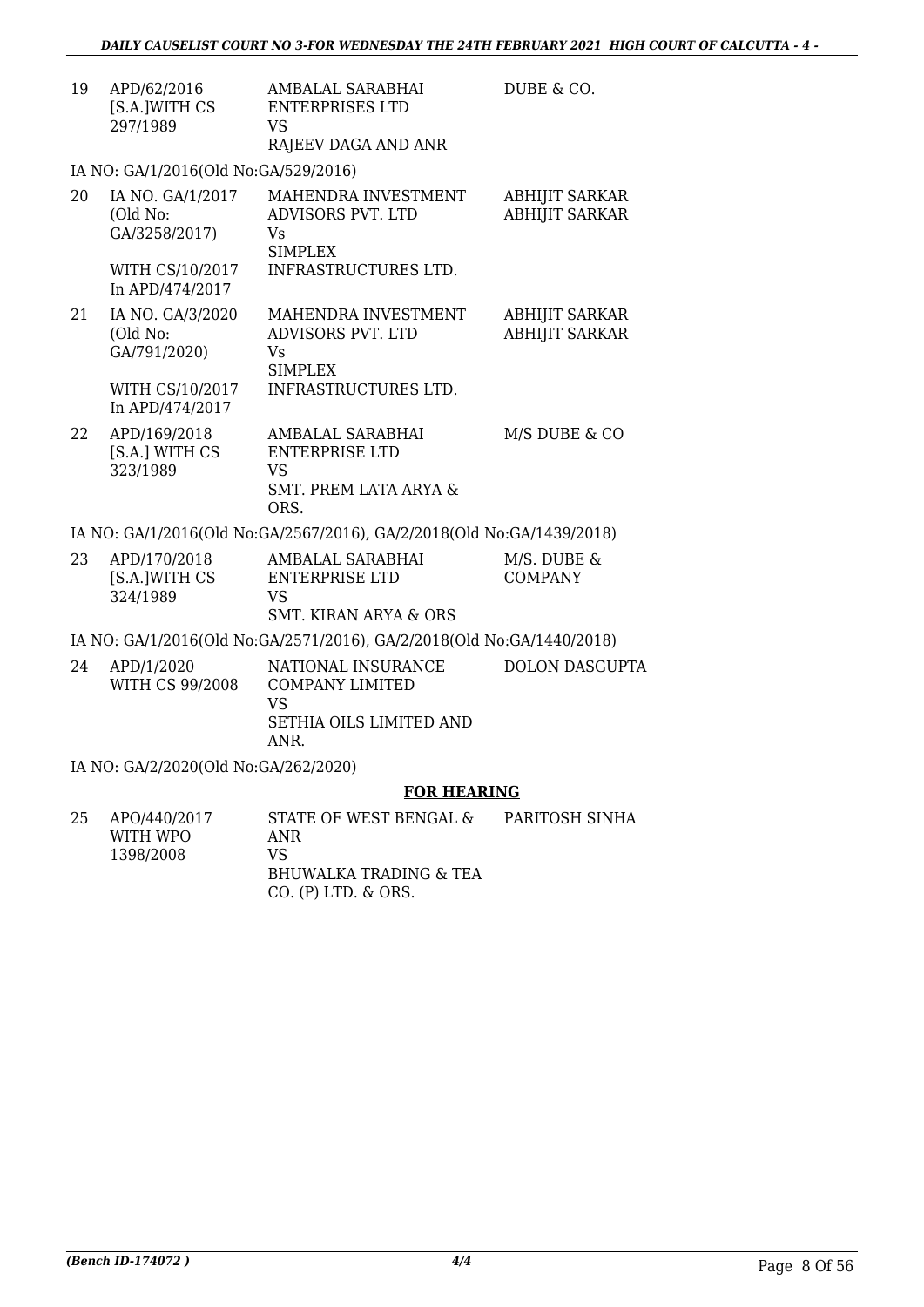| | | | |
|---|---|---|---|
| 19 | APD/62/2016 [S.A.]WITH CS 297/1989 | AMBALAL SARABHAI ENTERPRISES LTD VS RAJEEV DAGA AND ANR | DUBE & CO. |

IA NO: GA/1/2016(Old No:GA/529/2016)

| | | | |
|---|---|---|---|
| 20 | IA NO. GA/1/2017 (Old No: GA/3258/2017) WITH CS/10/2017 In APD/474/2017 | MAHENDRA INVESTMENT ADVISORS PVT. LTD Vs SIMPLEX INFRASTRUCTURES LTD. | ABHIJIT SARKAR ABHIJIT SARKAR |
| 21 | IA NO. GA/3/2020 (Old No: GA/791/2020) WITH CS/10/2017 In APD/474/2017 | MAHENDRA INVESTMENT ADVISORS PVT. LTD Vs SIMPLEX INFRASTRUCTURES LTD. | ABHIJIT SARKAR ABHIJIT SARKAR |
| 22 | APD/169/2018 [S.A.] WITH CS 323/1989 | AMBALAL SARABHAI ENTERPRISE LTD VS SMT. PREM LATA ARYA & ORS. | M/S DUBE & CO |

IA NO: GA/1/2016(Old No:GA/2567/2016), GA/2/2018(Old No:GA/1439/2018)

| | | | |
|---|---|---|---|
| 23 | APD/170/2018 [S.A.]WITH CS 324/1989 | AMBALAL SARABHAI ENTERPRISE LTD VS SMT. KIRAN ARYA & ORS | M/S. DUBE & COMPANY |

IA NO: GA/1/2016(Old No:GA/2571/2016), GA/2/2018(Old No:GA/1440/2018)

| | | | |
|---|---|---|---|
| 24 | APD/1/2020 WITH CS 99/2008 | NATIONAL INSURANCE COMPANY LIMITED VS SETHIA OILS LIMITED AND ANR. | DOLON DASGUPTA |

IA NO: GA/2/2020(Old No:GA/262/2020)

## FOR HEARING

| | | | |
|---|---|---|---|
| 25 | APO/440/2017 WITH WPO 1398/2008 | STATE OF WEST BENGAL & ANR VS BHUWALKA TRADING & TEA CO. (P) LTD. & ORS. | PARITOSH SINHA |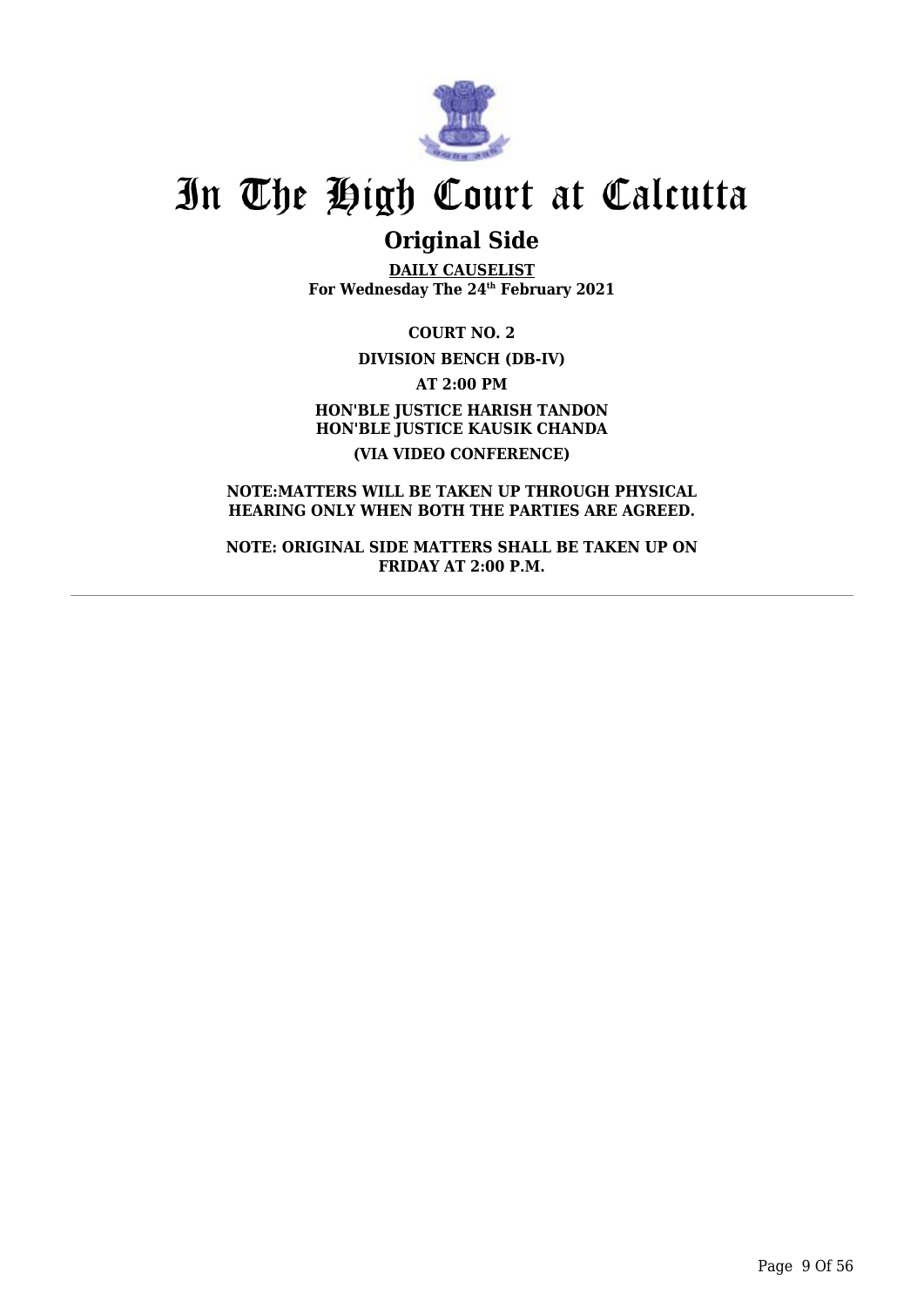# In The High Court at Calcutta

## Original Side

**DAILY CAUSELIST**
**For Wednesday The 24th February 2021**

**COURT NO. 2**

**DIVISION BENCH (DB-IV)**

**AT 2:00 PM**

**HON'BLE JUSTICE HARISH TANDON**
**HON'BLE JUSTICE KAUSIK CHANDA**

**(VIA VIDEO CONFERENCE)**

**NOTE:MATTERS WILL BE TAKEN UP THROUGH PHYSICAL HEARING ONLY WHEN BOTH THE PARTIES ARE AGREED.**

**NOTE: ORIGINAL SIDE MATTERS SHALL BE TAKEN UP ON FRIDAY AT 2:00 P.M.**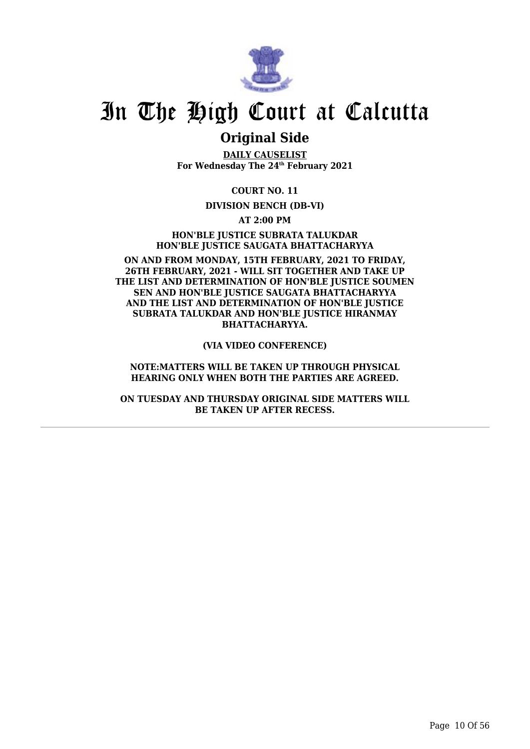# In The High Court at Calcutta

## Original Side

**DAILY CAUSELIST**
**For Wednesday The 24th February 2021**

**COURT NO. 11**

**DIVISION BENCH (DB-VI)**

**AT 2:00 PM**

**HON'BLE JUSTICE SUBRATA TALUKDAR**
**HON'BLE JUSTICE SAUGATA BHATTACHARYYA**

**ON AND FROM MONDAY, 15TH FEBRUARY, 2021 TO FRIDAY, 26TH FEBRUARY, 2021 - WILL SIT TOGETHER AND TAKE UP THE LIST AND DETERMINATION OF HON'BLE JUSTICE SOUMEN SEN AND HON'BLE JUSTICE SAUGATA BHATTACHARYYA AND THE LIST AND DETERMINATION OF HON'BLE JUSTICE SUBRATA TALUKDAR AND HON'BLE JUSTICE HIRANMAY BHATTACHARYYA.**

**(VIA VIDEO CONFERENCE)**

**NOTE:MATTERS WILL BE TAKEN UP THROUGH PHYSICAL HEARING ONLY WHEN BOTH THE PARTIES ARE AGREED.**

**ON TUESDAY AND THURSDAY ORIGINAL SIDE MATTERS WILL BE TAKEN UP AFTER RECESS.**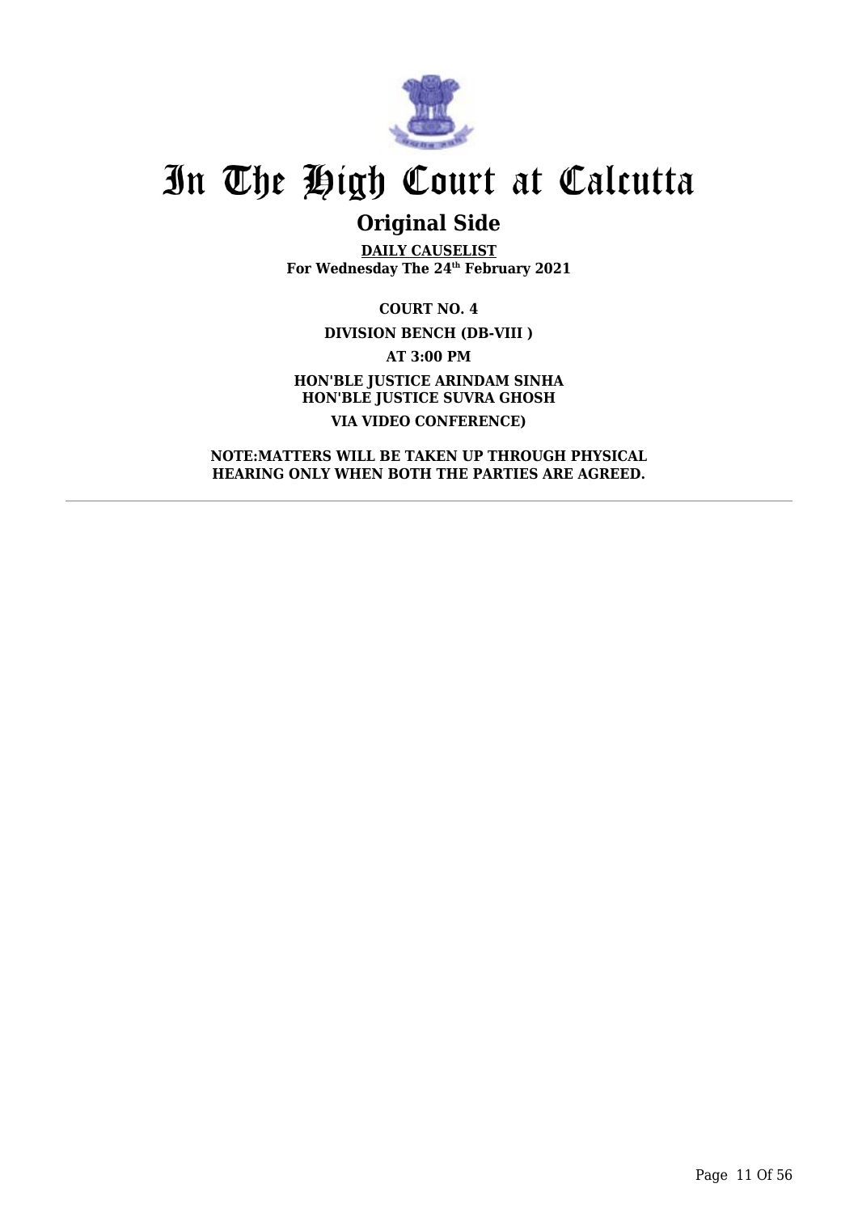# In The High Court at Calcutta

## Original Side

**DAILY CAUSELIST**
**For Wednesday The 24th February 2021**

**COURT NO. 4**

**DIVISION BENCH (DB-VIII )**

**AT 3:00 PM**

**HON'BLE JUSTICE ARINDAM SINHA**
**HON'BLE JUSTICE SUVRA GHOSH**

**VIA VIDEO CONFERENCE)**

**NOTE:MATTERS WILL BE TAKEN UP THROUGH PHYSICAL HEARING ONLY WHEN BOTH THE PARTIES ARE AGREED.**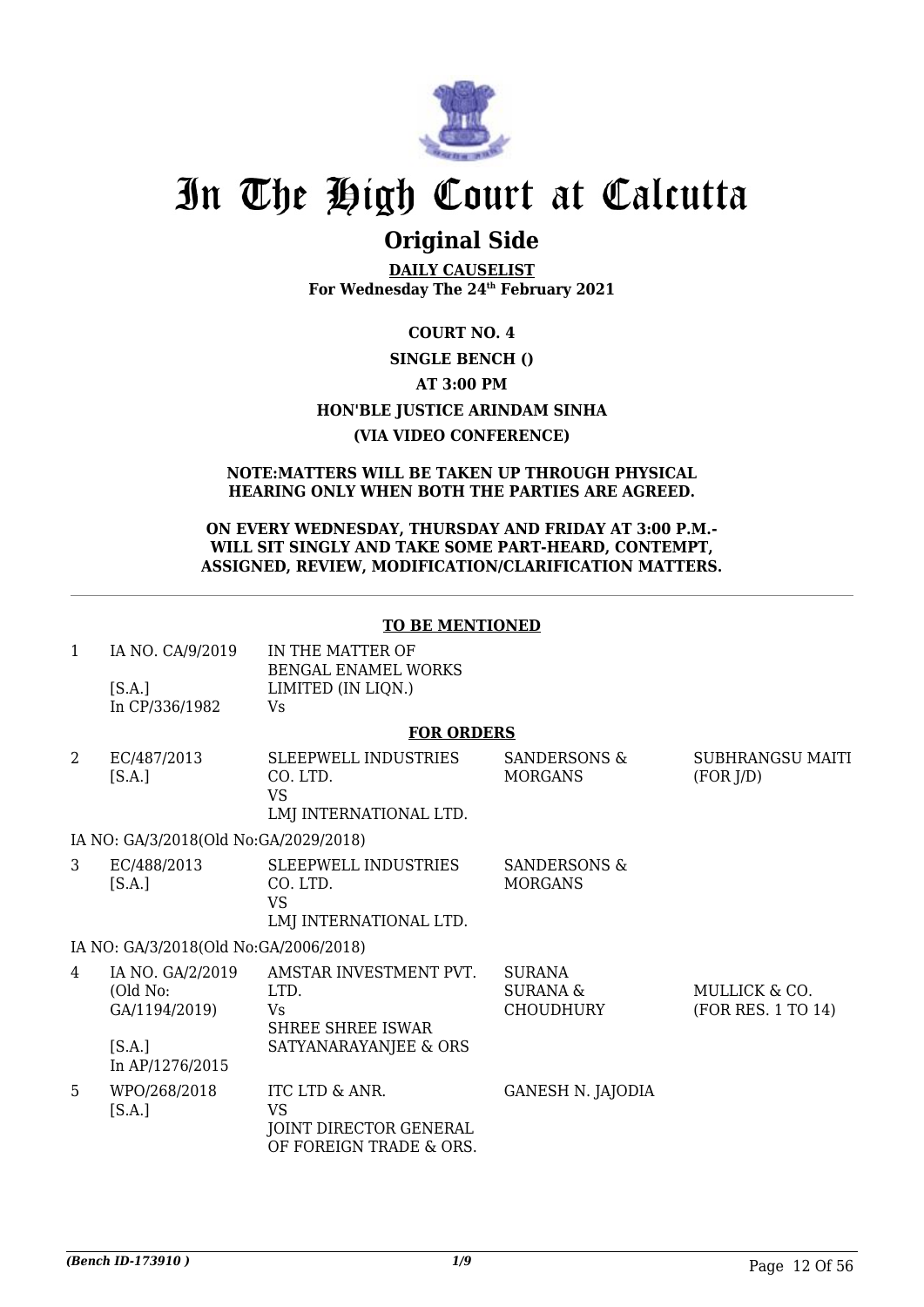# In The High Court at Calcutta

## Original Side

**DAILY CAUSELIST**
**For Wednesday The 24th February 2021**

**COURT NO. 4**

**SINGLE BENCH ()**

**AT 3:00 PM**

**HON'BLE JUSTICE ARINDAM SINHA**

**(VIA VIDEO CONFERENCE)**

**NOTE:MATTERS WILL BE TAKEN UP THROUGH PHYSICAL HEARING ONLY WHEN BOTH THE PARTIES ARE AGREED.**

**ON EVERY WEDNESDAY, THURSDAY AND FRIDAY AT 3:00 P.M.- WILL SIT SINGLY AND TAKE SOME PART-HEARD, CONTEMPT, ASSIGNED, REVIEW, MODIFICATION/CLARIFICATION MATTERS.**

**TO BE MENTIONED**

| | | | | |
|---|---|---|---|---|
| 1 | IA NO. CA/9/2019 [S.A.] In CP/336/1982 | IN THE MATTER OF BENGAL ENAMEL WORKS LIMITED (IN LIQN.) Vs | | |

**FOR ORDERS**

| | | | | |
|---|---|---|---|---|
| 2 | EC/487/2013 [S.A.] | SLEEPWELL INDUSTRIES CO. LTD. VS LMJ INTERNATIONAL LTD. | SANDERSONS & MORGANS | SUBHRANGSU MAITI (FOR J/D) |
| | IA NO: GA/3/2018(Old No:GA/2029/2018) | | | |
| 3 | EC/488/2013 [S.A.] | SLEEPWELL INDUSTRIES CO. LTD. VS LMJ INTERNATIONAL LTD. | SANDERSONS & MORGANS | |
| | IA NO: GA/3/2018(Old No:GA/2006/2018) | | | |
| 4 | IA NO. GA/2/2019 (Old No: GA/1194/2019) [S.A.] In AP/1276/2015 | AMSTAR INVESTMENT PVT. LTD. Vs SHREE SHREE ISWAR SATYANARAYANJEE & ORS | SURANA SURANA & CHOUDHURY | MULLICK & CO. (FOR RES. 1 TO 14) |
| 5 | WPO/268/2018 [S.A.] | ITC LTD & ANR. VS JOINT DIRECTOR GENERAL OF FOREIGN TRADE & ORS. | GANESH N. JAJODIA | |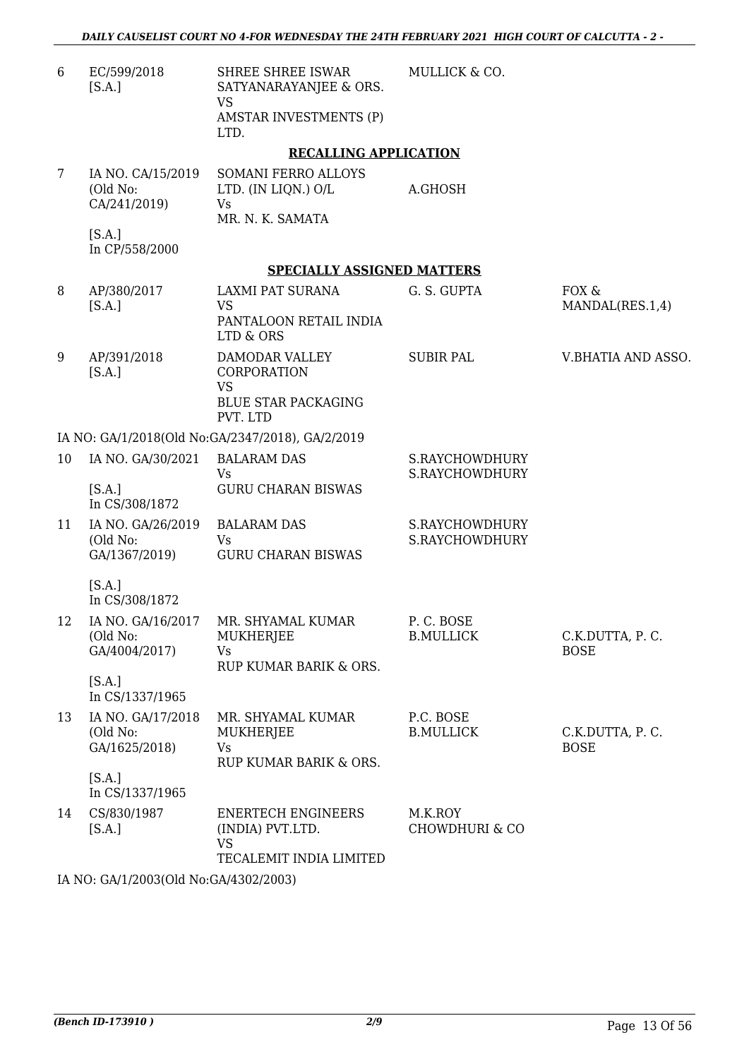| | | | | |
|---|---|---|---|---|
| 6 | EC/599/2018 [S.A.] | SHREE SHREE ISWAR SATYANARAYANJEE & ORS. VS AMSTAR INVESTMENTS (P) LTD. | MULLICK & CO. | |

**RECALLING APPLICATION**

| | | | | |
|---|---|---|---|---|
| 7 | IA NO. CA/15/2019 (Old No: CA/241/2019) [S.A.] In CP/558/2000 | SOMANI FERRO ALLOYS LTD. (IN LIQN.) O/L Vs MR. N. K. SAMATA | A.GHOSH | |

**SPECIALLY ASSIGNED MATTERS**

| | | | | |
|---|---|---|---|---|
| 8 | AP/380/2017 [S.A.] | LAXMI PAT SURANA VS PANTALOON RETAIL INDIA LTD & ORS | G. S. GUPTA | FOX & MANDAL(RES.1,4) |
| 9 | AP/391/2018 [S.A.] | DAMODAR VALLEY CORPORATION VS BLUE STAR PACKAGING PVT. LTD | SUBIR PAL | V.BHATIA AND ASSO. |

IA NO: GA/1/2018(Old No:GA/2347/2018), GA/2/2019

| | | | | |
|---|---|---|---|---|
| 10 | IA NO. GA/30/2021 [S.A.] In CS/308/1872 | BALARAM DAS Vs GURU CHARAN BISWAS | S.RAYCHOWDHURY S.RAYCHOWDHURY | |
| 11 | IA NO. GA/26/2019 (Old No: GA/1367/2019) [S.A.] In CS/308/1872 | BALARAM DAS Vs GURU CHARAN BISWAS | S.RAYCHOWDHURY S.RAYCHOWDHURY | |
| 12 | IA NO. GA/16/2017 (Old No: GA/4004/2017) [S.A.] In CS/1337/1965 | MR. SHYAMAL KUMAR MUKHERJEE Vs RUP KUMAR BARIK & ORS. | P. C. BOSE B.MULLICK | C.K.DUTTA, P. C. BOSE |
| 13 | IA NO. GA/17/2018 (Old No: GA/1625/2018) [S.A.] In CS/1337/1965 | MR. SHYAMAL KUMAR MUKHERJEE Vs RUP KUMAR BARIK & ORS. | P.C. BOSE B.MULLICK | C.K.DUTTA, P. C. BOSE |
| 14 | CS/830/1987 [S.A.] | ENERTECH ENGINEERS (INDIA) PVT.LTD. VS TECALEMIT INDIA LIMITED | M.K.ROY CHOWDHURI & CO | |

IA NO: GA/1/2003(Old No:GA/4302/2003)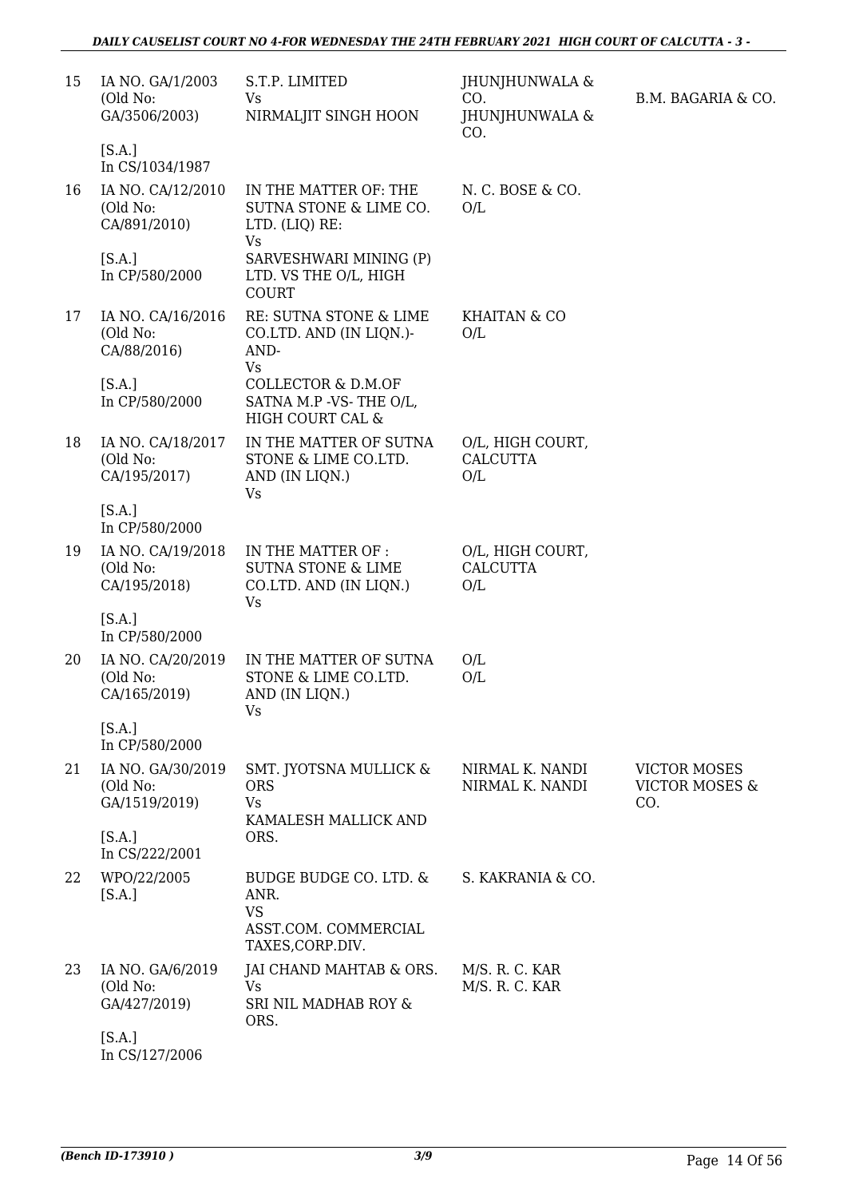| | | | | |
|---|---|---|---|---|
| 15 | IA NO. GA/1/2003 (Old No: GA/3506/2003) [S.A.] In CS/1034/1987 | S.T.P. LIMITED Vs NIRMALJIT SINGH HOON | JHUNJHUNWALA & CO. JHUNJHUNWALA & CO. | B.M. BAGARIA & CO. |
| 16 | IA NO. CA/12/2010 (Old No: CA/891/2010) [S.A.] In CP/580/2000 | IN THE MATTER OF: THE SUTNA STONE & LIME CO. LTD. (LIQ) RE: Vs SARVESHWARI MINING (P) LTD. VS THE O/L, HIGH COURT | N. C. BOSE & CO. O/L | |
| 17 | IA NO. CA/16/2016 (Old No: CA/88/2016) [S.A.] In CP/580/2000 | RE: SUTNA STONE & LIME CO.LTD. AND (IN LIQN.)- AND- Vs COLLECTOR & D.M.OF SATNA M.P -VS- THE O/L, HIGH COURT CAL & | KHAITAN & CO O/L | |
| 18 | IA NO. CA/18/2017 (Old No: CA/195/2017) [S.A.] In CP/580/2000 | IN THE MATTER OF SUTNA STONE & LIME CO.LTD. AND (IN LIQN.) Vs | O/L, HIGH COURT, CALCUTTA O/L | |
| 19 | IA NO. CA/19/2018 (Old No: CA/195/2018) [S.A.] In CP/580/2000 | IN THE MATTER OF : SUTNA STONE & LIME CO.LTD. AND (IN LIQN.) Vs | O/L, HIGH COURT, CALCUTTA O/L | |
| 20 | IA NO. CA/20/2019 (Old No: CA/165/2019) [S.A.] In CP/580/2000 | IN THE MATTER OF SUTNA STONE & LIME CO.LTD. AND (IN LIQN.) Vs | O/L O/L | |
| 21 | IA NO. GA/30/2019 (Old No: GA/1519/2019) [S.A.] In CS/222/2001 | SMT. JYOTSNA MULLICK & ORS Vs KAMALESH MALLICK AND ORS. | NIRMAL K. NANDI NIRMAL K. NANDI | VICTOR MOSES VICTOR MOSES & CO. |
| 22 | WPO/22/2005 [S.A.] | BUDGE BUDGE CO. LTD. & ANR. VS ASST.COM. COMMERCIAL TAXES,CORP.DIV. | S. KAKRANIA & CO. | |
| 23 | IA NO. GA/6/2019 (Old No: GA/427/2019) [S.A.] In CS/127/2006 | JAI CHAND MAHTAB & ORS. Vs SRI NIL MADHAB ROY & ORS. | M/S. R. C. KAR M/S. R. C. KAR | |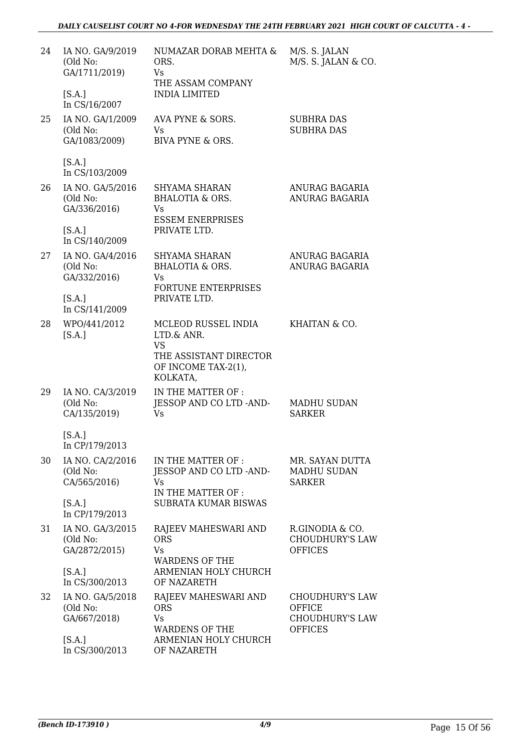| | | | |
|---|---|---|---|
| 24 | IA NO. GA/9/2019 (Old No: GA/1711/2019) [S.A.] In CS/16/2007 | NUMAZAR DORAB MEHTA & ORS. Vs THE ASSAM COMPANY INDIA LIMITED | M/S. S. JALAN M/S. S. JALAN & CO. |
| 25 | IA NO. GA/1/2009 (Old No: GA/1083/2009) [S.A.] In CS/103/2009 | AVA PYNE & SORS. Vs BIVA PYNE & ORS. | SUBHRA DAS SUBHRA DAS |
| 26 | IA NO. GA/5/2016 (Old No: GA/336/2016) [S.A.] In CS/140/2009 | SHYAMA SHARAN BHALOTIA & ORS. Vs ESSEM ENERPRISES PRIVATE LTD. | ANURAG BAGARIA ANURAG BAGARIA |
| 27 | IA NO. GA/4/2016 (Old No: GA/332/2016) [S.A.] In CS/141/2009 | SHYAMA SHARAN BHALOTIA & ORS. Vs FORTUNE ENTERPRISES PRIVATE LTD. | ANURAG BAGARIA ANURAG BAGARIA |
| 28 | WPO/441/2012 [S.A.] | MCLEOD RUSSEL INDIA LTD.& ANR. VS THE ASSISTANT DIRECTOR OF INCOME TAX-2(1), KOLKATA, | KHAITAN & CO. |
| 29 | IA NO. CA/3/2019 (Old No: CA/135/2019) [S.A.] In CP/179/2013 | IN THE MATTER OF : JESSOP AND CO LTD -AND- Vs | MADHU SUDAN SARKER |
| 30 | IA NO. CA/2/2016 (Old No: CA/565/2016) [S.A.] In CP/179/2013 | IN THE MATTER OF : JESSOP AND CO LTD -AND- Vs IN THE MATTER OF : SUBRATA KUMAR BISWAS | MR. SAYAN DUTTA MADHU SUDAN SARKER |
| 31 | IA NO. GA/3/2015 (Old No: GA/2872/2015) [S.A.] In CS/300/2013 | RAJEEV MAHESWARI AND ORS Vs WARDENS OF THE ARMENIAN HOLY CHURCH OF NAZARETH | R.GINODIA & CO. CHOUDHURY'S LAW OFFICES |
| 32 | IA NO. GA/5/2018 (Old No: GA/667/2018) [S.A.] In CS/300/2013 | RAJEEV MAHESWARI AND ORS Vs WARDENS OF THE ARMENIAN HOLY CHURCH OF NAZARETH | CHOUDHURY'S LAW OFFICE CHOUDHURY'S LAW OFFICES |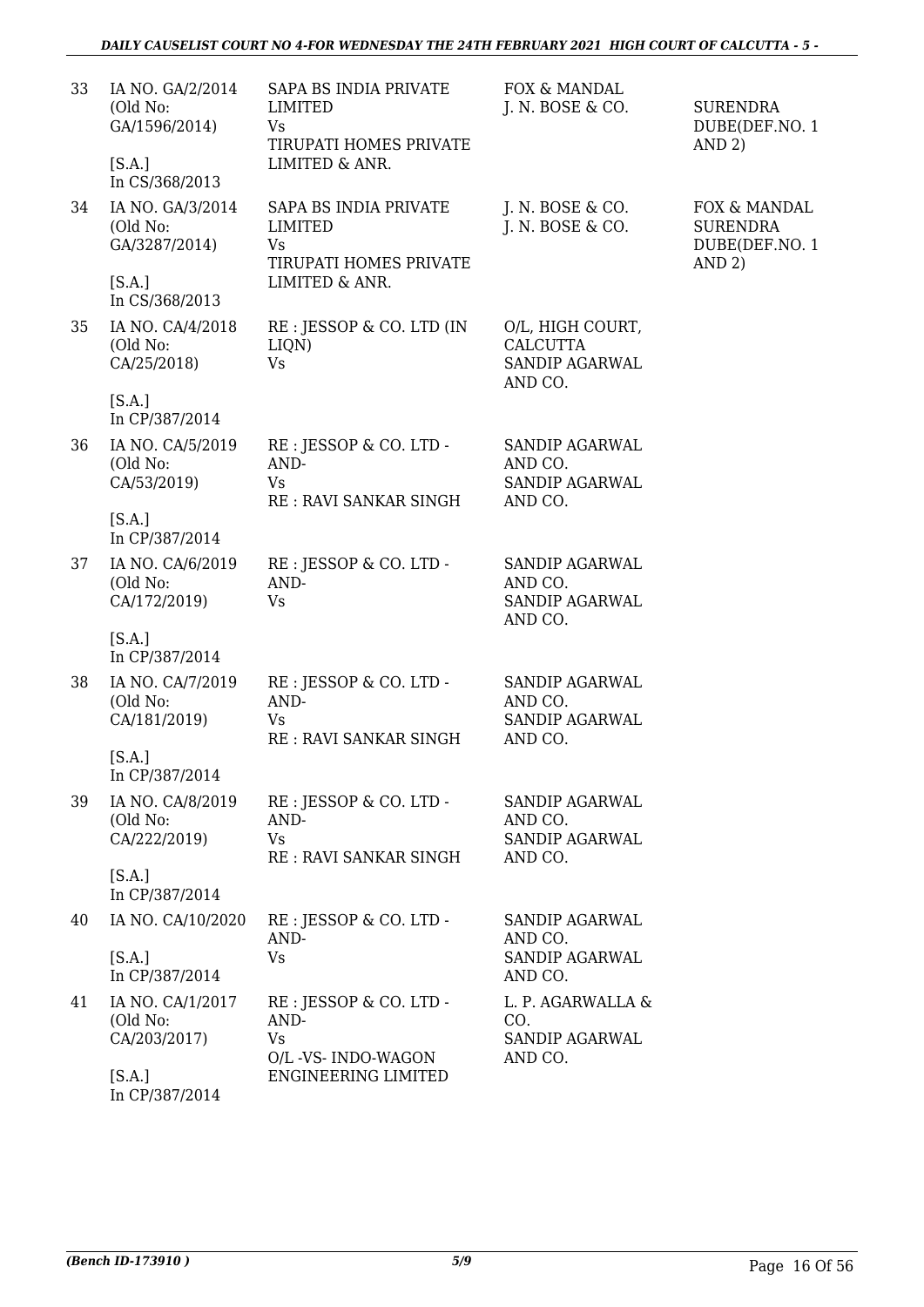| | | | | |
|---|---|---|---|---|
| 33 | IA NO. GA/2/2014 (Old No: GA/1596/2014)<br><br>[S.A.]<br>In CS/368/2013 | SAPA BS INDIA PRIVATE LIMITED<br>Vs<br>TIRUPATI HOMES PRIVATE LIMITED & ANR. | FOX & MANDAL<br>J. N. BOSE & CO. | SURENDRA DUBE(DEF.NO. 1 AND 2) |
| 34 | IA NO. GA/3/2014 (Old No: GA/3287/2014)<br><br>[S.A.]<br>In CS/368/2013 | SAPA BS INDIA PRIVATE LIMITED<br>Vs<br>TIRUPATI HOMES PRIVATE LIMITED & ANR. | J. N. BOSE & CO.<br>J. N. BOSE & CO. | FOX & MANDAL<br>SURENDRA DUBE(DEF.NO. 1 AND 2) |
| 35 | IA NO. CA/4/2018 (Old No: CA/25/2018)<br><br>[S.A.]<br>In CP/387/2014 | RE : JESSOP & CO. LTD (IN LIQN)<br>Vs | O/L, HIGH COURT, CALCUTTA<br>SANDIP AGARWAL AND CO. | |
| 36 | IA NO. CA/5/2019 (Old No: CA/53/2019)<br><br>[S.A.]<br>In CP/387/2014 | RE : JESSOP & CO. LTD -AND-<br>Vs<br>RE : RAVI SANKAR SINGH | SANDIP AGARWAL AND CO.<br>SANDIP AGARWAL AND CO. | |
| 37 | IA NO. CA/6/2019 (Old No: CA/172/2019)<br><br>[S.A.]<br>In CP/387/2014 | RE : JESSOP & CO. LTD -AND-<br>Vs | SANDIP AGARWAL AND CO.<br>SANDIP AGARWAL AND CO. | |
| 38 | IA NO. CA/7/2019 (Old No: CA/181/2019)<br><br>[S.A.]<br>In CP/387/2014 | RE : JESSOP & CO. LTD -AND-<br>Vs<br>RE : RAVI SANKAR SINGH | SANDIP AGARWAL AND CO.<br>SANDIP AGARWAL AND CO. | |
| 39 | IA NO. CA/8/2019 (Old No: CA/222/2019)<br><br>[S.A.]<br>In CP/387/2014 | RE : JESSOP & CO. LTD -AND-<br>Vs<br>RE : RAVI SANKAR SINGH | SANDIP AGARWAL AND CO.<br>SANDIP AGARWAL AND CO. | |
| 40 | IA NO. CA/10/2020<br><br>[S.A.]<br>In CP/387/2014 | RE : JESSOP & CO. LTD -AND-<br>Vs | SANDIP AGARWAL AND CO.<br>SANDIP AGARWAL AND CO. | |
| 41 | IA NO. CA/1/2017 (Old No: CA/203/2017)<br><br>[S.A.]<br>In CP/387/2014 | RE : JESSOP & CO. LTD -AND-<br>Vs<br>O/L -VS- INDO-WAGON ENGINEERING LIMITED | L. P. AGARWALLA & CO.<br>SANDIP AGARWAL AND CO. | |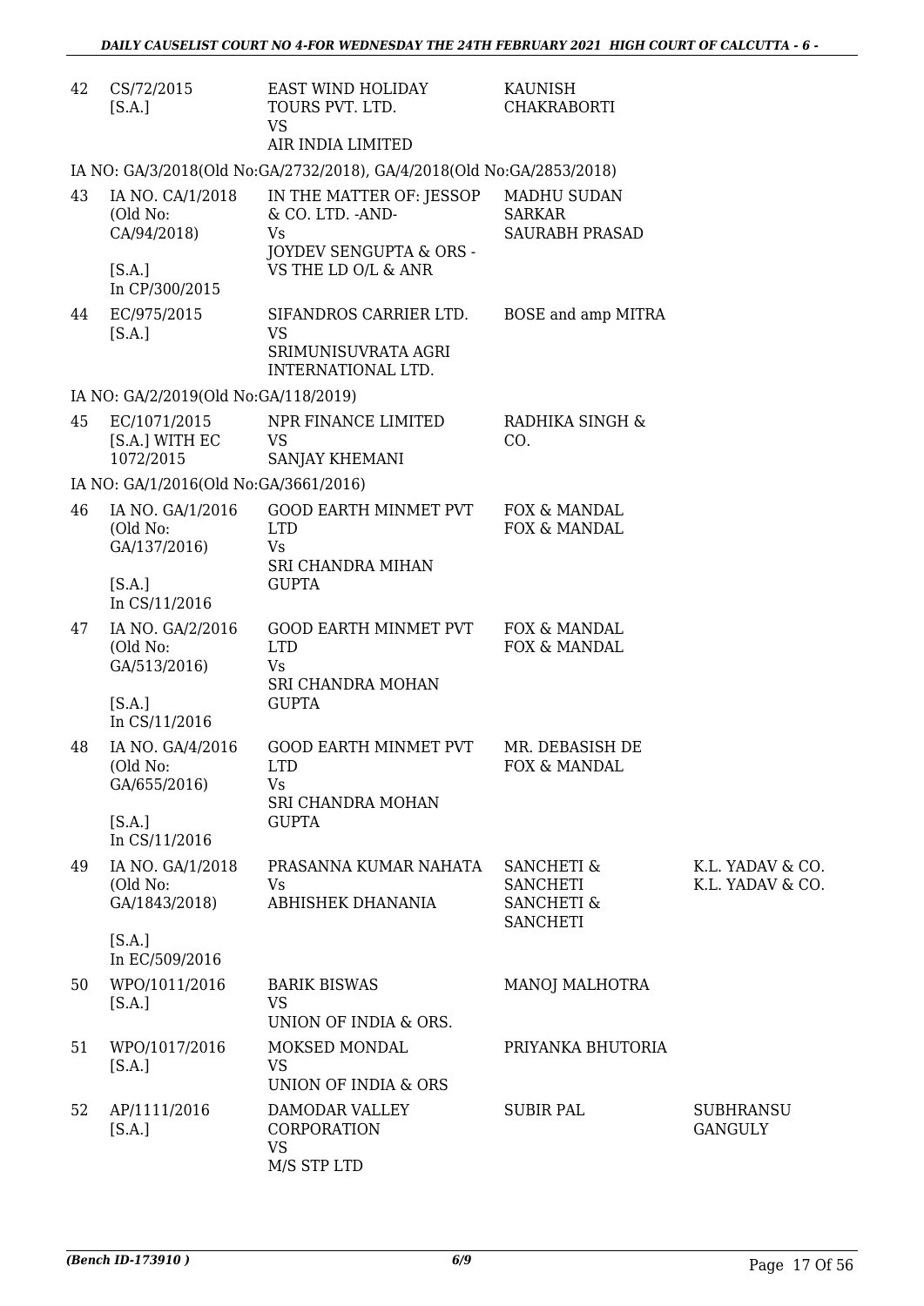| | | | | |
|---|---|---|---|---|
| 42 | CS/72/2015 [S.A.] | EAST WIND HOLIDAY TOURS PVT. LTD. VS AIR INDIA LIMITED | KAUNISH CHAKRABORTI | |
| IA NO: GA/3/2018(Old No:GA/2732/2018), GA/4/2018(Old No:GA/2853/2018) | | | | |
| 43 | IA NO. CA/1/2018 (Old No: CA/94/2018) [S.A.] In CP/300/2015 | IN THE MATTER OF: JESSOP & CO. LTD. -AND- Vs JOYDEV SENGUPTA & ORS - VS THE LD O/L & ANR | MADHU SUDAN SARKAR SAURABH PRASAD | |
| 44 | EC/975/2015 [S.A.] | SIFANDROS CARRIER LTD. VS SRIMUNISUVRATA AGRI INTERNATIONAL LTD. | BOSE and amp MITRA | |
| IA NO: GA/2/2019(Old No:GA/118/2019) | | | | |
| 45 | EC/1071/2015 [S.A.] WITH EC 1072/2015 | NPR FINANCE LIMITED VS SANJAY KHEMANI | RADHIKA SINGH & CO. | |
| IA NO: GA/1/2016(Old No:GA/3661/2016) | | | | |
| 46 | IA NO. GA/1/2016 (Old No: GA/137/2016) [S.A.] In CS/11/2016 | GOOD EARTH MINMET PVT LTD Vs SRI CHANDRA MIHAN GUPTA | FOX & MANDAL FOX & MANDAL | |
| 47 | IA NO. GA/2/2016 (Old No: GA/513/2016) [S.A.] In CS/11/2016 | GOOD EARTH MINMET PVT LTD Vs SRI CHANDRA MOHAN GUPTA | FOX & MANDAL FOX & MANDAL | |
| 48 | IA NO. GA/4/2016 (Old No: GA/655/2016) [S.A.] In CS/11/2016 | GOOD EARTH MINMET PVT LTD Vs SRI CHANDRA MOHAN GUPTA | MR. DEBASISH DE FOX & MANDAL | |
| 49 | IA NO. GA/1/2018 (Old No: GA/1843/2018) [S.A.] In EC/509/2016 | PRASANNA KUMAR NAHATA Vs ABHISHEK DHANANIA | SANCHETI & SANCHETI SANCHETI & SANCHETI | K.L. YADAV & CO. K.L. YADAV & CO. |
| 50 | WPO/1011/2016 [S.A.] | BARIK BISWAS VS UNION OF INDIA & ORS. | MANOJ MALHOTRA | |
| 51 | WPO/1017/2016 [S.A.] | MOKSED MONDAL VS UNION OF INDIA & ORS | PRIYANKA BHUTORIA | |
| 52 | AP/1111/2016 [S.A.] | DAMODAR VALLEY CORPORATION VS M/S STP LTD | SUBIR PAL | SUBHRANSU GANGULY |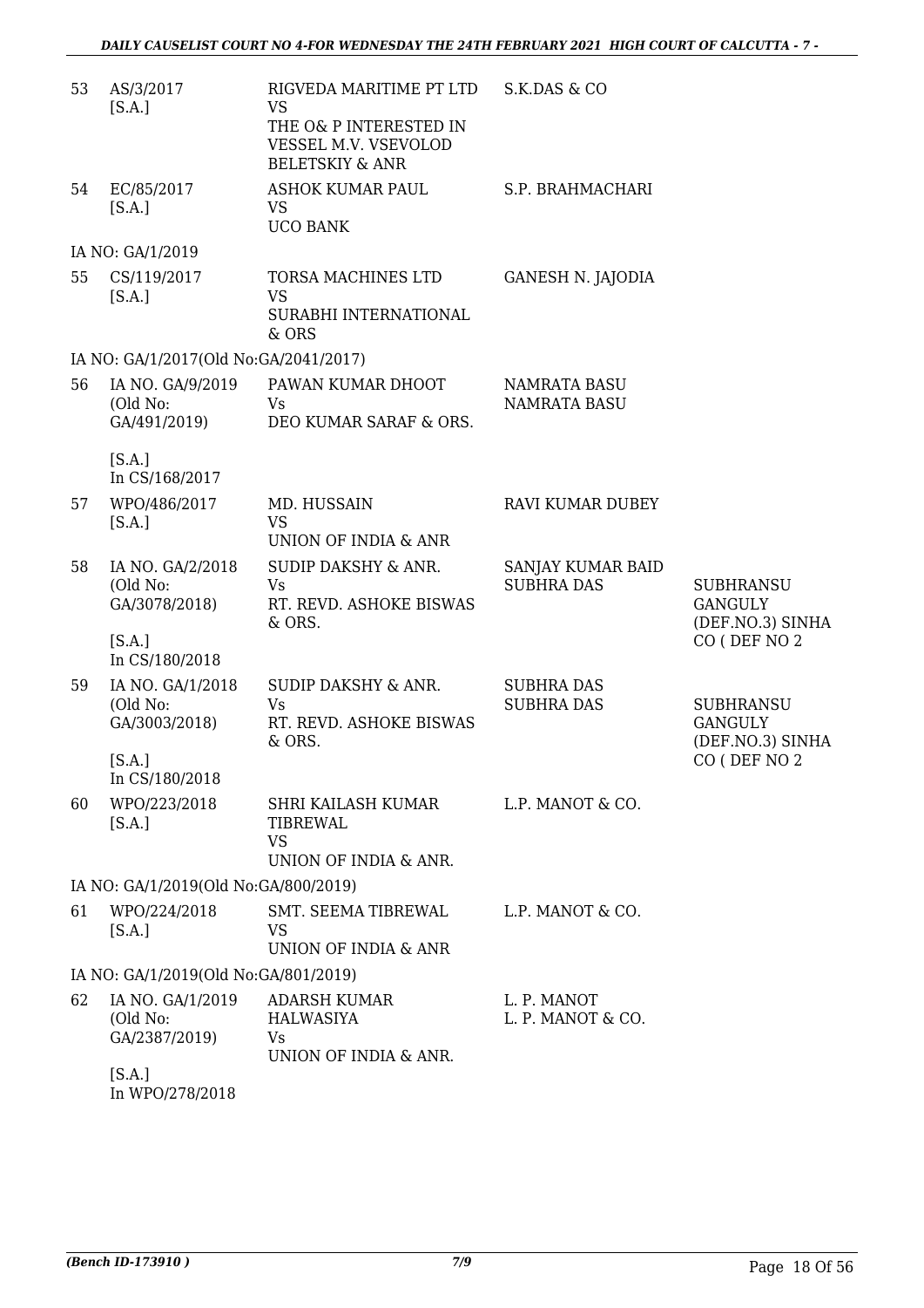| | | | | |
|---|---|---|---|---|
| 53 | AS/3/2017 [S.A.] | RIGVEDA MARITIME PT LTD VS THE O& P INTERESTED IN VESSEL M.V. VSEVOLOD BELETSKIY & ANR | S.K.DAS & CO | |
| 54 | EC/85/2017 [S.A.] | ASHOK KUMAR PAUL VS UCO BANK | S.P. BRAHMACHARI | |
| | IA NO: GA/1/2019 | | | |
| 55 | CS/119/2017 [S.A.] | TORSA MACHINES LTD VS SURABHI INTERNATIONAL & ORS | GANESH N. JAJODIA | |
| | IA NO: GA/1/2017(Old No:GA/2041/2017) | | | |
| 56 | IA NO. GA/9/2019 (Old No: GA/491/2019) [S.A.] In CS/168/2017 | PAWAN KUMAR DHOOT Vs DEO KUMAR SARAF & ORS. | NAMRATA BASU NAMRATA BASU | |
| 57 | WPO/486/2017 [S.A.] | MD. HUSSAIN VS UNION OF INDIA & ANR | RAVI KUMAR DUBEY | |
| 58 | IA NO. GA/2/2018 (Old No: GA/3078/2018) [S.A.] In CS/180/2018 | SUDIP DAKSHY & ANR. Vs RT. REVD. ASHOKE BISWAS & ORS. | SANJAY KUMAR BAID SUBHRA DAS | SUBHRANSU GANGULY (DEF.NO.3) SINHA CO ( DEF NO 2 |
| 59 | IA NO. GA/1/2018 (Old No: GA/3003/2018) [S.A.] In CS/180/2018 | SUDIP DAKSHY & ANR. Vs RT. REVD. ASHOKE BISWAS & ORS. | SUBHRA DAS SUBHRA DAS | SUBHRANSU GANGULY (DEF.NO.3) SINHA CO ( DEF NO 2 |
| 60 | WPO/223/2018 [S.A.] | SHRI KAILASH KUMAR TIBREWAL VS UNION OF INDIA & ANR. | L.P. MANOT & CO. | |
| | IA NO: GA/1/2019(Old No:GA/800/2019) | | | |
| 61 | WPO/224/2018 [S.A.] | SMT. SEEMA TIBREWAL VS UNION OF INDIA & ANR | L.P. MANOT & CO. | |
| | IA NO: GA/1/2019(Old No:GA/801/2019) | | | |
| 62 | IA NO. GA/1/2019 (Old No: GA/2387/2019) [S.A.] In WPO/278/2018 | ADARSH KUMAR HALWASIYA Vs UNION OF INDIA & ANR. | L. P. MANOT L. P. MANOT & CO. | |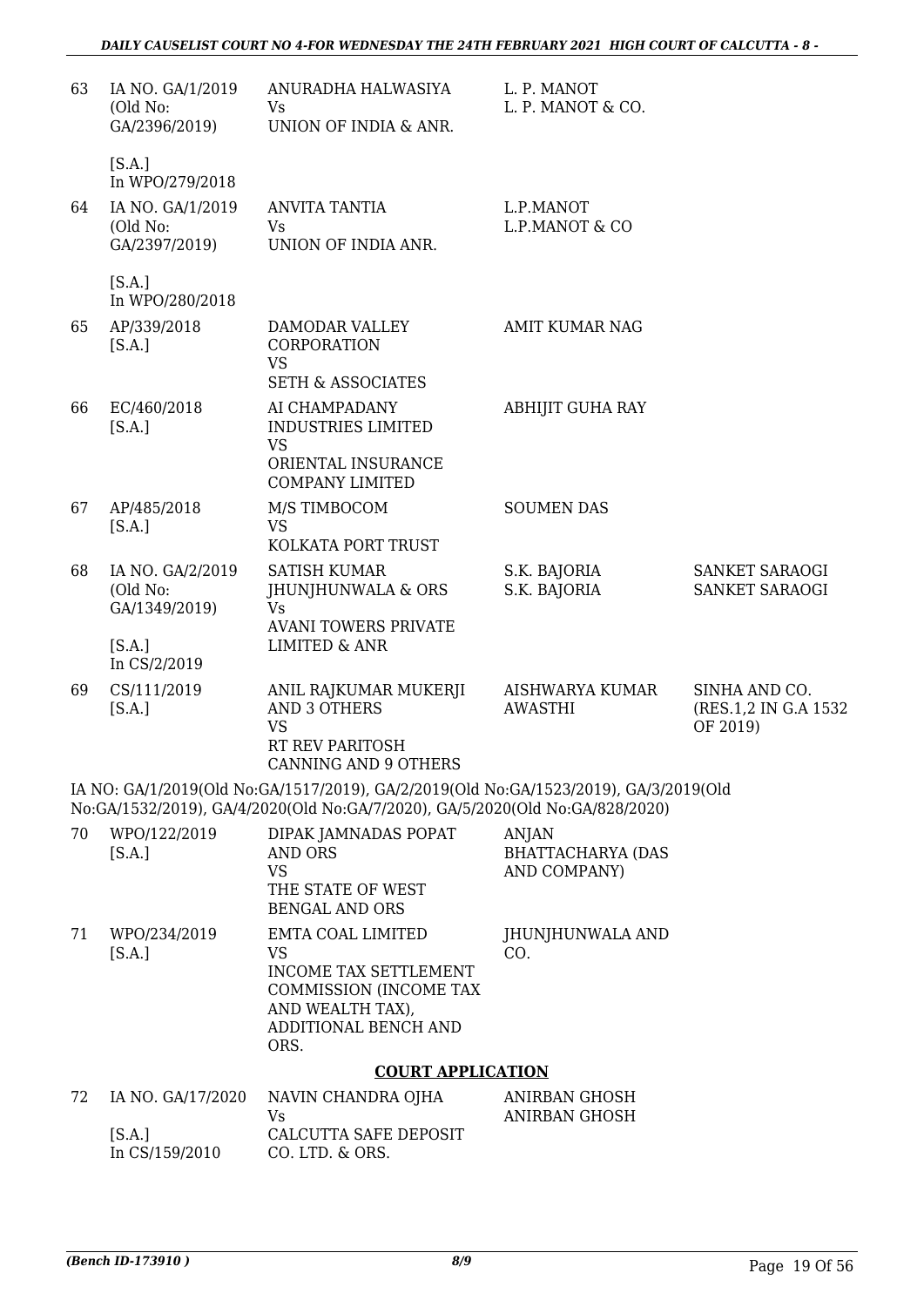| | | | | |
|---|---|---|---|---|
| 63 | IA NO. GA/1/2019 (Old No: GA/2396/2019) [S.A.] In WPO/279/2018 | ANURADHA HALWASIYA Vs UNION OF INDIA & ANR. | L. P. MANOT L. P. MANOT & CO. | |
| 64 | IA NO. GA/1/2019 (Old No: GA/2397/2019) [S.A.] In WPO/280/2018 | ANVITA TANTIA Vs UNION OF INDIA ANR. | L.P.MANOT L.P.MANOT & CO | |
| 65 | AP/339/2018 [S.A.] | DAMODAR VALLEY CORPORATION VS SETH & ASSOCIATES | AMIT KUMAR NAG | |
| 66 | EC/460/2018 [S.A.] | AI CHAMPADANY INDUSTRIES LIMITED VS ORIENTAL INSURANCE COMPANY LIMITED | ABHIJIT GUHA RAY | |
| 67 | AP/485/2018 [S.A.] | M/S TIMBOCOM VS KOLKATA PORT TRUST | SOUMEN DAS | |
| 68 | IA NO. GA/2/2019 (Old No: GA/1349/2019) [S.A.] In CS/2/2019 | SATISH KUMAR JHUNJHUNWALA & ORS Vs AVANI TOWERS PRIVATE LIMITED & ANR | S.K. BAJORIA S.K. BAJORIA | SANKET SARAOGI SANKET SARAOGI |
| 69 | CS/111/2019 [S.A.] | ANIL RAJKUMAR MUKERJI AND 3 OTHERS VS RT REV PARITOSH CANNING AND 9 OTHERS | AISHWARYA KUMAR AWASTHI | SINHA AND CO. (RES.1,2 IN G.A 1532 OF 2019) |

IA NO: GA/1/2019(Old No:GA/1517/2019), GA/2/2019(Old No:GA/1523/2019), GA/3/2019(Old No:GA/1532/2019), GA/4/2020(Old No:GA/7/2020), GA/5/2020(Old No:GA/828/2020)

| | | | |
|---|---|---|---|
| 70 | WPO/122/2019 [S.A.] | DIPAK JAMNADAS POPAT AND ORS VS THE STATE OF WEST BENGAL AND ORS | ANJAN BHATTACHARYA (DAS AND COMPANY) |
| 71 | WPO/234/2019 [S.A.] | EMTA COAL LIMITED VS INCOME TAX SETTLEMENT COMMISSION (INCOME TAX AND WEALTH TAX), ADDITIONAL BENCH AND ORS. | JHUNJHUNWALA AND CO. |

## COURT APPLICATION

| | | | |
|---|---|---|---|
| 72 | IA NO. GA/17/2020 [S.A.] In CS/159/2010 | NAVIN CHANDRA OJHA Vs CALCUTTA SAFE DEPOSIT CO. LTD. & ORS. | ANIRBAN GHOSH ANIRBAN GHOSH |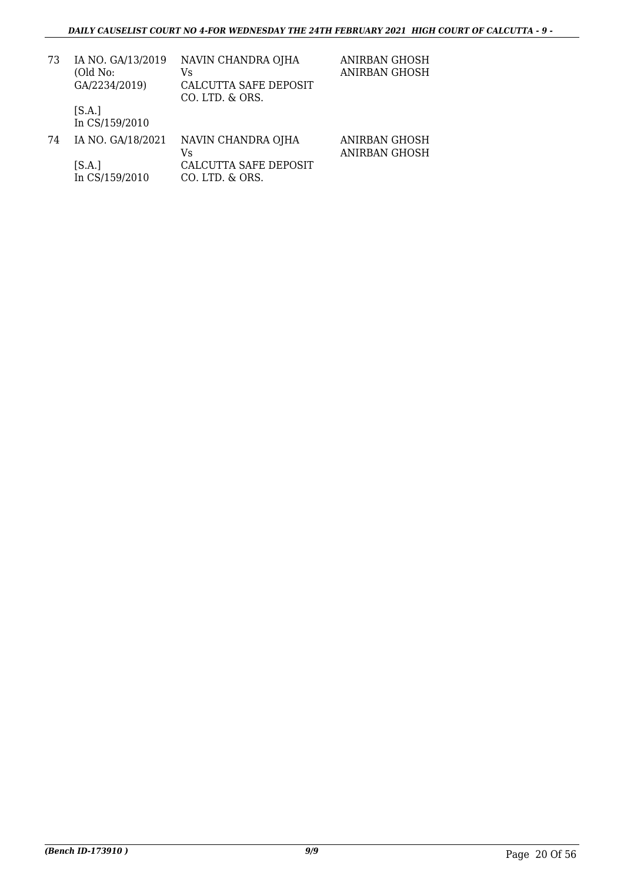| | | | |
|---|---|---|---|
| 73 | IA NO. GA/13/2019 (Old No: GA/2234/2019)<br><br>[S.A.]<br>In CS/159/2010 | NAVIN CHANDRA OJHA<br>Vs<br>CALCUTTA SAFE DEPOSIT CO. LTD. & ORS. | ANIRBAN GHOSH<br>ANIRBAN GHOSH |
| 74 | IA NO. GA/18/2021<br><br>[S.A.]<br>In CS/159/2010 | NAVIN CHANDRA OJHA<br>Vs<br>CALCUTTA SAFE DEPOSIT CO. LTD. & ORS. | ANIRBAN GHOSH<br>ANIRBAN GHOSH |

*(Bench ID-173910 )* 9/9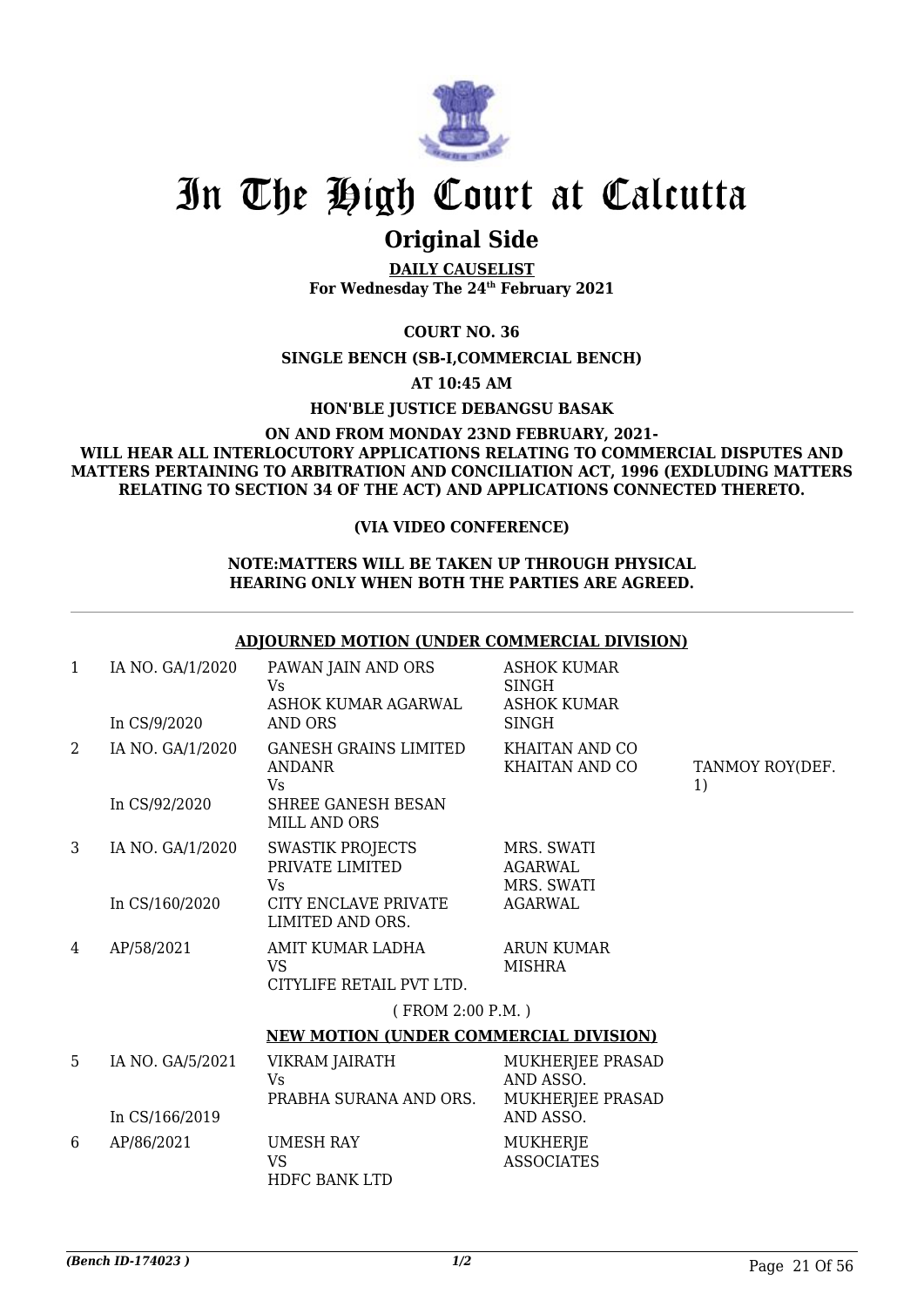# In The High Court at Calcutta

## Original Side

**DAILY CAUSELIST**
**For Wednesday The 24th February 2021**

**COURT NO. 36**

**SINGLE BENCH (SB-I,COMMERCIAL BENCH)**

**AT 10:45 AM**

**HON'BLE JUSTICE DEBANGSU BASAK**

**ON AND FROM MONDAY 23ND FEBRUARY, 2021- WILL HEAR ALL INTERLOCUTORY APPLICATIONS RELATING TO COMMERCIAL DISPUTES AND MATTERS PERTAINING TO ARBITRATION AND CONCILIATION ACT, 1996 (EXDLUDING MATTERS RELATING TO SECTION 34 OF THE ACT) AND APPLICATIONS CONNECTED THERETO.**

**(VIA VIDEO CONFERENCE)**

**NOTE:MATTERS WILL BE TAKEN UP THROUGH PHYSICAL HEARING ONLY WHEN BOTH THE PARTIES ARE AGREED.**

**ADJOURNED MOTION (UNDER COMMERCIAL DIVISION)**

| | | | | |
|---|---|---|---|---|
| 1 | IA NO. GA/1/2020<br>In CS/9/2020 | PAWAN JAIN AND ORS<br>Vs<br>ASHOK KUMAR AGARWAL AND ORS | ASHOK KUMAR SINGH<br>ASHOK KUMAR SINGH | |
| 2 | IA NO. GA/1/2020<br>In CS/92/2020 | GANESH GRAINS LIMITED ANDANR<br>Vs<br>SHREE GANESH BESAN MILL AND ORS | KHAITAN AND CO<br>KHAITAN AND CO | TANMOY ROY(DEF. 1) |
| 3 | IA NO. GA/1/2020<br>In CS/160/2020 | SWASTIK PROJECTS PRIVATE LIMITED<br>Vs<br>CITY ENCLAVE PRIVATE LIMITED AND ORS. | MRS. SWATI AGARWAL<br>MRS. SWATI AGARWAL | |
| 4 | AP/58/2021 | AMIT KUMAR LADHA<br>VS<br>CITYLIFE RETAIL PVT LTD. | ARUN KUMAR MISHRA | |

( FROM 2:00 P.M. )

**NEW MOTION (UNDER COMMERCIAL DIVISION)**

| | | | | |
|---|---|---|---|---|
| 5 | IA NO. GA/5/2021<br>In CS/166/2019 | VIKRAM JAIRATH<br>Vs<br>PRABHA SURANA AND ORS. | MUKHERJEE PRASAD AND ASSO.<br>MUKHERJEE PRASAD AND ASSO. | |
| 6 | AP/86/2021 | UMESH RAY<br>VS<br>HDFC BANK LTD | MUKHERJE ASSOCIATES | |

*(Bench ID-174023 )* 1/2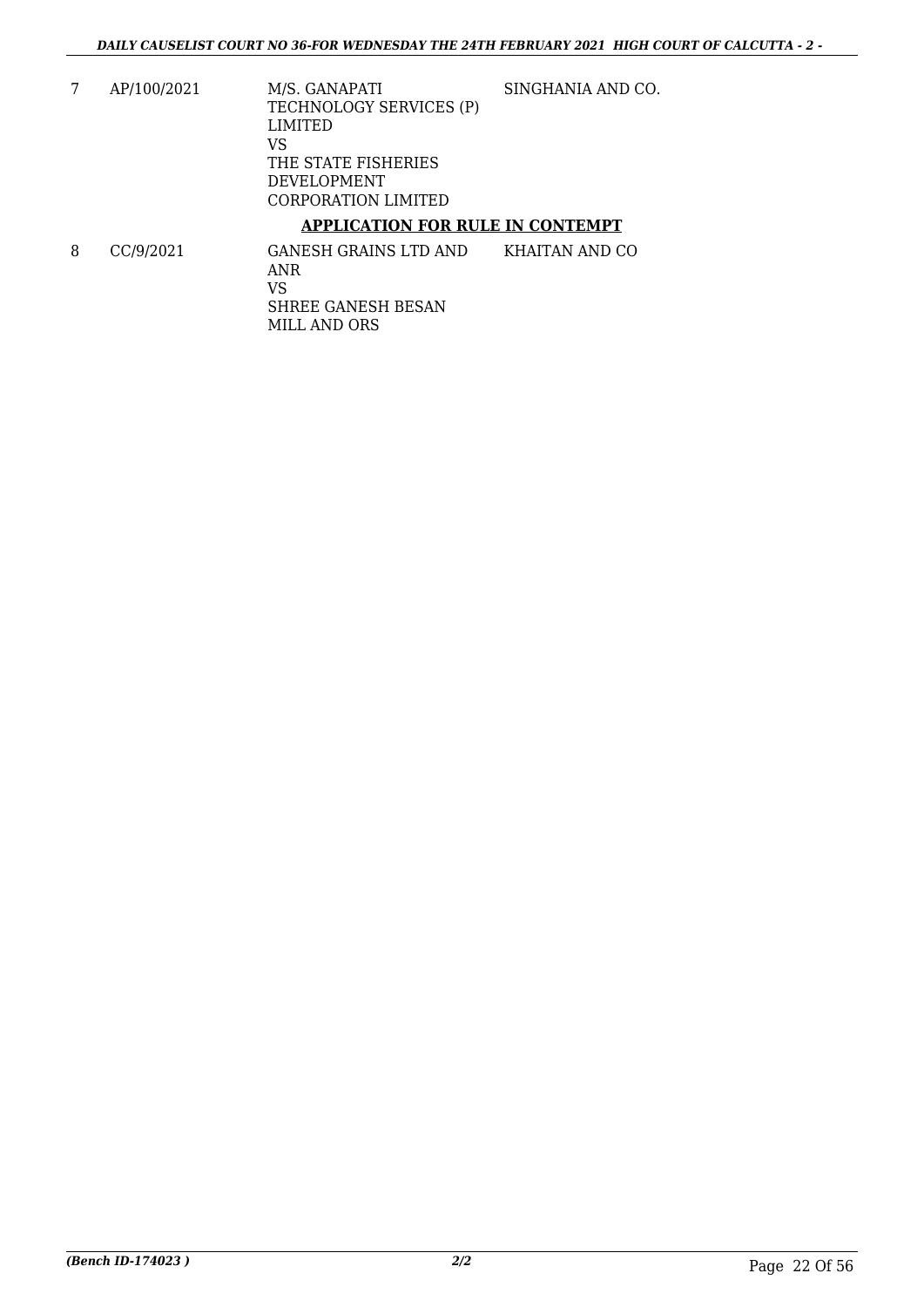| | | | |
|---|---|---|---|
| 7 | AP/100/2021 | M/S. GANAPATI TECHNOLOGY SERVICES (P) LIMITED<br>VS<br>THE STATE FISHERIES DEVELOPMENT CORPORATION LIMITED | SINGHANIA AND CO. |

## APPLICATION FOR RULE IN CONTEMPT

| | | | |
|---|---|---|---|
| 8 | CC/9/2021 | GANESH GRAINS LTD AND ANR<br>VS<br>SHREE GANESH BESAN MILL AND ORS | KHAITAN AND CO |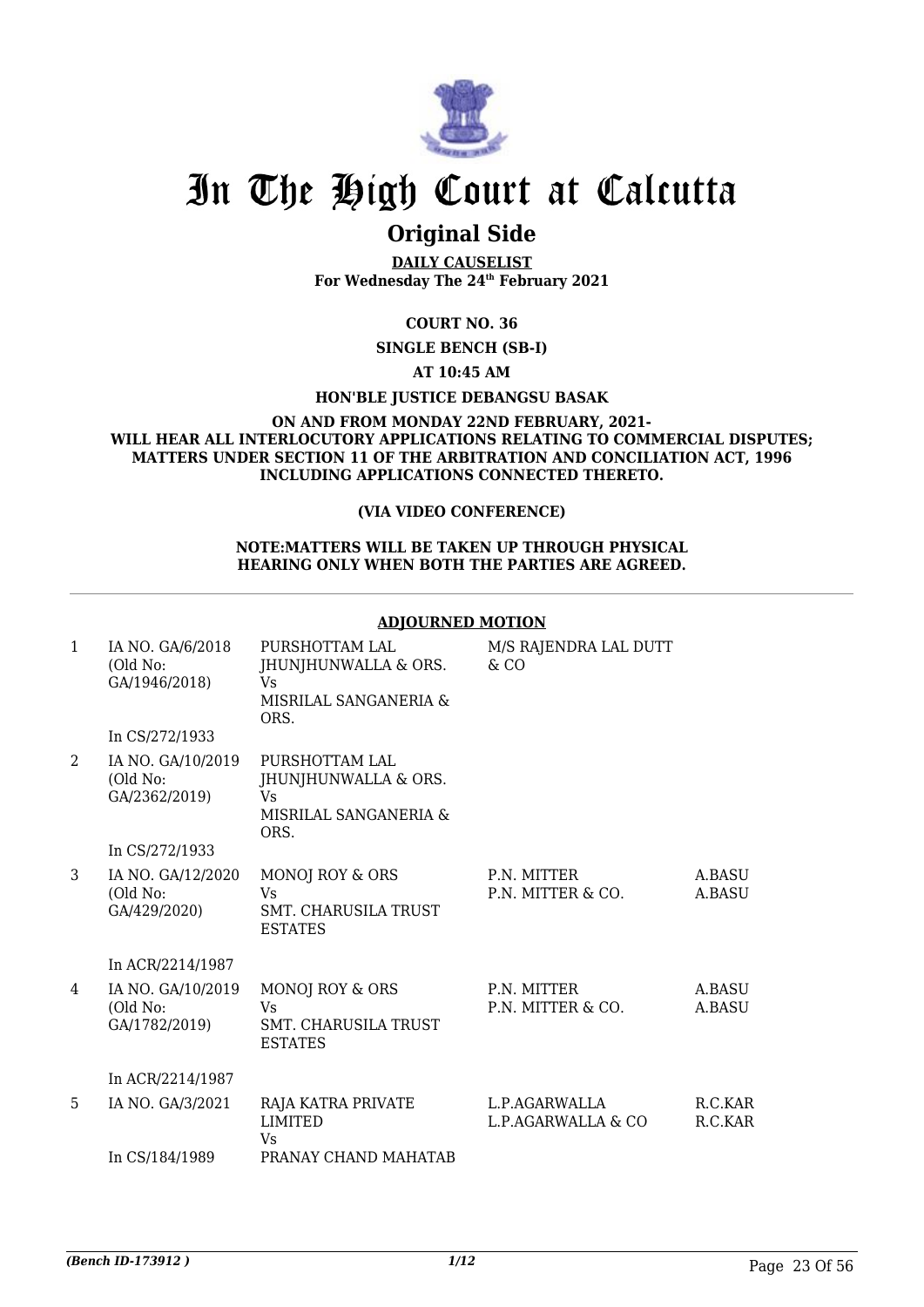# In The High Court at Calcutta

## Original Side

**DAILY CAUSELIST**
**For Wednesday The 24th February 2021**

**COURT NO. 36**

**SINGLE BENCH (SB-I)**

**AT 10:45 AM**

**HON'BLE JUSTICE DEBANGSU BASAK**

**ON AND FROM MONDAY 22ND FEBRUARY, 2021- WILL HEAR ALL INTERLOCUTORY APPLICATIONS RELATING TO COMMERCIAL DISPUTES; MATTERS UNDER SECTION 11 OF THE ARBITRATION AND CONCILIATION ACT, 1996 INCLUDING APPLICATIONS CONNECTED THERETO.**

**(VIA VIDEO CONFERENCE)**

**NOTE:MATTERS WILL BE TAKEN UP THROUGH PHYSICAL HEARING ONLY WHEN BOTH THE PARTIES ARE AGREED.**

### ADJOURNED MOTION

| | | | | |
|---|---|---|---|---|
| 1 | IA NO. GA/6/2018 (Old No: GA/1946/2018) In CS/272/1933 | PURSHOTTAM LAL JHUNJHUNWALLA & ORS. Vs MISRILAL SANGANERIA & ORS. | M/S RAJENDRA LAL DUTT & CO | |
| 2 | IA NO. GA/10/2019 (Old No: GA/2362/2019) In CS/272/1933 | PURSHOTTAM LAL JHUNJHUNWALLA & ORS. Vs MISRILAL SANGANERIA & ORS. | | |
| 3 | IA NO. GA/12/2020 (Old No: GA/429/2020) In ACR/2214/1987 | MONOJ ROY & ORS Vs SMT. CHARUSILA TRUST ESTATES | P.N. MITTER P.N. MITTER & CO. | A.BASU A.BASU |
| 4 | IA NO. GA/10/2019 (Old No: GA/1782/2019) In ACR/2214/1987 | MONOJ ROY & ORS Vs SMT. CHARUSILA TRUST ESTATES | P.N. MITTER P.N. MITTER & CO. | A.BASU A.BASU |
| 5 | IA NO. GA/3/2021 In CS/184/1989 | RAJA KATRA PRIVATE LIMITED Vs PRANAY CHAND MAHATAB | L.P.AGARWALLA L.P.AGARWALLA & CO | R.C.KAR R.C.KAR |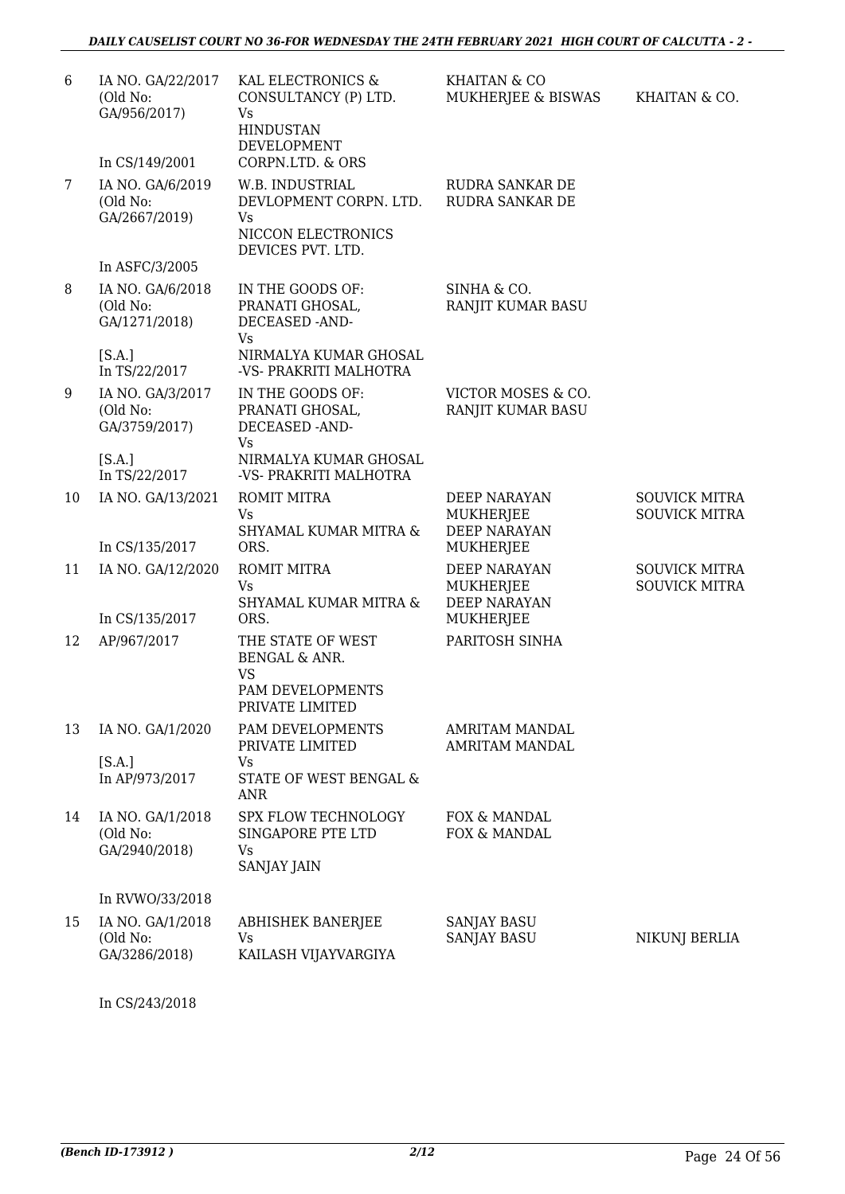| | | | | |
|---|---|---|---|---|
| 6 | IA NO. GA/22/2017 (Old No: GA/956/2017) In CS/149/2001 | KAL ELECTRONICS & CONSULTANCY (P) LTD. Vs HINDUSTAN DEVELOPMENT CORPN.LTD. & ORS | KHAITAN & CO MUKHERJEE & BISWAS | KHAITAN & CO. |
| 7 | IA NO. GA/6/2019 (Old No: GA/2667/2019) In ASFC/3/2005 | W.B. INDUSTRIAL DEVLOPMENT CORPN. LTD. Vs NICCON ELECTRONICS DEVICES PVT. LTD. | RUDRA SANKAR DE RUDRA SANKAR DE | |
| 8 | IA NO. GA/6/2018 (Old No: GA/1271/2018) [S.A.] In TS/22/2017 | IN THE GOODS OF: PRANATI GHOSAL, DECEASED -AND- Vs NIRMALYA KUMAR GHOSAL -VS- PRAKRITI MALHOTRA | SINHA & CO. RANJIT KUMAR BASU | |
| 9 | IA NO. GA/3/2017 (Old No: GA/3759/2017) [S.A.] In TS/22/2017 | IN THE GOODS OF: PRANATI GHOSAL, DECEASED -AND- Vs NIRMALYA KUMAR GHOSAL -VS- PRAKRITI MALHOTRA | VICTOR MOSES & CO. RANJIT KUMAR BASU | |
| 10 | IA NO. GA/13/2021 In CS/135/2017 | ROMIT MITRA Vs SHYAMAL KUMAR MITRA & ORS. | DEEP NARAYAN MUKHERJEE DEEP NARAYAN MUKHERJEE | SOUVICK MITRA SOUVICK MITRA |
| 11 | IA NO. GA/12/2020 In CS/135/2017 | ROMIT MITRA Vs SHYAMAL KUMAR MITRA & ORS. | DEEP NARAYAN MUKHERJEE DEEP NARAYAN MUKHERJEE | SOUVICK MITRA SOUVICK MITRA |
| 12 | AP/967/2017 | THE STATE OF WEST BENGAL & ANR. VS PAM DEVELOPMENTS PRIVATE LIMITED | PARITOSH SINHA | |
| 13 | IA NO. GA/1/2020 [S.A.] In AP/973/2017 | PAM DEVELOPMENTS PRIVATE LIMITED Vs STATE OF WEST BENGAL & ANR | AMRITAM MANDAL AMRITAM MANDAL | |
| 14 | IA NO. GA/1/2018 (Old No: GA/2940/2018) In RVWO/33/2018 | SPX FLOW TECHNOLOGY SINGAPORE PTE LTD Vs SANJAY JAIN | FOX & MANDAL FOX & MANDAL | |
| 15 | IA NO. GA/1/2018 (Old No: GA/3286/2018) In CS/243/2018 | ABHISHEK BANERJEE Vs KAILASH VIJAYVARGIYA | SANJAY BASU SANJAY BASU | NIKUNJ BERLIA |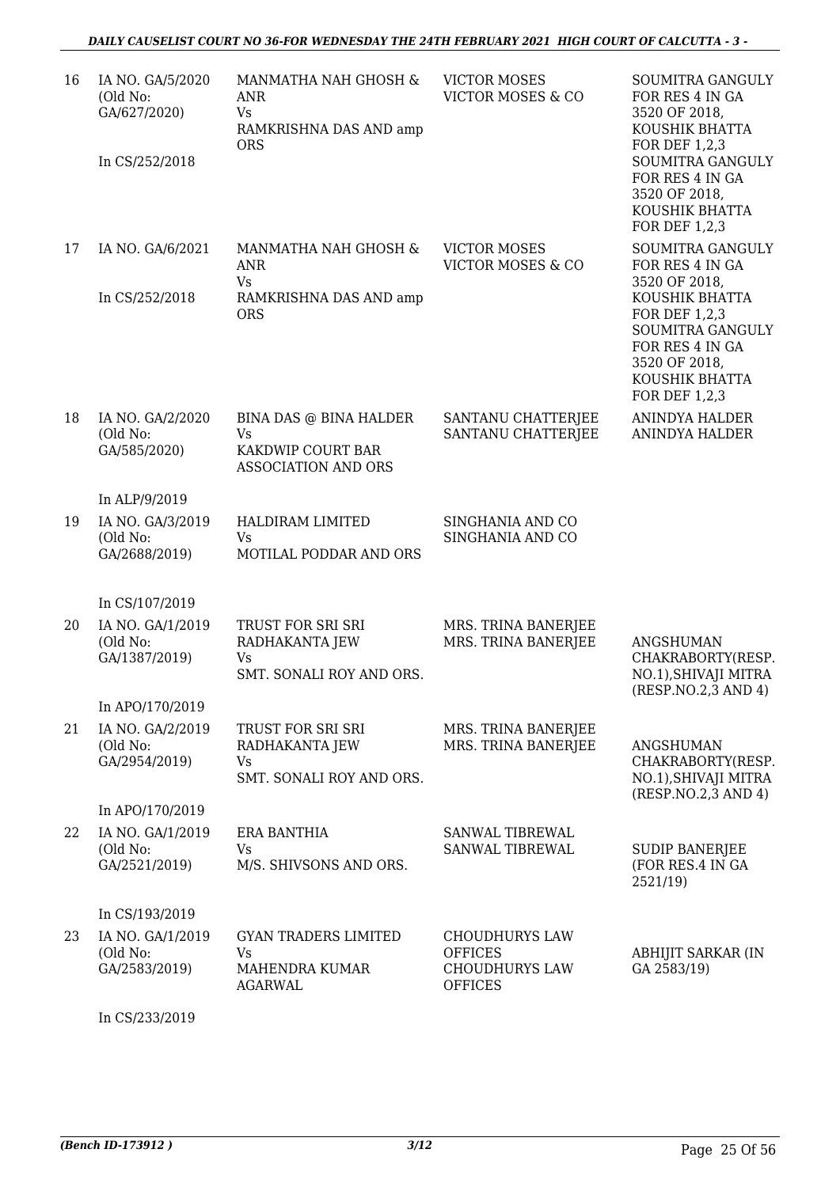| 16 | IA NO. GA/5/2020 (Old No: GA/627/2020) In CS/252/2018 | MANMATHA NAH GHOSH & ANR Vs RAMKRISHNA DAS AND amp ORS | VICTOR MOSES VICTOR MOSES & CO | SOUMITRA GANGULY FOR RES 4 IN GA 3520 OF 2018, KOUSHIK BHATTA FOR DEF 1,2,3 SOUMITRA GANGULY FOR RES 4 IN GA 3520 OF 2018, KOUSHIK BHATTA FOR DEF 1,2,3 |
|---|---|---|---|---|
| 17 | IA NO. GA/6/2021 In CS/252/2018 | MANMATHA NAH GHOSH & ANR Vs RAMKRISHNA DAS AND amp ORS | VICTOR MOSES VICTOR MOSES & CO | SOUMITRA GANGULY FOR RES 4 IN GA 3520 OF 2018, KOUSHIK BHATTA FOR DEF 1,2,3 SOUMITRA GANGULY FOR RES 4 IN GA 3520 OF 2018, KOUSHIK BHATTA FOR DEF 1,2,3 |
| 18 | IA NO. GA/2/2020 (Old No: GA/585/2020) In ALP/9/2019 | BINA DAS @ BINA HALDER Vs KAKDWIP COURT BAR ASSOCIATION AND ORS | SANTANU CHATTERJEE SANTANU CHATTERJEE | ANINDYA HALDER ANINDYA HALDER |
| 19 | IA NO. GA/3/2019 (Old No: GA/2688/2019) In CS/107/2019 | HALDIRAM LIMITED Vs MOTILAL PODDAR AND ORS | SINGHANIA AND CO SINGHANIA AND CO | |
| 20 | IA NO. GA/1/2019 (Old No: GA/1387/2019) In APO/170/2019 | TRUST FOR SRI SRI RADHAKANTA JEW Vs SMT. SONALI ROY AND ORS. | MRS. TRINA BANERJEE MRS. TRINA BANERJEE | ANGSHUMAN CHAKRABORTY(RESP. NO.1),SHIVAJI MITRA (RESP.NO.2,3 AND 4) |
| 21 | IA NO. GA/2/2019 (Old No: GA/2954/2019) In APO/170/2019 | TRUST FOR SRI SRI RADHAKANTA JEW Vs SMT. SONALI ROY AND ORS. | MRS. TRINA BANERJEE MRS. TRINA BANERJEE | ANGSHUMAN CHAKRABORTY(RESP. NO.1),SHIVAJI MITRA (RESP.NO.2,3 AND 4) |
| 22 | IA NO. GA/1/2019 (Old No: GA/2521/2019) In CS/193/2019 | ERA BANTHIA Vs M/S. SHIVSONS AND ORS. | SANWAL TIBREWAL SANWAL TIBREWAL | SUDIP BANERJEE (FOR RES.4 IN GA 2521/19) |
| 23 | IA NO. GA/1/2019 (Old No: GA/2583/2019) In CS/233/2019 | GYAN TRADERS LIMITED Vs MAHENDRA KUMAR AGARWAL | CHOUDHURYS LAW OFFICES CHOUDHURYS LAW OFFICES | ABHIJIT SARKAR (IN GA 2583/19) |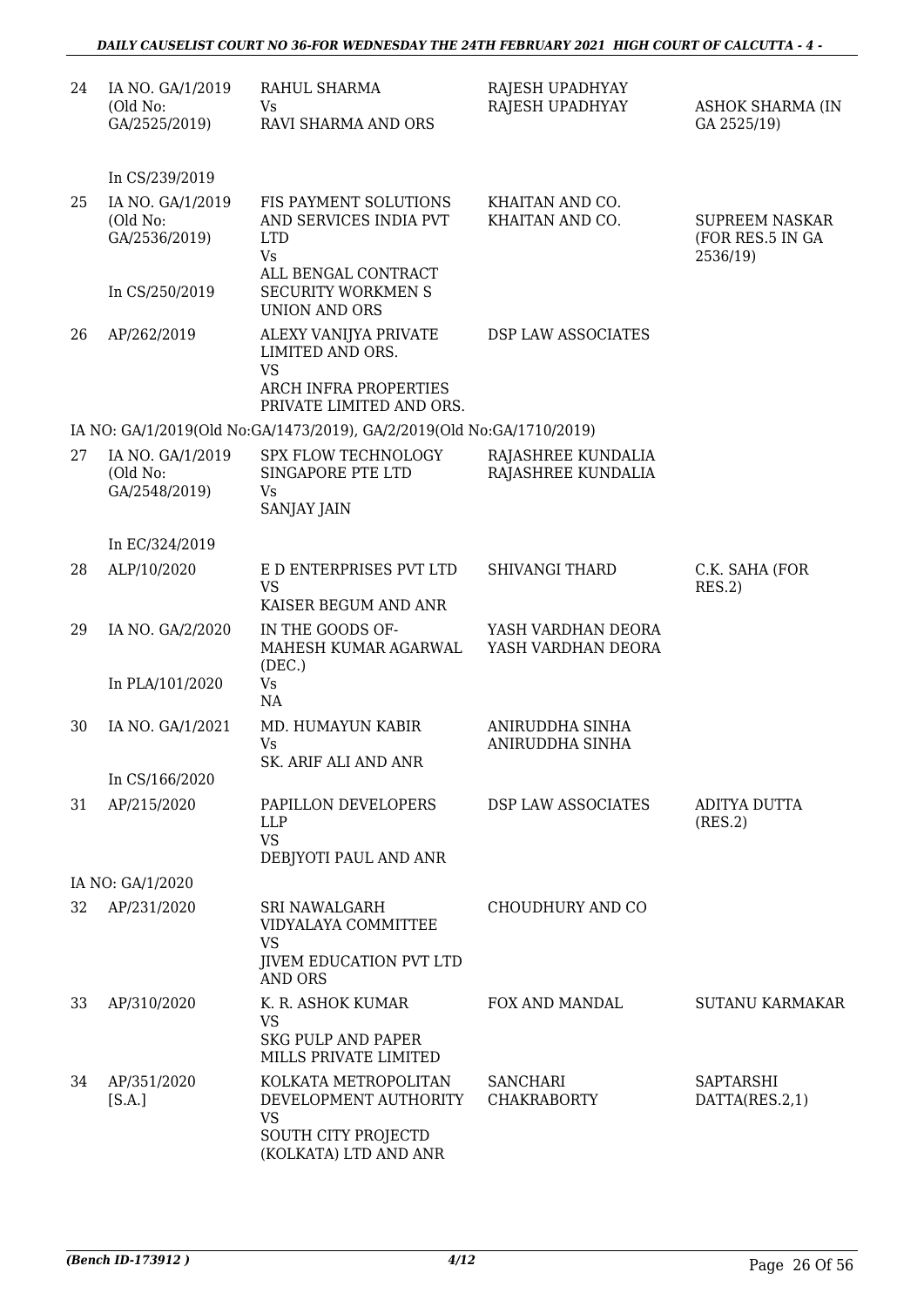| | | | | |
|---|---|---|---|---|
| 24 | IA NO. GA/1/2019 (Old No: GA/2525/2019) | RAHUL SHARMA Vs RAVI SHARMA AND ORS | RAJESH UPADHYAY RAJESH UPADHYAY | ASHOK SHARMA (IN GA 2525/19) |
| | In CS/239/2019 | | | |
| 25 | IA NO. GA/1/2019 (Old No: GA/2536/2019) | FIS PAYMENT SOLUTIONS AND SERVICES INDIA PVT LTD Vs ALL BENGAL CONTRACT SECURITY WORKMEN S UNION AND ORS | KHAITAN AND CO. KHAITAN AND CO. | SUPREEM NASKAR (FOR RES.5 IN GA 2536/19) |
| | In CS/250/2019 | | | |
| 26 | AP/262/2019 | ALEXY VANIJYA PRIVATE LIMITED AND ORS. VS ARCH INFRA PROPERTIES PRIVATE LIMITED AND ORS. | DSP LAW ASSOCIATES | |
| | IA NO: GA/1/2019(Old No:GA/1473/2019), GA/2/2019(Old No:GA/1710/2019) | | | |
| 27 | IA NO. GA/1/2019 (Old No: GA/2548/2019) | SPX FLOW TECHNOLOGY SINGAPORE PTE LTD Vs SANJAY JAIN | RAJASHREE KUNDALIA RAJASHREE KUNDALIA | |
| | In EC/324/2019 | | | |
| 28 | ALP/10/2020 | E D ENTERPRISES PVT LTD VS KAISER BEGUM AND ANR | SHIVANGI THARD | C.K. SAHA (FOR RES.2) |
| 29 | IA NO. GA/2/2020 | IN THE GOODS OF- MAHESH KUMAR AGARWAL (DEC.) Vs NA | YASH VARDHAN DEORA YASH VARDHAN DEORA | |
| | In PLA/101/2020 | | | |
| 30 | IA NO. GA/1/2021 | MD. HUMAYUN KABIR Vs SK. ARIF ALI AND ANR | ANIRUDDHA SINHA ANIRUDDHA SINHA | |
| | In CS/166/2020 | | | |
| 31 | AP/215/2020 | PAPILLON DEVELOPERS LLP VS DEBJYOTI PAUL AND ANR | DSP LAW ASSOCIATES | ADITYA DUTTA (RES.2) |
| | IA NO: GA/1/2020 | | | |
| 32 | AP/231/2020 | SRI NAWALGARH VIDYALAYA COMMITTEE VS JIVEM EDUCATION PVT LTD AND ORS | CHOUDHURY AND CO | |
| 33 | AP/310/2020 | K. R. ASHOK KUMAR VS SKG PULP AND PAPER MILLS PRIVATE LIMITED | FOX AND MANDAL | SUTANU KARMAKAR |
| 34 | AP/351/2020 [S.A.] | KOLKATA METROPOLITAN DEVELOPMENT AUTHORITY VS SOUTH CITY PROJECTD (KOLKATA) LTD AND ANR | SANCHARI CHAKRABORTY | SAPTARSHI DATTA(RES.2,1) |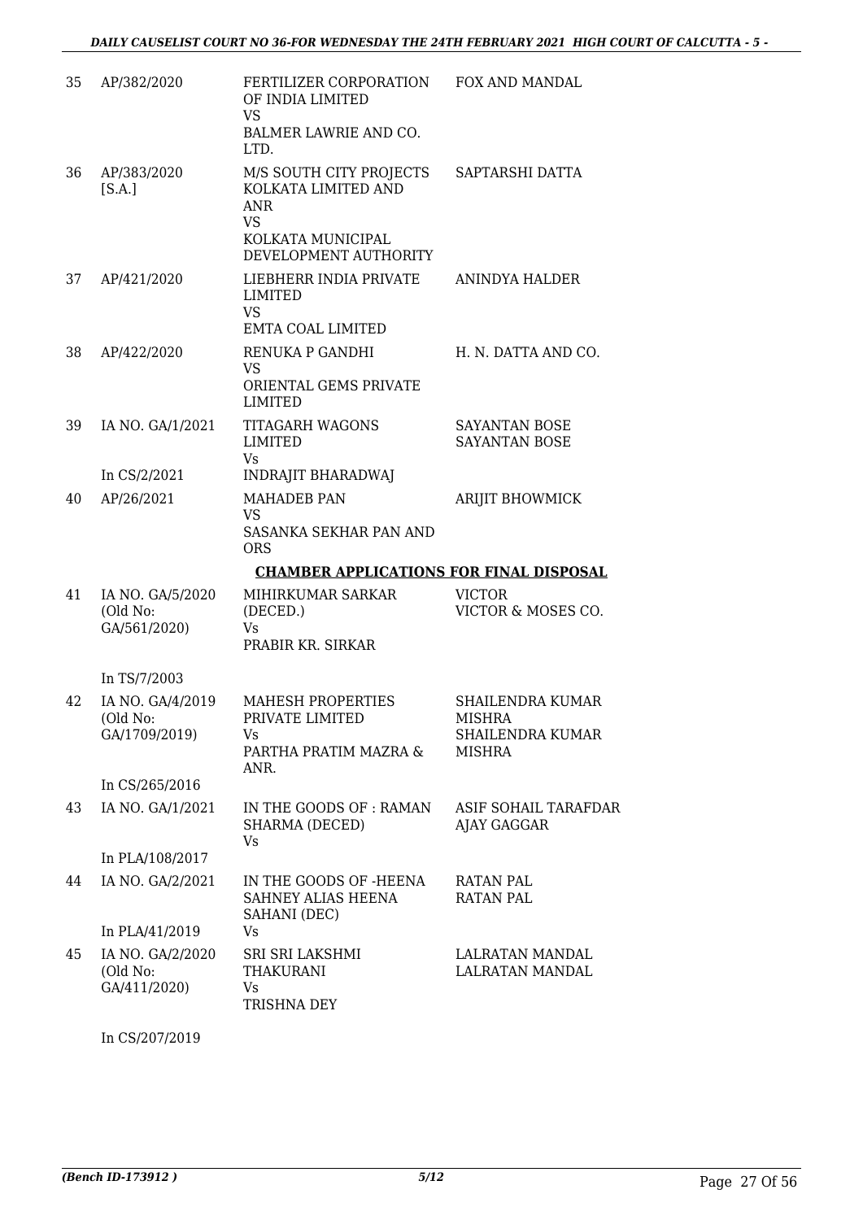| 35 | AP/382/2020 | FERTILIZER CORPORATION OF INDIA LIMITED<br>VS<br>BALMER LAWRIE AND CO. LTD. | FOX AND MANDAL |
|---|---|---|---|
| 36 | AP/383/2020<br>[S.A.] | M/S SOUTH CITY PROJECTS KOLKATA LIMITED AND ANR<br>VS<br>KOLKATA MUNICIPAL DEVELOPMENT AUTHORITY | SAPTARSHI DATTA |
| 37 | AP/421/2020 | LIEBHERR INDIA PRIVATE LIMITED<br>VS<br>EMTA COAL LIMITED | ANINDYA HALDER |
| 38 | AP/422/2020 | RENUKA P GANDHI<br>VS<br>ORIENTAL GEMS PRIVATE LIMITED | H. N. DATTA AND CO. |
| 39 | IA NO. GA/1/2021<br><br>In CS/2/2021 | TITAGARH WAGONS LIMITED<br>Vs<br>INDRAJIT BHARADWAJ | SAYANTAN BOSE<br>SAYANTAN BOSE |
| 40 | AP/26/2021 | MAHADEB PAN<br>VS<br>SASANKA SEKHAR PAN AND ORS | ARIJIT BHOWMICK |

**CHAMBER APPLICATIONS FOR FINAL DISPOSAL**

| 41 | IA NO. GA/5/2020<br>(Old No: GA/561/2020)<br><br>In TS/7/2003 | MIHIRKUMAR SARKAR (DECED.)<br>Vs<br>PRABIR KR. SIRKAR | VICTOR<br>VICTOR & MOSES CO. |
|---|---|---|---|
| 42 | IA NO. GA/4/2019<br>(Old No: GA/1709/2019)<br><br>In CS/265/2016 | MAHESH PROPERTIES PRIVATE LIMITED<br>Vs<br>PARTHA PRATIM MAZRA & ANR. | SHAILENDRA KUMAR MISHRA<br>SHAILENDRA KUMAR MISHRA |
| 43 | IA NO. GA/1/2021<br><br>In PLA/108/2017 | IN THE GOODS OF : RAMAN SHARMA (DECED)<br>Vs | ASIF SOHAIL TARAFDAR<br>AJAY GAGGAR |
| 44 | IA NO. GA/2/2021<br><br>In PLA/41/2019 | IN THE GOODS OF -HEENA SAHNEY ALIAS HEENA SAHANI (DEC)<br>Vs | RATAN PAL<br>RATAN PAL |
| 45 | IA NO. GA/2/2020<br>(Old No: GA/411/2020)<br><br>In CS/207/2019 | SRI SRI LAKSHMI THAKURANI<br>Vs<br>TRISHNA DEY | LALRATAN MANDAL<br>LALRATAN MANDAL |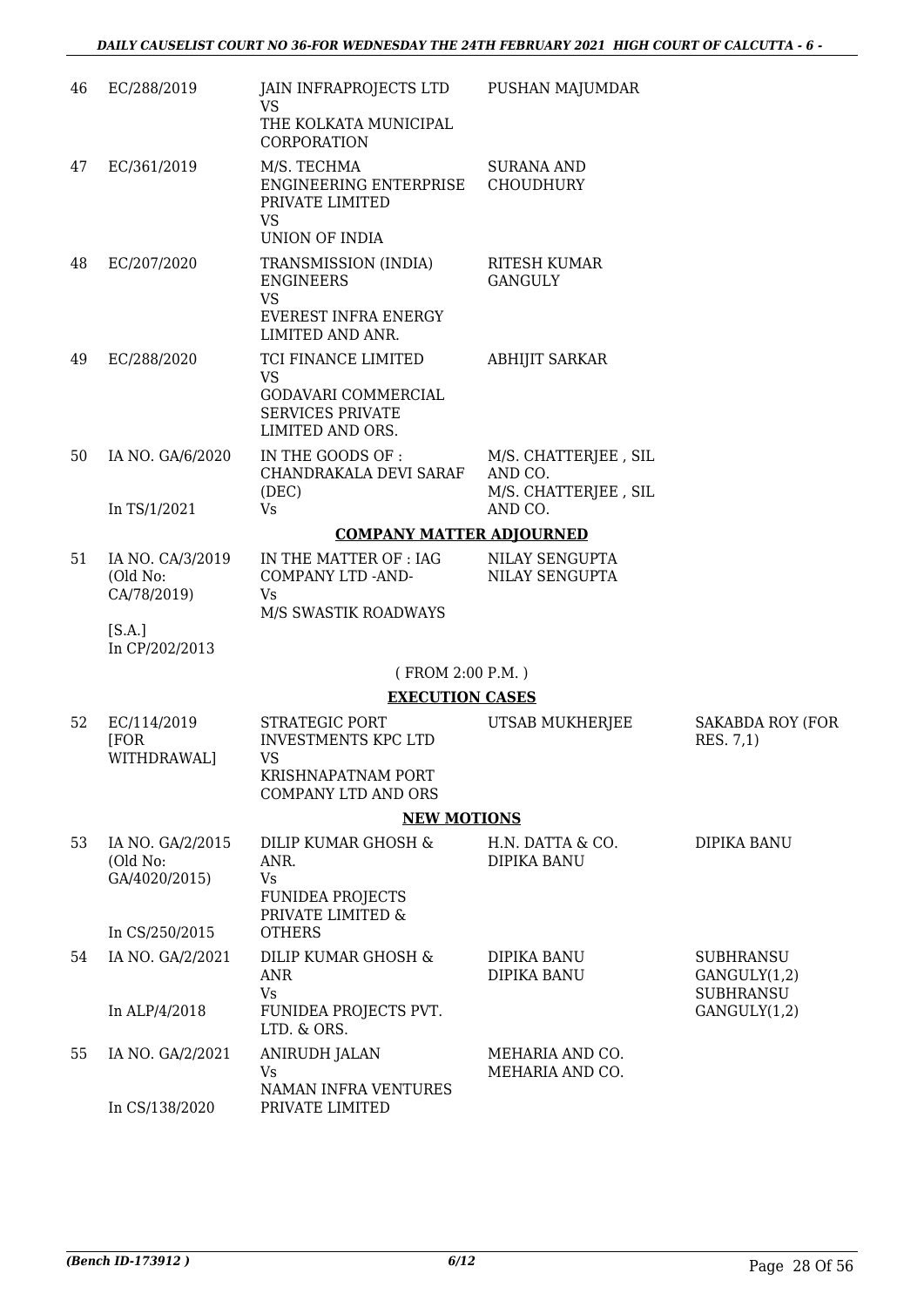| 46 | EC/288/2019 | JAIN INFRAPROJECTS LTD<br>VS<br>THE KOLKATA MUNICIPAL CORPORATION | PUSHAN MAJUMDAR | |
|---|---|---|---|---|
| 47 | EC/361/2019 | M/S. TECHMA ENGINEERING ENTERPRISE PRIVATE LIMITED<br>VS<br>UNION OF INDIA | SURANA AND CHOUDHURY | |
| 48 | EC/207/2020 | TRANSMISSION (INDIA) ENGINEERS<br>VS<br>EVEREST INFRA ENERGY LIMITED AND ANR. | RITESH KUMAR GANGULY | |
| 49 | EC/288/2020 | TCI FINANCE LIMITED<br>VS<br>GODAVARI COMMERCIAL SERVICES PRIVATE LIMITED AND ORS. | ABHIJIT SARKAR | |
| 50 | IA NO. GA/6/2020<br><br>In TS/1/2021 | IN THE GOODS OF : CHANDRAKALA DEVI SARAF (DEC)<br>Vs | M/S. CHATTERJEE , SIL AND CO.<br>M/S. CHATTERJEE , SIL AND CO. | |

**COMPANY MATTER ADJOURNED**

| 51 | IA NO. CA/3/2019 (Old No: CA/78/2019)<br><br>[S.A.]<br>In CP/202/2013 | IN THE MATTER OF : IAG COMPANY LTD -AND-<br>Vs<br>M/S SWASTIK ROADWAYS | NILAY SENGUPTA<br>NILAY SENGUPTA | |
|---|---|---|---|---|

( FROM 2:00 P.M. )

**EXECUTION CASES**

| 52 | EC/114/2019 [FOR WITHDRAWAL] | STRATEGIC PORT INVESTMENTS KPC LTD<br>VS<br>KRISHNAPATNAM PORT COMPANY LTD AND ORS | UTSAB MUKHERJEE | SAKABDA ROY (FOR RES. 7,1) |
|---|---|---|---|---|

**NEW MOTIONS**

| 53 | IA NO. GA/2/2015 (Old No: GA/4020/2015)<br><br>In CS/250/2015 | DILIP KUMAR GHOSH & ANR.<br>Vs<br>FUNIDEA PROJECTS PRIVATE LIMITED & OTHERS | H.N. DATTA & CO.<br>DIPIKA BANU | DIPIKA BANU |
|---|---|---|---|---|
| 54 | IA NO. GA/2/2021<br><br>In ALP/4/2018 | DILIP KUMAR GHOSH & ANR<br>Vs<br>FUNIDEA PROJECTS PVT. LTD. & ORS. | DIPIKA BANU<br>DIPIKA BANU | SUBHRANSU GANGULY(1,2)<br>SUBHRANSU GANGULY(1,2) |
| 55 | IA NO. GA/2/2021<br><br>In CS/138/2020 | ANIRUDH JALAN<br>Vs<br>NAMAN INFRA VENTURES PRIVATE LIMITED | MEHARIA AND CO.<br>MEHARIA AND CO. | |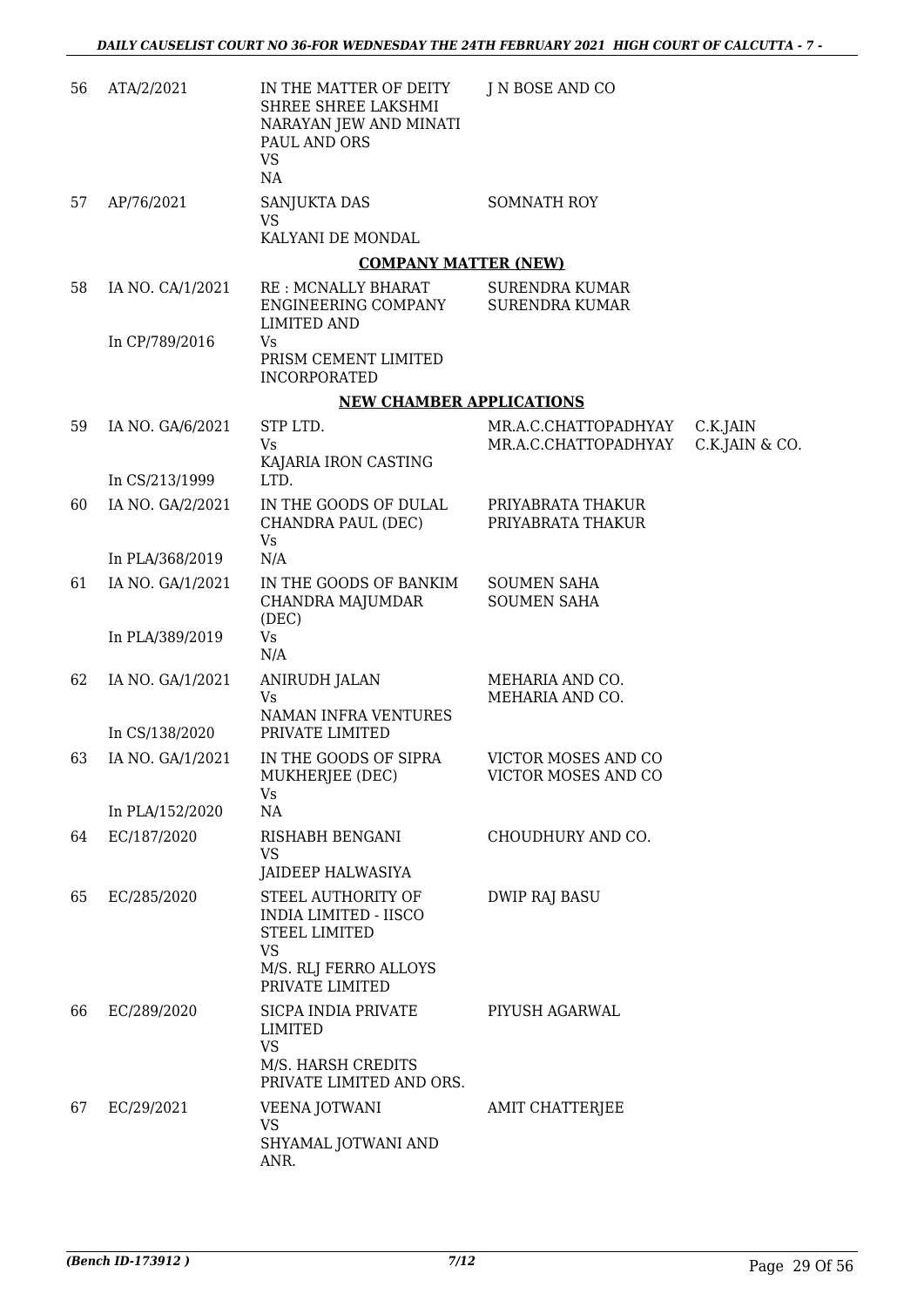| | | | | |
|---|---|---|---|---|
| 56 | ATA/2/2021 | IN THE MATTER OF DEITY SHREE SHREE LAKSHMI NARAYAN JEW AND MINATI PAUL AND ORS<br>VS<br>NA | J N BOSE AND CO | |
| 57 | AP/76/2021 | SANJUKTA DAS<br>VS<br>KALYANI DE MONDAL | SOMNATH ROY | |

**COMPANY MATTER (NEW)**

| | | | | |
|---|---|---|---|---|
| 58 | IA NO. CA/1/2021<br><br>In CP/789/2016 | RE : MCNALLY BHARAT ENGINEERING COMPANY LIMITED AND<br>Vs<br>PRISM CEMENT LIMITED INCORPORATED | SURENDRA KUMAR<br>SURENDRA KUMAR | |

**NEW CHAMBER APPLICATIONS**

| | | | | |
|---|---|---|---|---|
| 59 | IA NO. GA/6/2021<br><br>In CS/213/1999 | STP LTD.<br>Vs<br>KAJARIA IRON CASTING LTD. | MR.A.C.CHATTOPADHYAY<br>MR.A.C.CHATTOPADHYAY | C.K.JAIN<br>C.K.JAIN & CO. |
| 60 | IA NO. GA/2/2021<br><br>In PLA/368/2019 | IN THE GOODS OF DULAL CHANDRA PAUL (DEC)<br>Vs<br>N/A | PRIYABRATA THAKUR<br>PRIYABRATA THAKUR | |
| 61 | IA NO. GA/1/2021<br><br>In PLA/389/2019 | IN THE GOODS OF BANKIM CHANDRA MAJUMDAR (DEC)<br>Vs<br>N/A | SOUMEN SAHA<br>SOUMEN SAHA | |
| 62 | IA NO. GA/1/2021<br><br>In CS/138/2020 | ANIRUDH JALAN<br>Vs<br>NAMAN INFRA VENTURES PRIVATE LIMITED | MEHARIA AND CO.<br>MEHARIA AND CO. | |
| 63 | IA NO. GA/1/2021<br><br>In PLA/152/2020 | IN THE GOODS OF SIPRA MUKHERJEE (DEC)<br>Vs<br>NA | VICTOR MOSES AND CO<br>VICTOR MOSES AND CO | |
| 64 | EC/187/2020 | RISHABH BENGANI<br>VS<br>JAIDEEP HALWASIYA | CHOUDHURY AND CO. | |
| 65 | EC/285/2020 | STEEL AUTHORITY OF INDIA LIMITED - IISCO STEEL LIMITED<br>VS<br>M/S. RLJ FERRO ALLOYS PRIVATE LIMITED | DWIP RAJ BASU | |
| 66 | EC/289/2020 | SICPA INDIA PRIVATE LIMITED<br>VS<br>M/S. HARSH CREDITS PRIVATE LIMITED AND ORS. | PIYUSH AGARWAL | |
| 67 | EC/29/2021 | VEENA JOTWANI<br>VS<br>SHYAMAL JOTWANI AND ANR. | AMIT CHATTERJEE | |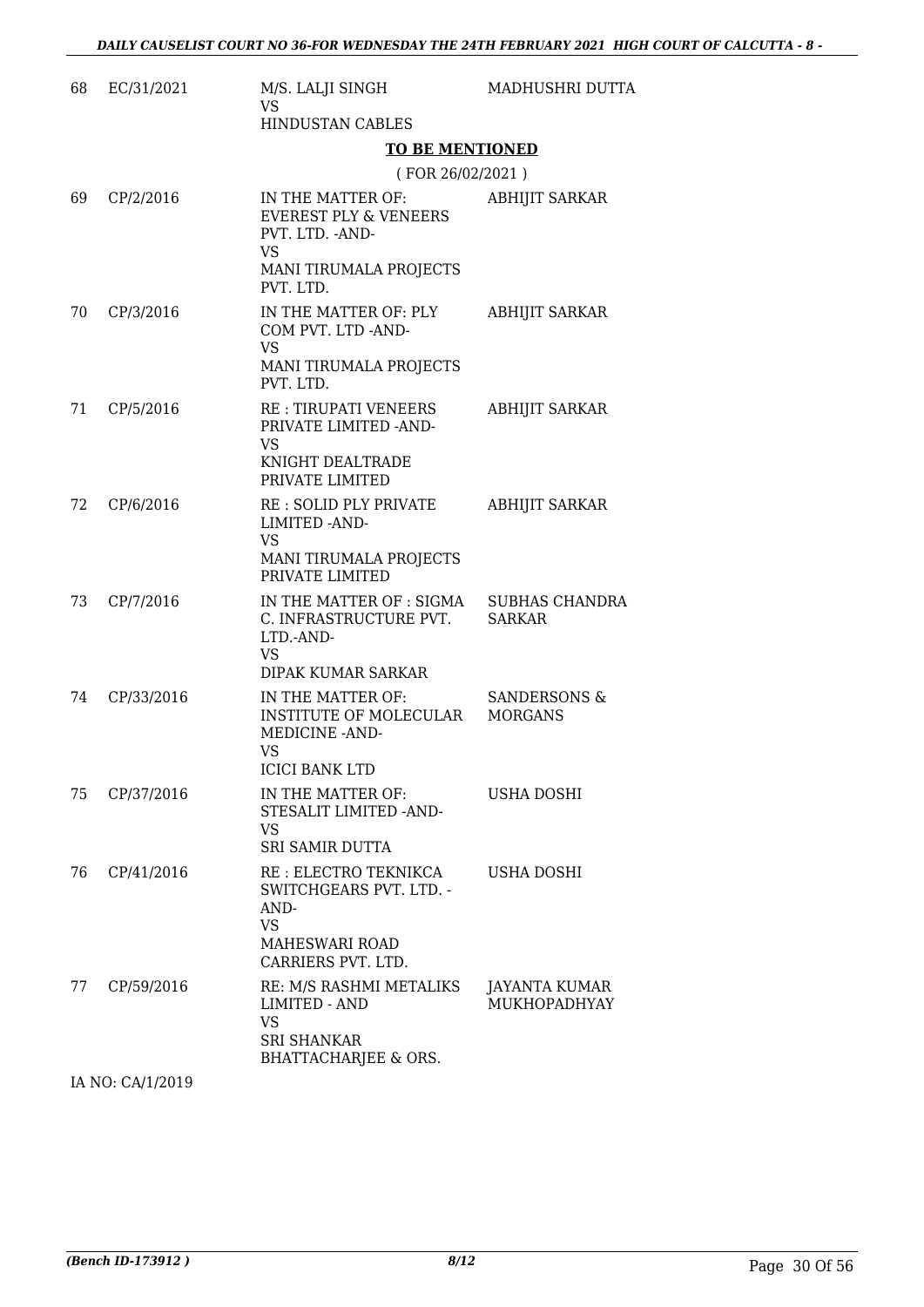| | | | |
|---|---|---|---|
| 68 | EC/31/2021 | M/S. LALJI SINGH<br>VS<br>HINDUSTAN CABLES | MADHUSHRI DUTTA |

**TO BE MENTIONED**

( FOR 26/02/2021 )

| | | | |
|---|---|---|---|
| 69 | CP/2/2016 | IN THE MATTER OF: EVEREST PLY & VENEERS PVT. LTD. -AND-<br>VS<br>MANI TIRUMALA PROJECTS PVT. LTD. | ABHIJIT SARKAR |
| 70 | CP/3/2016 | IN THE MATTER OF: PLY COM PVT. LTD -AND-<br>VS<br>MANI TIRUMALA PROJECTS PVT. LTD. | ABHIJIT SARKAR |
| 71 | CP/5/2016 | RE : TIRUPATI VENEERS PRIVATE LIMITED -AND-<br>VS<br>KNIGHT DEALTRADE PRIVATE LIMITED | ABHIJIT SARKAR |
| 72 | CP/6/2016 | RE : SOLID PLY PRIVATE LIMITED -AND-<br>VS<br>MANI TIRUMALA PROJECTS PRIVATE LIMITED | ABHIJIT SARKAR |
| 73 | CP/7/2016 | IN THE MATTER OF : SIGMA C. INFRASTRUCTURE PVT. LTD.-AND-<br>VS<br>DIPAK KUMAR SARKAR | SUBHAS CHANDRA SARKAR |
| 74 | CP/33/2016 | IN THE MATTER OF: INSTITUTE OF MOLECULAR MEDICINE -AND-<br>VS<br>ICICI BANK LTD | SANDERSONS & MORGANS |
| 75 | CP/37/2016 | IN THE MATTER OF: STESALIT LIMITED -AND-<br>VS<br>SRI SAMIR DUTTA | USHA DOSHI |
| 76 | CP/41/2016 | RE : ELECTRO TEKNIKCA SWITCHGEARS PVT. LTD. -AND-<br>VS<br>MAHESWARI ROAD CARRIERS PVT. LTD. | USHA DOSHI |
| 77 | CP/59/2016 | RE: M/S RASHMI METALIKS LIMITED - AND<br>VS<br>SRI SHANKAR BHATTACHARJEE & ORS. | JAYANTA KUMAR MUKHOPADHYAY |

IA NO: CA/1/2019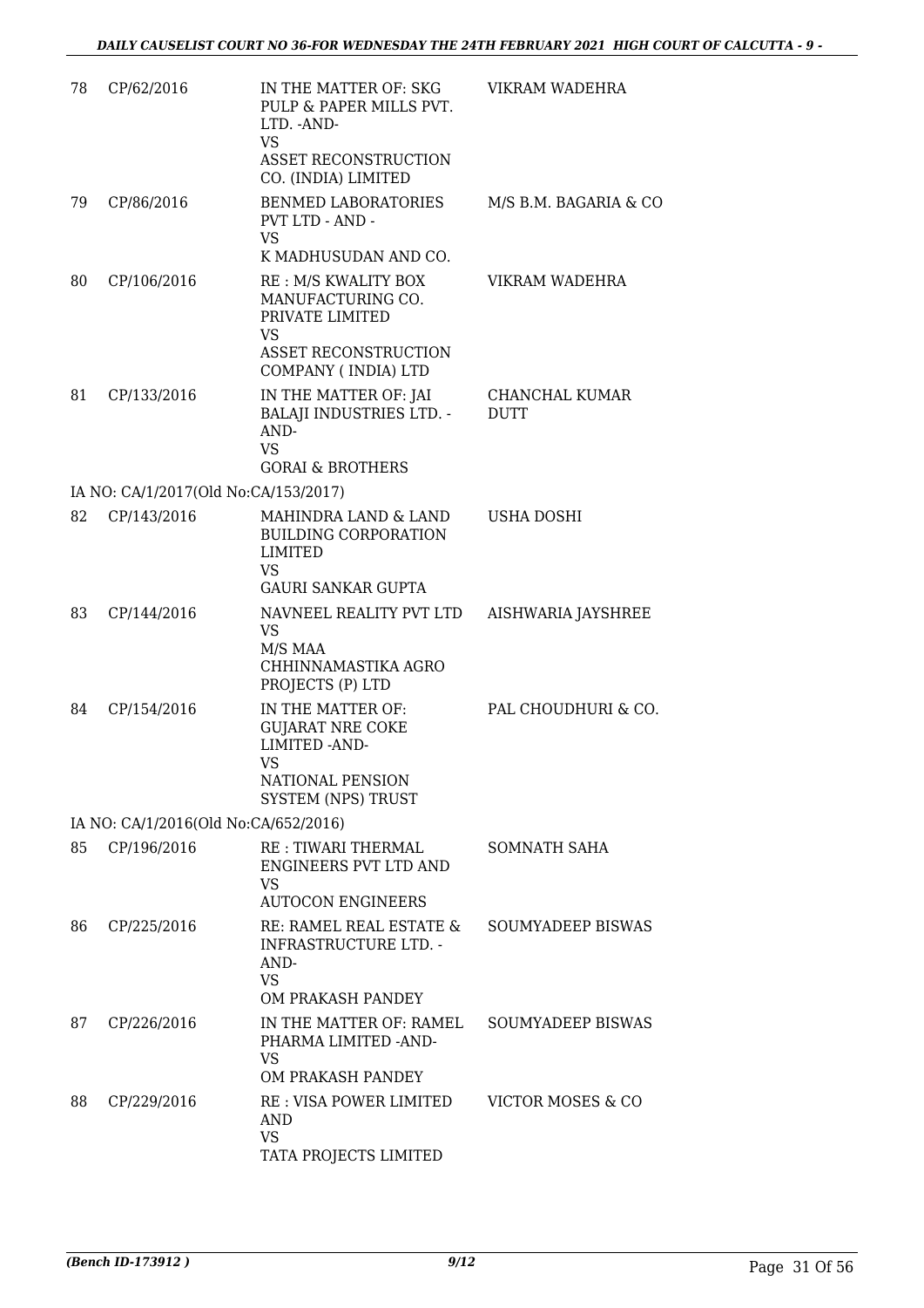| | | | |
|---|---|---|---|
| 78 | CP/62/2016 | IN THE MATTER OF: SKG PULP & PAPER MILLS PVT. LTD. -AND- VS ASSET RECONSTRUCTION CO. (INDIA) LIMITED | VIKRAM WADEHRA |
| 79 | CP/86/2016 | BENMED LABORATORIES PVT LTD - AND - VS K MADHUSUDAN AND CO. | M/S B.M. BAGARIA & CO |
| 80 | CP/106/2016 | RE : M/S KWALITY BOX MANUFACTURING CO. PRIVATE LIMITED VS ASSET RECONSTRUCTION COMPANY ( INDIA) LTD | VIKRAM WADEHRA |
| 81 | CP/133/2016 | IN THE MATTER OF: JAI BALAJI INDUSTRIES LTD. -AND- VS GORAI & BROTHERS | CHANCHAL KUMAR DUTT |
| IA NO: CA/1/2017(Old No:CA/153/2017) | | | |
| 82 | CP/143/2016 | MAHINDRA LAND & LAND BUILDING CORPORATION LIMITED VS GAURI SANKAR GUPTA | USHA DOSHI |
| 83 | CP/144/2016 | NAVNEEL REALITY PVT LTD VS M/S MAA CHHINNAMASTIKA AGRO PROJECTS (P) LTD | AISHWARIA JAYSHREE |
| 84 | CP/154/2016 | IN THE MATTER OF: GUJARAT NRE COKE LIMITED -AND- VS NATIONAL PENSION SYSTEM (NPS) TRUST | PAL CHOUDHURI & CO. |
| IA NO: CA/1/2016(Old No:CA/652/2016) | | | |
| 85 | CP/196/2016 | RE : TIWARI THERMAL ENGINEERS PVT LTD AND VS AUTOCON ENGINEERS | SOMNATH SAHA |
| 86 | CP/225/2016 | RE: RAMEL REAL ESTATE & INFRASTRUCTURE LTD. -AND- VS OM PRAKASH PANDEY | SOUMYADEEP BISWAS |
| 87 | CP/226/2016 | IN THE MATTER OF: RAMEL PHARMA LIMITED -AND- VS OM PRAKASH PANDEY | SOUMYADEEP BISWAS |
| 88 | CP/229/2016 | RE : VISA POWER LIMITED AND VS TATA PROJECTS LIMITED | VICTOR MOSES & CO |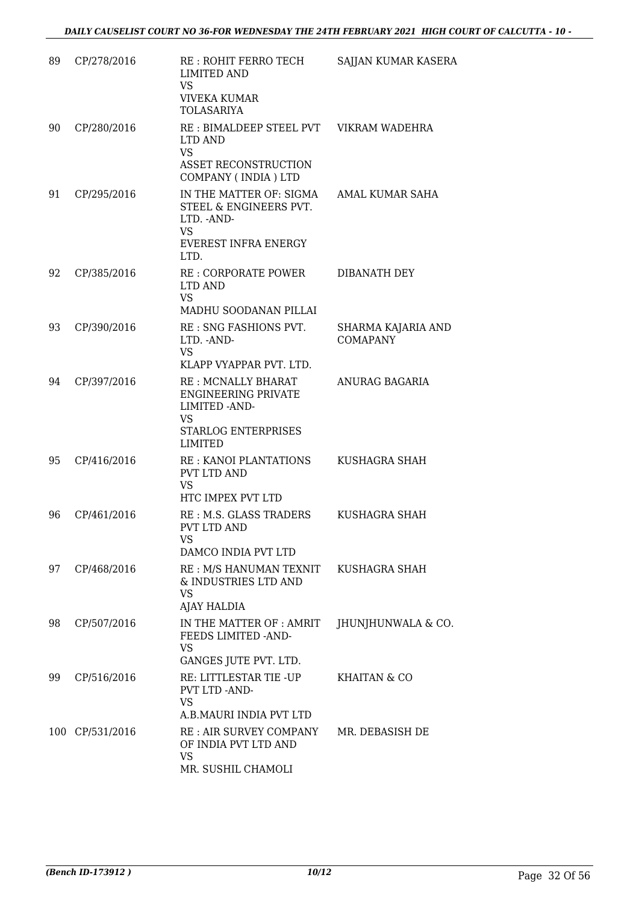| 89 | CP/278/2016 | RE : ROHIT FERRO TECH LIMITED AND<br>VS<br>VIVEKA KUMAR TOLASARIYA | SAJJAN KUMAR KASERA |
|---|---|---|---|
| 90 | CP/280/2016 | RE : BIMALDEEP STEEL PVT LTD AND<br>VS<br>ASSET RECONSTRUCTION COMPANY ( INDIA ) LTD | VIKRAM WADEHRA |
| 91 | CP/295/2016 | IN THE MATTER OF: SIGMA STEEL & ENGINEERS PVT. LTD. -AND-<br>VS<br>EVEREST INFRA ENERGY LTD. | AMAL KUMAR SAHA |
| 92 | CP/385/2016 | RE : CORPORATE POWER LTD AND<br>VS<br>MADHU SOODANAN PILLAI | DIBANATH DEY |
| 93 | CP/390/2016 | RE : SNG FASHIONS PVT. LTD. -AND-<br>VS<br>KLAPP VYAPPAR PVT. LTD. | SHARMA KAJARIA AND COMAPANY |
| 94 | CP/397/2016 | RE : MCNALLY BHARAT ENGINEERING PRIVATE LIMITED -AND-<br>VS<br>STARLOG ENTERPRISES LIMITED | ANURAG BAGARIA |
| 95 | CP/416/2016 | RE : KANOI PLANTATIONS PVT LTD AND<br>VS<br>HTC IMPEX PVT LTD | KUSHAGRA SHAH |
| 96 | CP/461/2016 | RE : M.S. GLASS TRADERS PVT LTD AND<br>VS<br>DAMCO INDIA PVT LTD | KUSHAGRA SHAH |
| 97 | CP/468/2016 | RE : M/S HANUMAN TEXNIT & INDUSTRIES LTD AND<br>VS<br>AJAY HALDIA | KUSHAGRA SHAH |
| 98 | CP/507/2016 | IN THE MATTER OF : AMRIT FEEDS LIMITED -AND-<br>VS<br>GANGES JUTE PVT. LTD. | JHUNJHUNWALA & CO. |
| 99 | CP/516/2016 | RE: LITTLESTAR TIE -UP PVT LTD -AND-<br>VS<br>A.B.MAURI INDIA PVT LTD | KHAITAN & CO |
| 100 | CP/531/2016 | RE : AIR SURVEY COMPANY OF INDIA PVT LTD AND<br>VS<br>MR. SUSHIL CHAMOLI | MR. DEBASISH DE |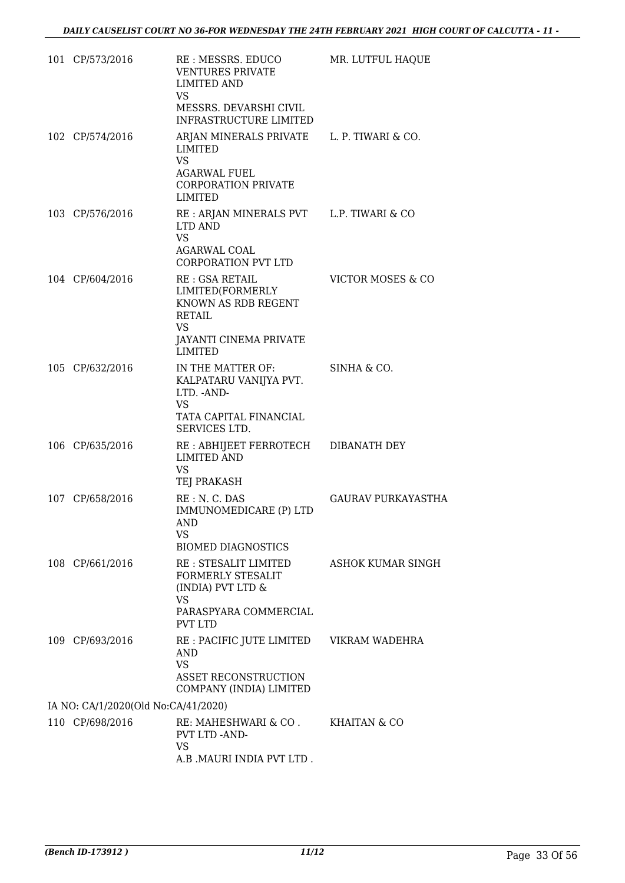| | | | |
|---|---|---|---|
| 101 | CP/573/2016 | RE : MESSRS. EDUCO VENTURES PRIVATE LIMITED AND<br>VS<br>MESSRS. DEVARSHI CIVIL INFRASTRUCTURE LIMITED | MR. LUTFUL HAQUE |
| 102 | CP/574/2016 | ARJAN MINERALS PRIVATE LIMITED<br>VS<br>AGARWAL FUEL CORPORATION PRIVATE LIMITED | L. P. TIWARI & CO. |
| 103 | CP/576/2016 | RE : ARJAN MINERALS PVT LTD AND<br>VS<br>AGARWAL COAL CORPORATION PVT LTD | L.P. TIWARI & CO |
| 104 | CP/604/2016 | RE : GSA RETAIL LIMITED(FORMERLY KNOWN AS RDB REGENT RETAIL<br>VS<br>JAYANTI CINEMA PRIVATE LIMITED | VICTOR MOSES & CO |
| 105 | CP/632/2016 | IN THE MATTER OF: KALPATARU VANIJYA PVT. LTD. -AND-<br>VS<br>TATA CAPITAL FINANCIAL SERVICES LTD. | SINHA & CO. |
| 106 | CP/635/2016 | RE : ABHIJEET FERROTECH LIMITED AND<br>VS<br>TEJ PRAKASH | DIBANATH DEY |
| 107 | CP/658/2016 | RE : N. C. DAS IMMUNOMEDICARE (P) LTD AND<br>VS<br>BIOMED DIAGNOSTICS | GAURAV PURKAYASTHA |
| 108 | CP/661/2016 | RE : STESALIT LIMITED FORMERLY STESALIT (INDIA) PVT LTD &<br>VS<br>PARASPYARA COMMERCIAL PVT LTD | ASHOK KUMAR SINGH |
| 109 | CP/693/2016 | RE : PACIFIC JUTE LIMITED AND<br>VS<br>ASSET RECONSTRUCTION COMPANY (INDIA) LIMITED | VIKRAM WADEHRA |

IA NO: CA/1/2020(Old No:CA/41/2020)

| | | | |
|---|---|---|---|
| 110 | CP/698/2016 | RE: MAHESHWARI & CO . PVT LTD -AND-<br>VS<br>A.B .MAURI INDIA PVT LTD . | KHAITAN & CO |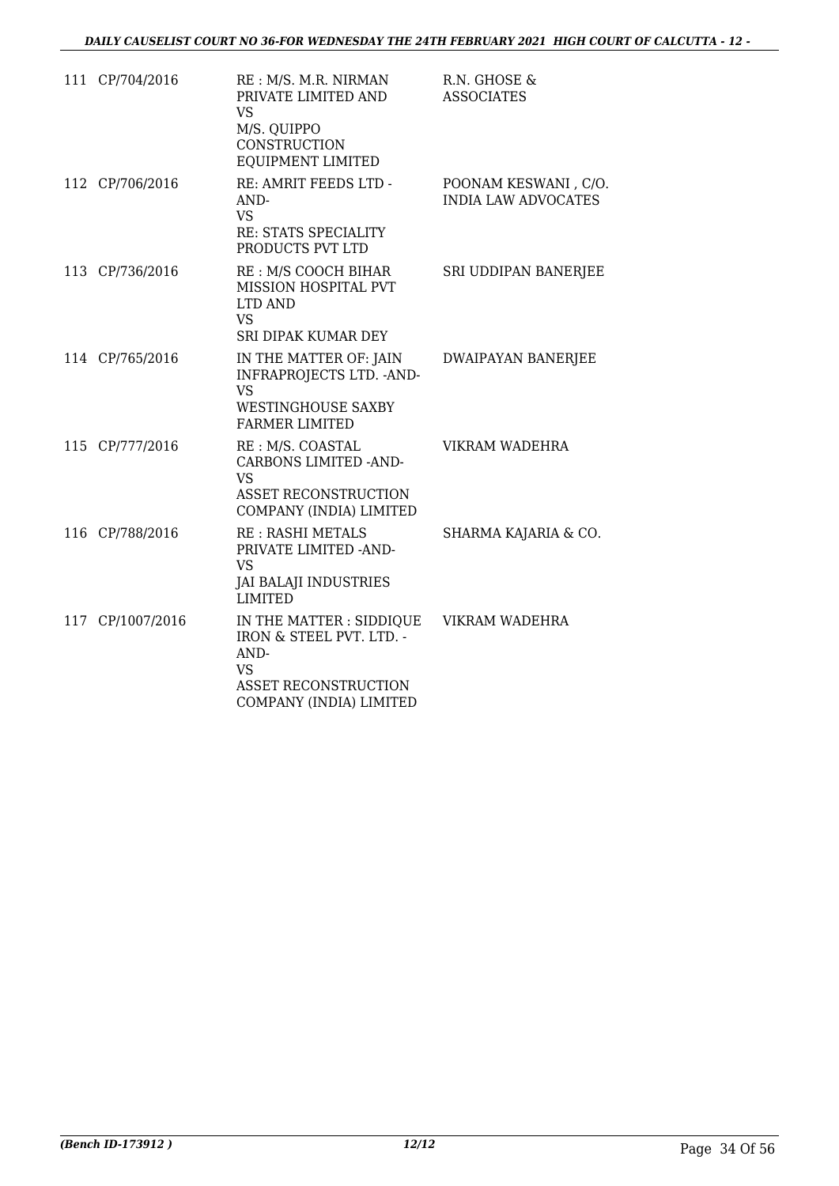| | | | |
|---|---|---|---|
| 111 | CP/704/2016 | RE : M/S. M.R. NIRMAN PRIVATE LIMITED AND<br>VS<br>M/S. QUIPPO CONSTRUCTION EQUIPMENT LIMITED | R.N. GHOSE & ASSOCIATES |
| 112 | CP/706/2016 | RE: AMRIT FEEDS LTD -AND-<br>VS<br>RE: STATS SPECIALITY PRODUCTS PVT LTD | POONAM KESWANI , C/O. INDIA LAW ADVOCATES |
| 113 | CP/736/2016 | RE : M/S COOCH BIHAR MISSION HOSPITAL PVT LTD AND<br>VS<br>SRI DIPAK KUMAR DEY | SRI UDDIPAN BANERJEE |
| 114 | CP/765/2016 | IN THE MATTER OF: JAIN INFRAPROJECTS LTD. -AND-<br>VS<br>WESTINGHOUSE SAXBY FARMER LIMITED | DWAIPAYAN BANERJEE |
| 115 | CP/777/2016 | RE : M/S. COASTAL CARBONS LIMITED -AND-<br>VS<br>ASSET RECONSTRUCTION COMPANY (INDIA) LIMITED | VIKRAM WADEHRA |
| 116 | CP/788/2016 | RE : RASHI METALS PRIVATE LIMITED -AND-<br>VS<br>JAI BALAJI INDUSTRIES LIMITED | SHARMA KAJARIA & CO. |
| 117 | CP/1007/2016 | IN THE MATTER : SIDDIQUE IRON & STEEL PVT. LTD. -AND-<br>VS<br>ASSET RECONSTRUCTION COMPANY (INDIA) LIMITED | VIKRAM WADEHRA |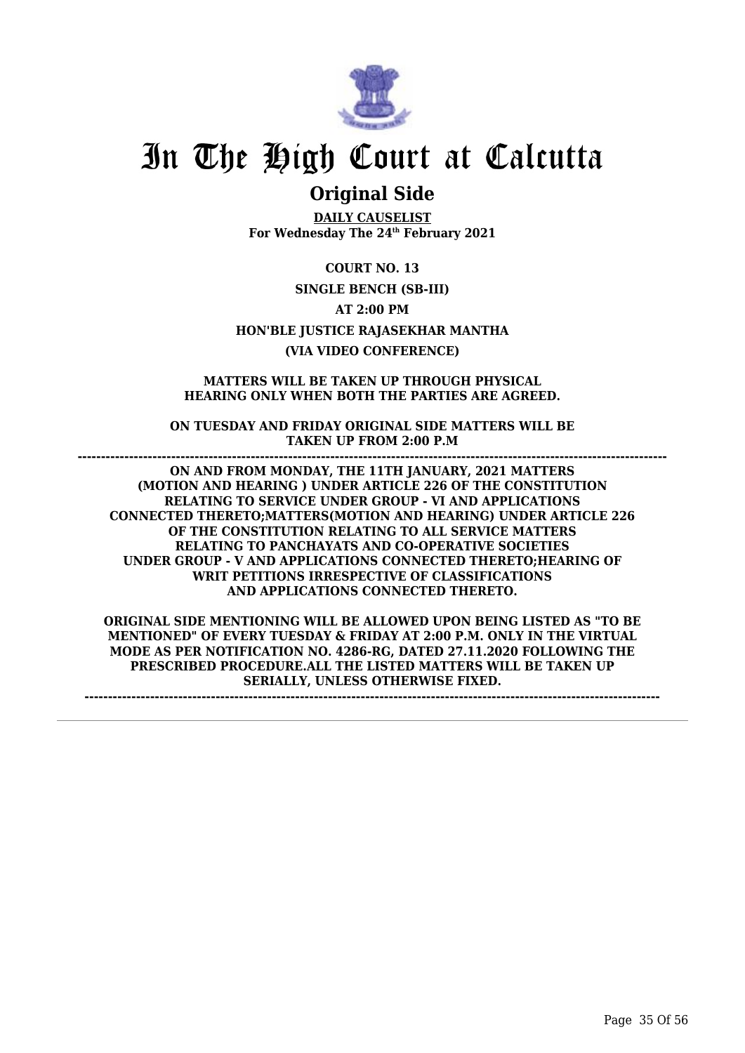# In The High Court at Calcutta

## Original Side

**DAILY CAUSELIST**
**For Wednesday The 24th February 2021**

**COURT NO. 13**

**SINGLE BENCH (SB-III)**

**AT 2:00 PM**

**HON'BLE JUSTICE RAJASEKHAR MANTHA**

**(VIA VIDEO CONFERENCE)**

**MATTERS WILL BE TAKEN UP THROUGH PHYSICAL HEARING ONLY WHEN BOTH THE PARTIES ARE AGREED.**

**ON TUESDAY AND FRIDAY ORIGINAL SIDE MATTERS WILL BE TAKEN UP FROM 2:00 P.M**

**------------------------------------------------------------------------------------------------------------------------**

**ON AND FROM MONDAY, THE 11TH JANUARY, 2021 MATTERS (MOTION AND HEARING ) UNDER ARTICLE 226 OF THE CONSTITUTION RELATING TO SERVICE UNDER GROUP - VI AND APPLICATIONS CONNECTED THERETO;MATTERS(MOTION AND HEARING) UNDER ARTICLE 226 OF THE CONSTITUTION RELATING TO ALL SERVICE MATTERS RELATING TO PANCHAYATS AND CO-OPERATIVE SOCIETIES UNDER GROUP - V AND APPLICATIONS CONNECTED THERETO;HEARING OF WRIT PETITIONS IRRESPECTIVE OF CLASSIFICATIONS AND APPLICATIONS CONNECTED THERETO.**

**ORIGINAL SIDE MENTIONING WILL BE ALLOWED UPON BEING LISTED AS "TO BE MENTIONED" OF EVERY TUESDAY & FRIDAY AT 2:00 P.M. ONLY IN THE VIRTUAL MODE AS PER NOTIFICATION NO. 4286-RG, DATED 27.11.2020 FOLLOWING THE PRESCRIBED PROCEDURE.ALL THE LISTED MATTERS WILL BE TAKEN UP SERIALLY, UNLESS OTHERWISE FIXED.**

**------------------------------------------------------------------------------------------------------------------------**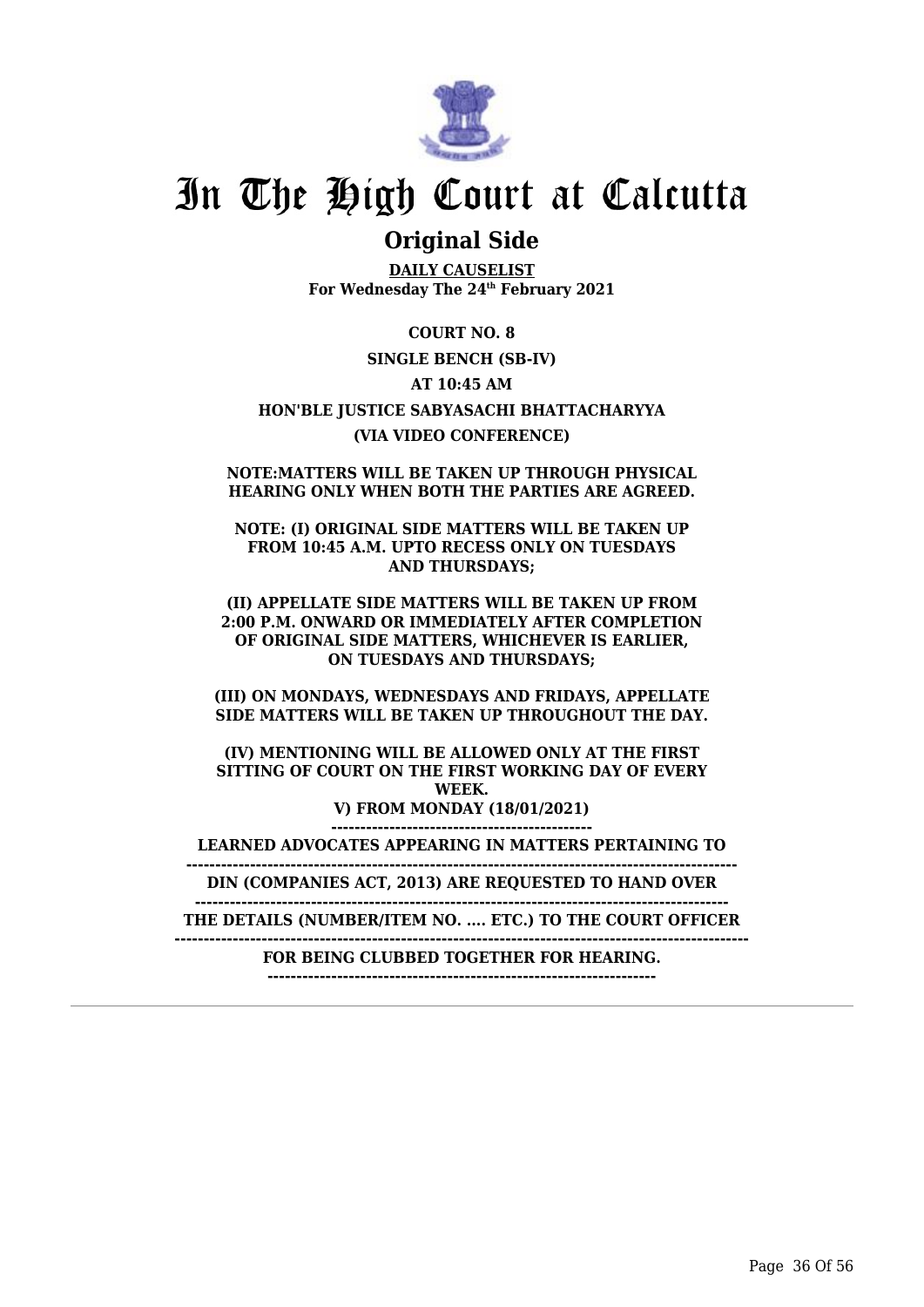# In The High Court at Calcutta

## Original Side

**DAILY CAUSELIST**
**For Wednesday The 24th February 2021**

**COURT NO. 8**

**SINGLE BENCH (SB-IV)**

**AT 10:45 AM**

**HON'BLE JUSTICE SABYASACHI BHATTACHARYYA**

**(VIA VIDEO CONFERENCE)**

**NOTE:MATTERS WILL BE TAKEN UP THROUGH PHYSICAL HEARING ONLY WHEN BOTH THE PARTIES ARE AGREED.**

**NOTE: (I) ORIGINAL SIDE MATTERS WILL BE TAKEN UP FROM 10:45 A.M. UPTO RECESS ONLY ON TUESDAYS AND THURSDAYS;**

**(II) APPELLATE SIDE MATTERS WILL BE TAKEN UP FROM 2:00 P.M. ONWARD OR IMMEDIATELY AFTER COMPLETION OF ORIGINAL SIDE MATTERS, WHICHEVER IS EARLIER, ON TUESDAYS AND THURSDAYS;**

**(III) ON MONDAYS, WEDNESDAYS AND FRIDAYS, APPELLATE SIDE MATTERS WILL BE TAKEN UP THROUGHOUT THE DAY.**

**(IV) MENTIONING WILL BE ALLOWED ONLY AT THE FIRST SITTING OF COURT ON THE FIRST WORKING DAY OF EVERY WEEK.**

**V) FROM MONDAY (18/01/2021)**

**LEARNED ADVOCATES APPEARING IN MATTERS PERTAINING TO**

**DIN (COMPANIES ACT, 2013) ARE REQUESTED TO HAND OVER**

**THE DETAILS (NUMBER/ITEM NO. .... ETC.) TO THE COURT OFFICER**

**FOR BEING CLUBBED TOGETHER FOR HEARING.**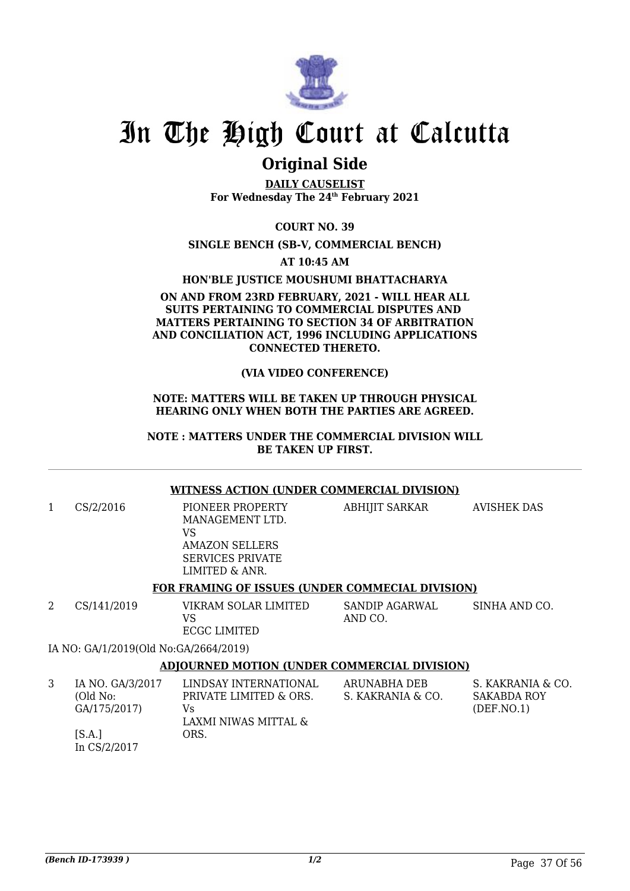# In The High Court at Calcutta

## Original Side

**DAILY CAUSELIST**
**For Wednesday The 24th February 2021**

**COURT NO. 39**

**SINGLE BENCH (SB-V, COMMERCIAL BENCH)**

**AT 10:45 AM**

**HON'BLE JUSTICE MOUSHUMI BHATTACHARYA**

**ON AND FROM 23RD FEBRUARY, 2021 - WILL HEAR ALL SUITS PERTAINING TO COMMERCIAL DISPUTES AND MATTERS PERTAINING TO SECTION 34 OF ARBITRATION AND CONCILIATION ACT, 1996 INCLUDING APPLICATIONS CONNECTED THERETO.**

**(VIA VIDEO CONFERENCE)**

**NOTE: MATTERS WILL BE TAKEN UP THROUGH PHYSICAL HEARING ONLY WHEN BOTH THE PARTIES ARE AGREED.**

**NOTE : MATTERS UNDER THE COMMERCIAL DIVISION WILL BE TAKEN UP FIRST.**

---

**WITNESS ACTION (UNDER COMMERCIAL DIVISION)**

| | | | | |
|---|---|---|---|---|
| 1 | CS/2/2016 | PIONEER PROPERTY MANAGEMENT LTD. VS AMAZON SELLERS SERVICES PRIVATE LIMITED & ANR. | ABHIJIT SARKAR | AVISHEK DAS |

**FOR FRAMING OF ISSUES (UNDER COMMECIAL DIVISION)**

| | | | | |
|---|---|---|---|---|
| 2 | CS/141/2019 | VIKRAM SOLAR LIMITED VS ECGC LIMITED | SANDIP AGARWAL AND CO. | SINHA AND CO. |

IA NO: GA/1/2019(Old No:GA/2664/2019)

**ADJOURNED MOTION (UNDER COMMERCIAL DIVISION)**

| | | | | |
|---|---|---|---|---|
| 3 | IA NO. GA/3/2017 (Old No: GA/175/2017) [S.A.] In CS/2/2017 | LINDSAY INTERNATIONAL PRIVATE LIMITED & ORS. Vs LAXMI NIWAS MITTAL & ORS. | ARUNABHA DEB S. KAKRANIA & CO. | S. KAKRANIA & CO. SAKABDA ROY (DEF.NO.1) |

*(Bench ID-173939 )* 1/2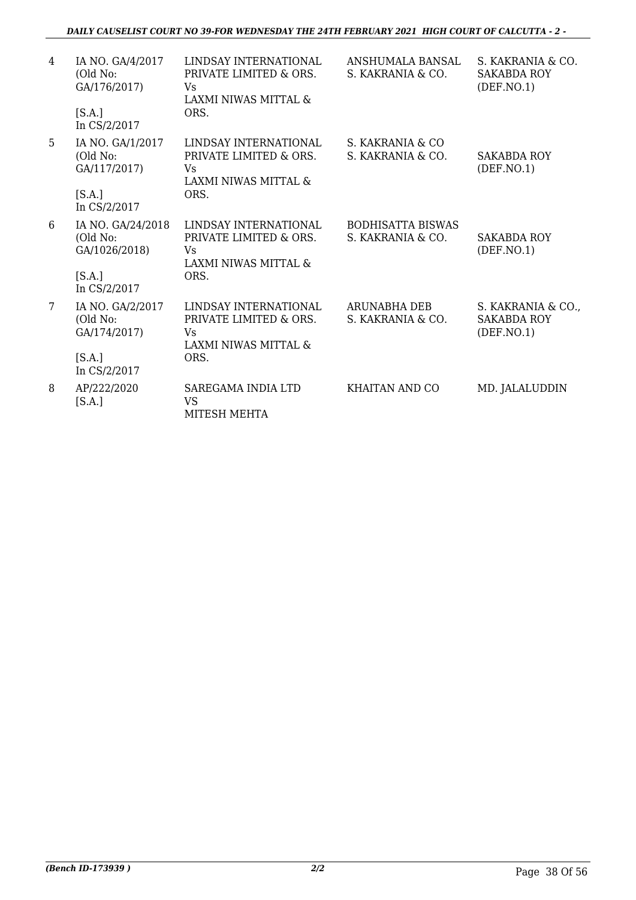| 4 | IA NO. GA/4/2017 (Old No: GA/176/2017) [S.A.] In CS/2/2017 | LINDSAY INTERNATIONAL PRIVATE LIMITED & ORS. Vs LAXMI NIWAS MITTAL & ORS. | ANSHUMALA BANSAL S. KAKRANIA & CO. | S. KAKRANIA & CO. SAKABDA ROY (DEF.NO.1) |
|---|---|---|---|---|
| 5 | IA NO. GA/1/2017 (Old No: GA/117/2017) [S.A.] In CS/2/2017 | LINDSAY INTERNATIONAL PRIVATE LIMITED & ORS. Vs LAXMI NIWAS MITTAL & ORS. | S. KAKRANIA & CO S. KAKRANIA & CO. | SAKABDA ROY (DEF.NO.1) |
| 6 | IA NO. GA/24/2018 (Old No: GA/1026/2018) [S.A.] In CS/2/2017 | LINDSAY INTERNATIONAL PRIVATE LIMITED & ORS. Vs LAXMI NIWAS MITTAL & ORS. | BODHISATTA BISWAS S. KAKRANIA & CO. | SAKABDA ROY (DEF.NO.1) |
| 7 | IA NO. GA/2/2017 (Old No: GA/174/2017) [S.A.] In CS/2/2017 | LINDSAY INTERNATIONAL PRIVATE LIMITED & ORS. Vs LAXMI NIWAS MITTAL & ORS. | ARUNABHA DEB S. KAKRANIA & CO. | S. KAKRANIA & CO., SAKABDA ROY (DEF.NO.1) |
| 8 | AP/222/2020 [S.A.] | SAREGAMA INDIA LTD VS MITESH MEHTA | KHAITAN AND CO | MD. JALALUDDIN |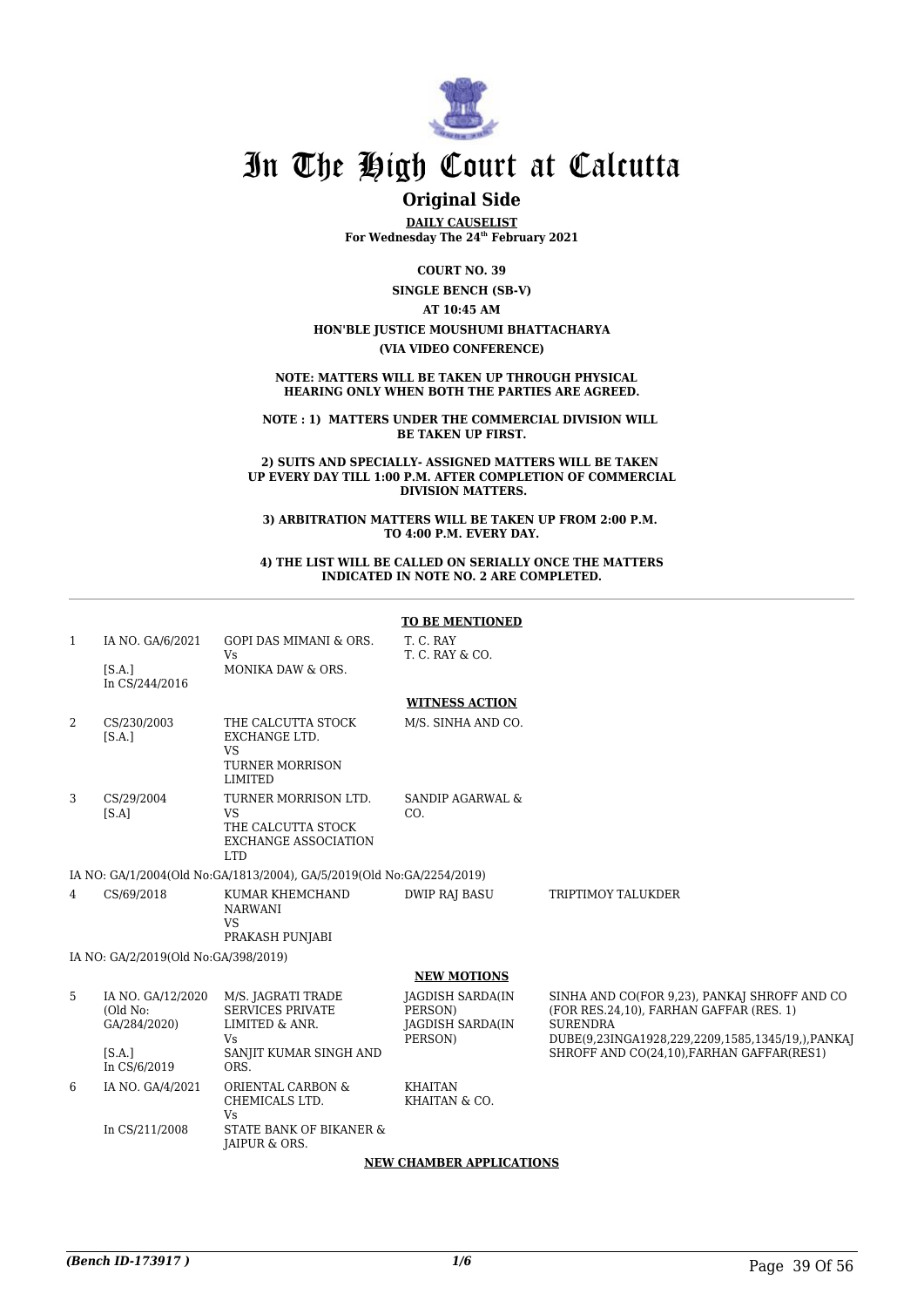# In The High Court at Calcutta

## Original Side

**DAILY CAUSELIST**

**For Wednesday The 24th February 2021**

**COURT NO. 39**

**SINGLE BENCH (SB-V)**

**AT 10:45 AM**

**HON'BLE JUSTICE MOUSHUMI BHATTACHARYA**

**(VIA VIDEO CONFERENCE)**

**NOTE: MATTERS WILL BE TAKEN UP THROUGH PHYSICAL HEARING ONLY WHEN BOTH THE PARTIES ARE AGREED.**

**NOTE : 1) MATTERS UNDER THE COMMERCIAL DIVISION WILL BE TAKEN UP FIRST.**

**2) SUITS AND SPECIALLY- ASSIGNED MATTERS WILL BE TAKEN UP EVERY DAY TILL 1:00 P.M. AFTER COMPLETION OF COMMERCIAL DIVISION MATTERS.**

**3) ARBITRATION MATTERS WILL BE TAKEN UP FROM 2:00 P.M. TO 4:00 P.M. EVERY DAY.**

**4) THE LIST WILL BE CALLED ON SERIALLY ONCE THE MATTERS INDICATED IN NOTE NO. 2 ARE COMPLETED.**

**TO BE MENTIONED**

| | | | | |
|---|---|---|---|---|
| 1 | IA NO. GA/6/2021<br>[S.A.]<br>In CS/244/2016 | GOPI DAS MIMANI & ORS.<br>Vs<br>MONIKA DAW & ORS. | T. C. RAY<br>T. C. RAY & CO. | |

**WITNESS ACTION**

| | | | | |
|---|---|---|---|---|
| 2 | CS/230/2003<br>[S.A.] | THE CALCUTTA STOCK EXCHANGE LTD.<br>VS<br>TURNER MORRISON LIMITED | M/S. SINHA AND CO. | |
| 3 | CS/29/2004<br>[S.A] | TURNER MORRISON LTD.<br>VS<br>THE CALCUTTA STOCK EXCHANGE ASSOCIATION LTD | SANDIP AGARWAL & CO. | |

IA NO: GA/1/2004(Old No:GA/1813/2004), GA/5/2019(Old No:GA/2254/2019)

| | | | | |
|---|---|---|---|---|
| 4 | CS/69/2018 | KUMAR KHEMCHAND NARWANI<br>VS<br>PRAKASH PUNJABI | DWIP RAJ BASU | TRIPTIMOY TALUKDER |

IA NO: GA/2/2019(Old No:GA/398/2019)

**NEW MOTIONS**

| | | | | |
|---|---|---|---|---|
| 5 | IA NO. GA/12/2020<br>(Old No:<br>GA/284/2020)<br>[S.A.]<br>In CS/6/2019 | M/S. JAGRATI TRADE SERVICES PRIVATE LIMITED & ANR.<br>Vs<br>SANJIT KUMAR SINGH AND ORS. | JAGDISH SARDA(IN PERSON)<br>JAGDISH SARDA(IN PERSON) | SINHA AND CO(FOR 9,23), PANKAJ SHROFF AND CO (FOR RES.24,10), FARHAN GAFFAR (RES. 1)<br>SURENDRA DUBE(9,23INGA1928,229,2209,1585,1345/19,),PANKAJ SHROFF AND CO(24,10),FARHAN GAFFAR(RES1) |
| 6 | IA NO. GA/4/2021<br>In CS/211/2008 | ORIENTAL CARBON & CHEMICALS LTD.<br>Vs<br>STATE BANK OF BIKANER & JAIPUR & ORS. | KHAITAN<br>KHAITAN & CO. | |

**NEW CHAMBER APPLICATIONS**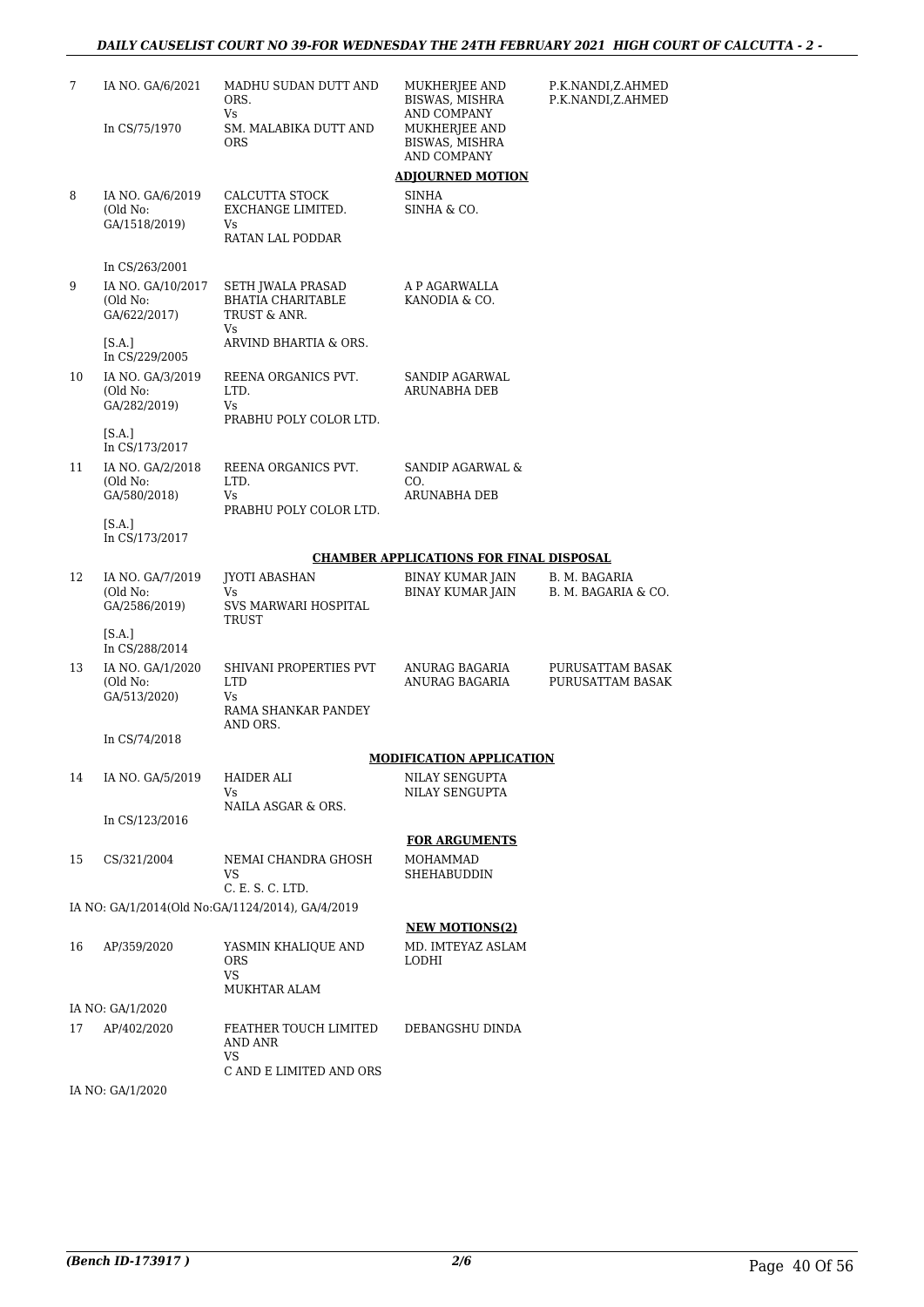| | | | | |
|---|---|---|---|---|
| 7 | IA NO. GA/6/2021<br><br>In CS/75/1970 | MADHU SUDAN DUTT AND ORS.<br>Vs<br>SM. MALABIKA DUTT AND ORS | MUKHERJEE AND BISWAS, MISHRA AND COMPANY<br>MUKHERJEE AND BISWAS, MISHRA AND COMPANY | P.K.NANDI,Z.AHMED<br>P.K.NANDI,Z.AHMED |

**ADJOURNED MOTION**

| | | | | |
|---|---|---|---|---|
| 8 | IA NO. GA/6/2019 (Old No: GA/1518/2019)<br><br>In CS/263/2001 | CALCUTTA STOCK EXCHANGE LIMITED.<br>Vs<br>RATAN LAL PODDAR | SINHA<br>SINHA & CO. | |
| 9 | IA NO. GA/10/2017 (Old No: GA/622/2017)<br><br>[S.A.]<br>In CS/229/2005 | SETH JWALA PRASAD BHATIA CHARITABLE TRUST & ANR.<br>Vs<br>ARVIND BHARTIA & ORS. | A P AGARWALLA<br>KANODIA & CO. | |
| 10 | IA NO. GA/3/2019 (Old No: GA/282/2019)<br><br>[S.A.]<br>In CS/173/2017 | REENA ORGANICS PVT. LTD.<br>Vs<br>PRABHU POLY COLOR LTD. | SANDIP AGARWAL<br>ARUNABHA DEB | |
| 11 | IA NO. GA/2/2018 (Old No: GA/580/2018)<br><br>[S.A.]<br>In CS/173/2017 | REENA ORGANICS PVT. LTD.<br>Vs<br>PRABHU POLY COLOR LTD. | SANDIP AGARWAL & CO.<br>ARUNABHA DEB | |

**CHAMBER APPLICATIONS FOR FINAL DISPOSAL**

| | | | | |
|---|---|---|---|---|
| 12 | IA NO. GA/7/2019 (Old No: GA/2586/2019)<br><br>[S.A.]<br>In CS/288/2014 | JYOTI ABASHAN<br>Vs<br>SVS MARWARI HOSPITAL TRUST | BINAY KUMAR JAIN<br>BINAY KUMAR JAIN | B. M. BAGARIA<br>B. M. BAGARIA & CO. |
| 13 | IA NO. GA/1/2020 (Old No: GA/513/2020)<br><br>In CS/74/2018 | SHIVANI PROPERTIES PVT LTD<br>Vs<br>RAMA SHANKAR PANDEY AND ORS. | ANURAG BAGARIA<br>ANURAG BAGARIA | PURUSATTAM BASAK<br>PURUSATTAM BASAK |

**MODIFICATION APPLICATION**

| | | | | |
|---|---|---|---|---|
| 14 | IA NO. GA/5/2019<br><br>In CS/123/2016 | HAIDER ALI<br>Vs<br>NAILA ASGAR & ORS. | NILAY SENGUPTA<br>NILAY SENGUPTA | |

**FOR ARGUMENTS**

| | | | | |
|---|---|---|---|---|
| 15 | CS/321/2004 | NEMAI CHANDRA GHOSH<br>VS<br>C. E. S. C. LTD. | MOHAMMAD SHEHABUDDIN | |

IA NO: GA/1/2014(Old No:GA/1124/2014), GA/4/2019

**NEW MOTIONS(2)**

| | | | | |
|---|---|---|---|---|
| 16 | AP/359/2020 | YASMIN KHALIQUE AND ORS<br>VS<br>MUKHTAR ALAM | MD. IMTEYAZ ASLAM LODHI | |

IA NO: GA/1/2020

| | | | | |
|---|---|---|---|---|
| 17 | AP/402/2020 | FEATHER TOUCH LIMITED AND ANR<br>VS<br>C AND E LIMITED AND ORS | DEBANGSHU DINDA | |

IA NO: GA/1/2020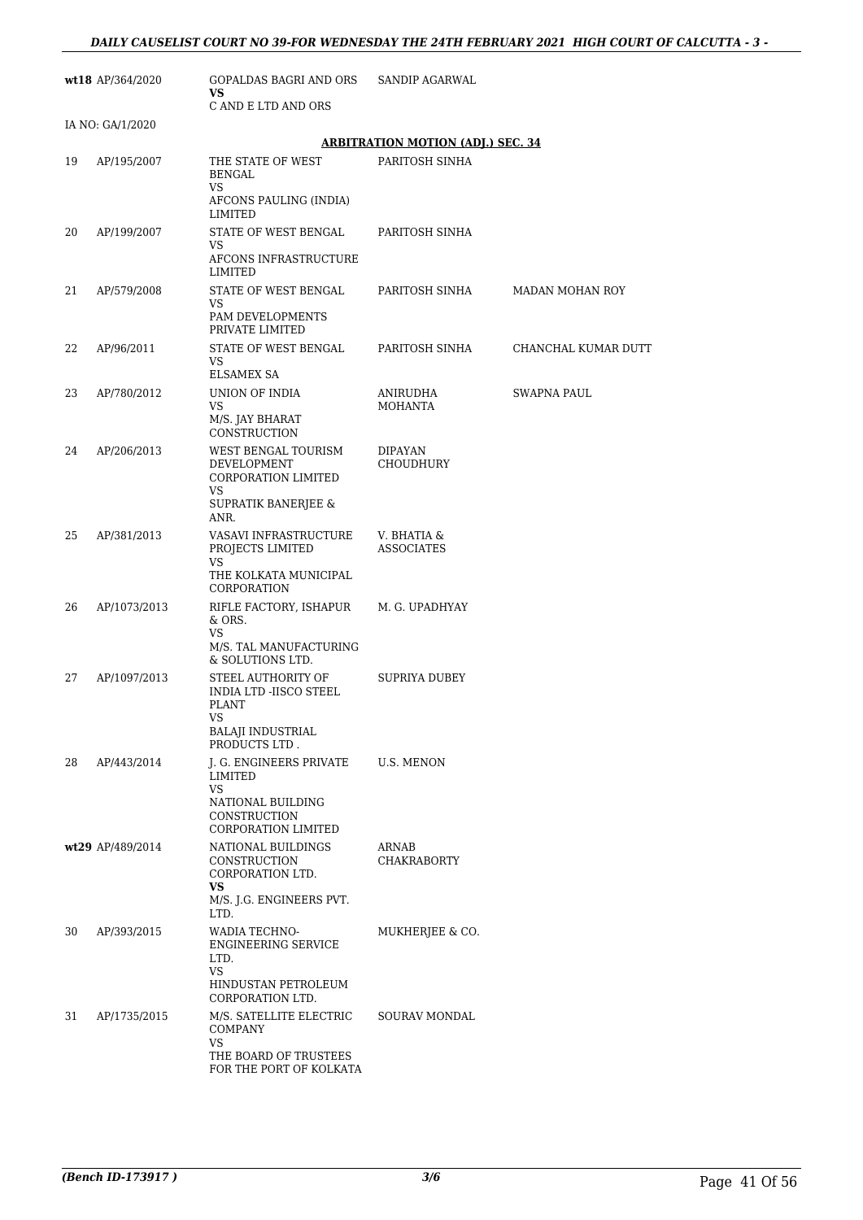| | | | | |
|---|---|---|---|---|
| wt18 | AP/364/2020 | GOPALDAS BAGRI AND ORS<br>**VS**<br>C AND E LTD AND ORS | SANDIP AGARWAL | |
| | IA NO: GA/1/2020 | | | |

**ARBITRATION MOTION (ADJ.) SEC. 34**

| | | | | |
|---|---|---|---|---|
| 19 | AP/195/2007 | THE STATE OF WEST BENGAL<br>VS<br>AFCONS PAULING (INDIA) LIMITED | PARITOSH SINHA | |
| 20 | AP/199/2007 | STATE OF WEST BENGAL<br>VS<br>AFCONS INFRASTRUCTURE LIMITED | PARITOSH SINHA | |
| 21 | AP/579/2008 | STATE OF WEST BENGAL<br>VS<br>PAM DEVELOPMENTS PRIVATE LIMITED | PARITOSH SINHA | MADAN MOHAN ROY |
| 22 | AP/96/2011 | STATE OF WEST BENGAL<br>VS<br>ELSAMEX SA | PARITOSH SINHA | CHANCHAL KUMAR DUTT |
| 23 | AP/780/2012 | UNION OF INDIA<br>VS<br>M/S. JAY BHARAT CONSTRUCTION | ANIRUDHA MOHANTA | SWAPNA PAUL |
| 24 | AP/206/2013 | WEST BENGAL TOURISM DEVELOPMENT CORPORATION LIMITED<br>VS<br>SUPRATIK BANERJEE & ANR. | DIPAYAN CHOUDHURY | |
| 25 | AP/381/2013 | VASAVI INFRASTRUCTURE PROJECTS LIMITED<br>VS<br>THE KOLKATA MUNICIPAL CORPORATION | V. BHATIA & ASSOCIATES | |
| 26 | AP/1073/2013 | RIFLE FACTORY, ISHAPUR & ORS.<br>VS<br>M/S. TAL MANUFACTURING & SOLUTIONS LTD. | M. G. UPADHYAY | |
| 27 | AP/1097/2013 | STEEL AUTHORITY OF INDIA LTD -IISCO STEEL PLANT<br>VS<br>BALAJI INDUSTRIAL PRODUCTS LTD . | SUPRIYA DUBEY | |
| 28 | AP/443/2014 | J. G. ENGINEERS PRIVATE LIMITED<br>VS<br>NATIONAL BUILDING CONSTRUCTION CORPORATION LIMITED | U.S. MENON | |
| wt29 | AP/489/2014 | NATIONAL BUILDINGS CONSTRUCTION CORPORATION LTD.<br>**VS**<br>M/S. J.G. ENGINEERS PVT. LTD. | ARNAB CHAKRABORTY | |
| 30 | AP/393/2015 | WADIA TECHNO-ENGINEERING SERVICE LTD.<br>VS<br>HINDUSTAN PETROLEUM CORPORATION LTD. | MUKHERJEE & CO. | |
| 31 | AP/1735/2015 | M/S. SATELLITE ELECTRIC COMPANY<br>VS<br>THE BOARD OF TRUSTEES FOR THE PORT OF KOLKATA | SOURAV MONDAL | |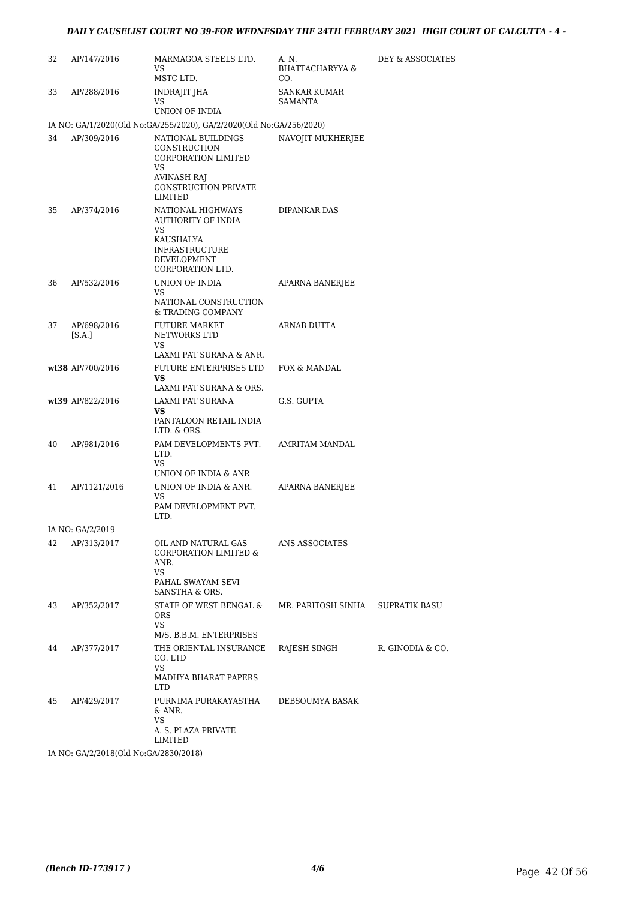| | | | | |
|---|---|---|---|---|
| 32 | AP/147/2016 | MARMAGOA STEELS LTD.<br>VS<br>MSTC LTD. | A. N. BHATTACHARYYA & CO. | DEY & ASSOCIATES |
| 33 | AP/288/2016 | INDRAJIT JHA<br>VS<br>UNION OF INDIA | SANKAR KUMAR SAMANTA | |
| IA NO: GA/1/2020(Old No:GA/255/2020), GA/2/2020(Old No:GA/256/2020) | | | | |
| 34 | AP/309/2016 | NATIONAL BUILDINGS CONSTRUCTION CORPORATION LIMITED<br>VS<br>AVINASH RAJ CONSTRUCTION PRIVATE LIMITED | NAVOJIT MUKHERJEE | |
| 35 | AP/374/2016 | NATIONAL HIGHWAYS AUTHORITY OF INDIA<br>VS<br>KAUSHALYA INFRASTRUCTURE DEVELOPMENT CORPORATION LTD. | DIPANKAR DAS | |
| 36 | AP/532/2016 | UNION OF INDIA<br>VS<br>NATIONAL CONSTRUCTION & TRADING COMPANY | APARNA BANERJEE | |
| 37 | AP/698/2016 [S.A.] | FUTURE MARKET NETWORKS LTD<br>VS<br>LAXMI PAT SURANA & ANR. | ARNAB DUTTA | |
| wt38 | AP/700/2016 | FUTURE ENTERPRISES LTD<br>**VS**<br>LAXMI PAT SURANA & ORS. | FOX & MANDAL | |
| wt39 | AP/822/2016 | LAXMI PAT SURANA<br>**VS**<br>PANTALOON RETAIL INDIA LTD. & ORS. | G.S. GUPTA | |
| 40 | AP/981/2016 | PAM DEVELOPMENTS PVT. LTD.<br>VS<br>UNION OF INDIA & ANR | AMRITAM MANDAL | |
| 41 | AP/1121/2016 | UNION OF INDIA & ANR.<br>VS<br>PAM DEVELOPMENT PVT. LTD. | APARNA BANERJEE | |
| IA NO: GA/2/2019 | | | | |
| 42 | AP/313/2017 | OIL AND NATURAL GAS CORPORATION LIMITED & ANR.<br>VS<br>PAHAL SWAYAM SEVI SANSTHA & ORS. | ANS ASSOCIATES | |
| 43 | AP/352/2017 | STATE OF WEST BENGAL & ORS<br>VS<br>M/S. B.B.M. ENTERPRISES | MR. PARITOSH SINHA | SUPRATIK BASU |
| 44 | AP/377/2017 | THE ORIENTAL INSURANCE CO. LTD<br>VS<br>MADHYA BHARAT PAPERS LTD | RAJESH SINGH | R. GINODIA & CO. |
| 45 | AP/429/2017 | PURNIMA PURAKAYASTHA & ANR.<br>VS<br>A. S. PLAZA PRIVATE LIMITED | DEBSOUMYA BASAK | |
| IA NO: GA/2/2018(Old No:GA/2830/2018) | | | | |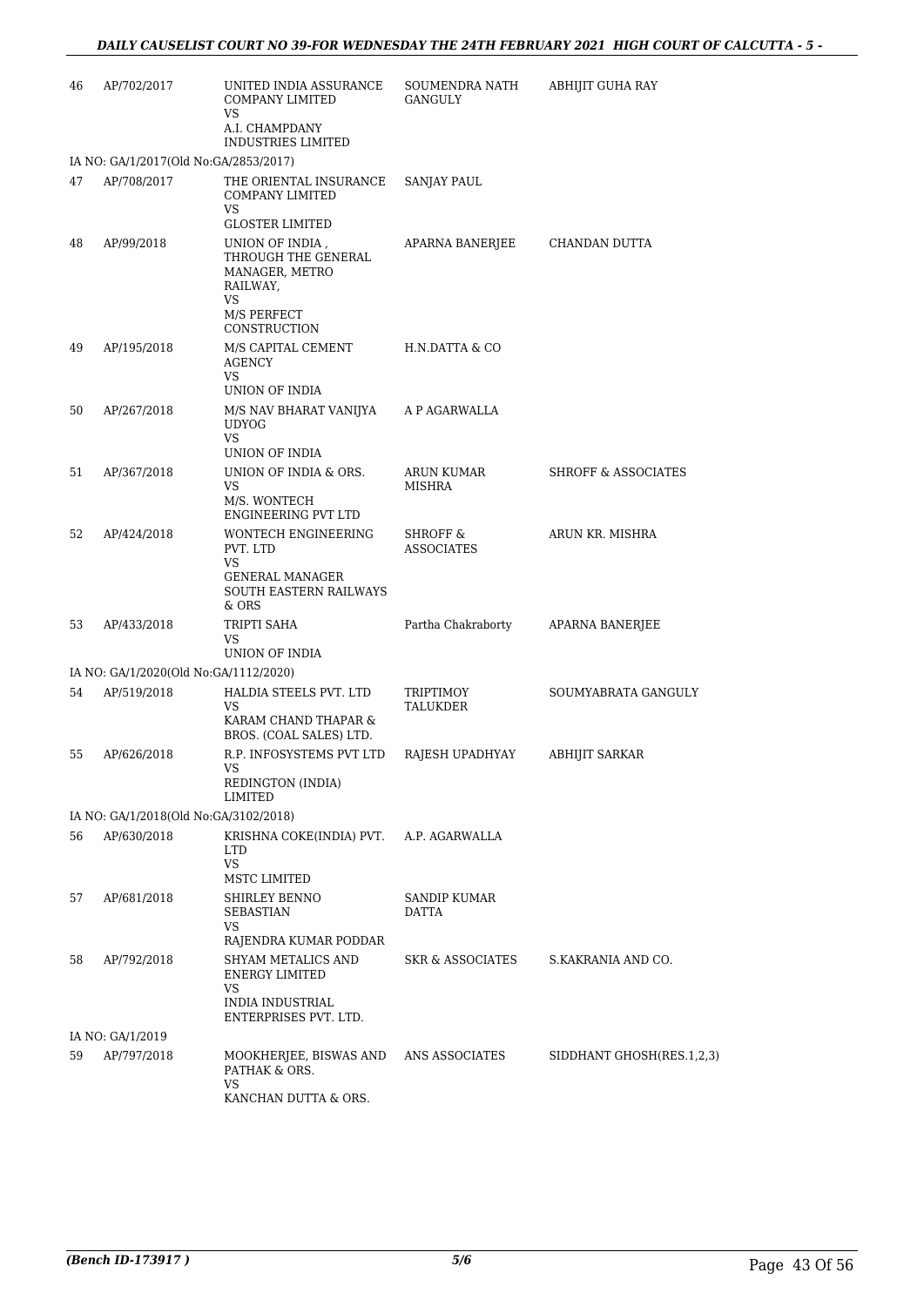| | | | | |
|---|---|---|---|---|
| 46 | AP/702/2017 | UNITED INDIA ASSURANCE COMPANY LIMITED<br>VS<br>A.I. CHAMPDANY INDUSTRIES LIMITED | SOUMENDRA NATH GANGULY | ABHIJIT GUHA RAY |
| IA NO: GA/1/2017(Old No:GA/2853/2017) | | | | |
| 47 | AP/708/2017 | THE ORIENTAL INSURANCE COMPANY LIMITED<br>VS<br>GLOSTER LIMITED | SANJAY PAUL | |
| 48 | AP/99/2018 | UNION OF INDIA , THROUGH THE GENERAL MANAGER, METRO RAILWAY,<br>VS<br>M/S PERFECT CONSTRUCTION | APARNA BANERJEE | CHANDAN DUTTA |
| 49 | AP/195/2018 | M/S CAPITAL CEMENT AGENCY<br>VS<br>UNION OF INDIA | H.N.DATTA & CO | |
| 50 | AP/267/2018 | M/S NAV BHARAT VANIJYA UDYOG<br>VS<br>UNION OF INDIA | A P AGARWALLA | |
| 51 | AP/367/2018 | UNION OF INDIA & ORS.<br>VS<br>M/S. WONTECH ENGINEERING PVT LTD | ARUN KUMAR MISHRA | SHROFF & ASSOCIATES |
| 52 | AP/424/2018 | WONTECH ENGINEERING PVT. LTD<br>VS<br>GENERAL MANAGER SOUTH EASTERN RAILWAYS & ORS | SHROFF & ASSOCIATES | ARUN KR. MISHRA |
| 53 | AP/433/2018 | TRIPTI SAHA<br>VS<br>UNION OF INDIA | Partha Chakraborty | APARNA BANERJEE |
| IA NO: GA/1/2020(Old No:GA/1112/2020) | | | | |
| 54 | AP/519/2018 | HALDIA STEELS PVT. LTD<br>VS<br>KARAM CHAND THAPAR & BROS. (COAL SALES) LTD. | TRIPTIMOY TALUKDER | SOUMYABRATA GANGULY |
| 55 | AP/626/2018 | R.P. INFOSYSTEMS PVT LTD<br>VS<br>REDINGTON (INDIA) LIMITED | RAJESH UPADHYAY | ABHIJIT SARKAR |
| IA NO: GA/1/2018(Old No:GA/3102/2018) | | | | |
| 56 | AP/630/2018 | KRISHNA COKE(INDIA) PVT. LTD<br>VS<br>MSTC LIMITED | A.P. AGARWALLA | |
| 57 | AP/681/2018 | SHIRLEY BENNO SEBASTIAN<br>VS<br>RAJENDRA KUMAR PODDAR | SANDIP KUMAR DATTA | |
| 58 | AP/792/2018 | SHYAM METALICS AND ENERGY LIMITED<br>VS<br>INDIA INDUSTRIAL ENTERPRISES PVT. LTD. | SKR & ASSOCIATES | S.KAKRANIA AND CO. |
| IA NO: GA/1/2019 | | | | |
| 59 | AP/797/2018 | MOOKHERJEE, BISWAS AND PATHAK & ORS.<br>VS<br>KANCHAN DUTTA & ORS. | ANS ASSOCIATES | SIDDHANT GHOSH(RES.1,2,3) |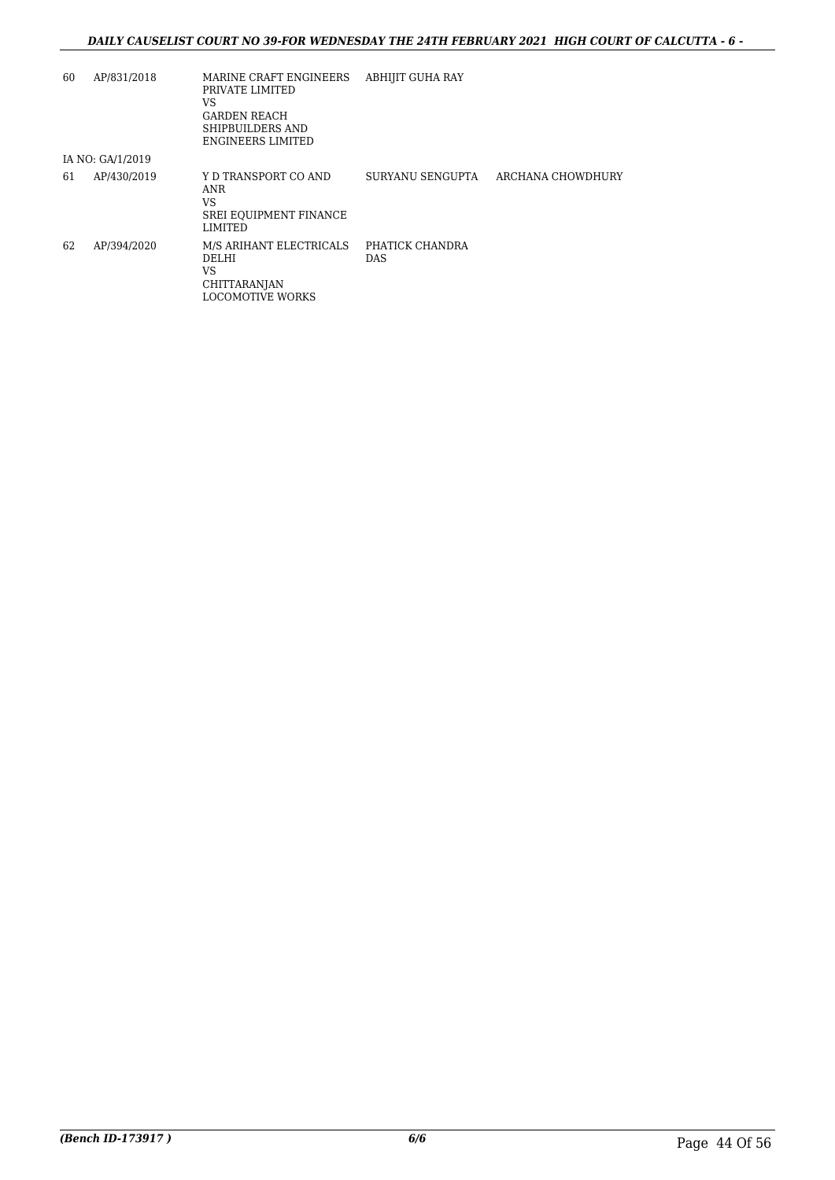| | | | | |
|---|---|---|---|---|
| 60 | AP/831/2018 | MARINE CRAFT ENGINEERS PRIVATE LIMITED<br>VS<br>GARDEN REACH SHIPBUILDERS AND ENGINEERS LIMITED | ABHIJIT GUHA RAY | |
| IA NO: GA/1/2019 | | | | |
| 61 | AP/430/2019 | Y D TRANSPORT CO AND ANR<br>VS<br>SREI EQUIPMENT FINANCE LIMITED | SURYANU SENGUPTA | ARCHANA CHOWDHURY |
| 62 | AP/394/2020 | M/S ARIHANT ELECTRICALS DELHI<br>VS<br>CHITTARANJAN LOCOMOTIVE WORKS | PHATICK CHANDRA DAS | |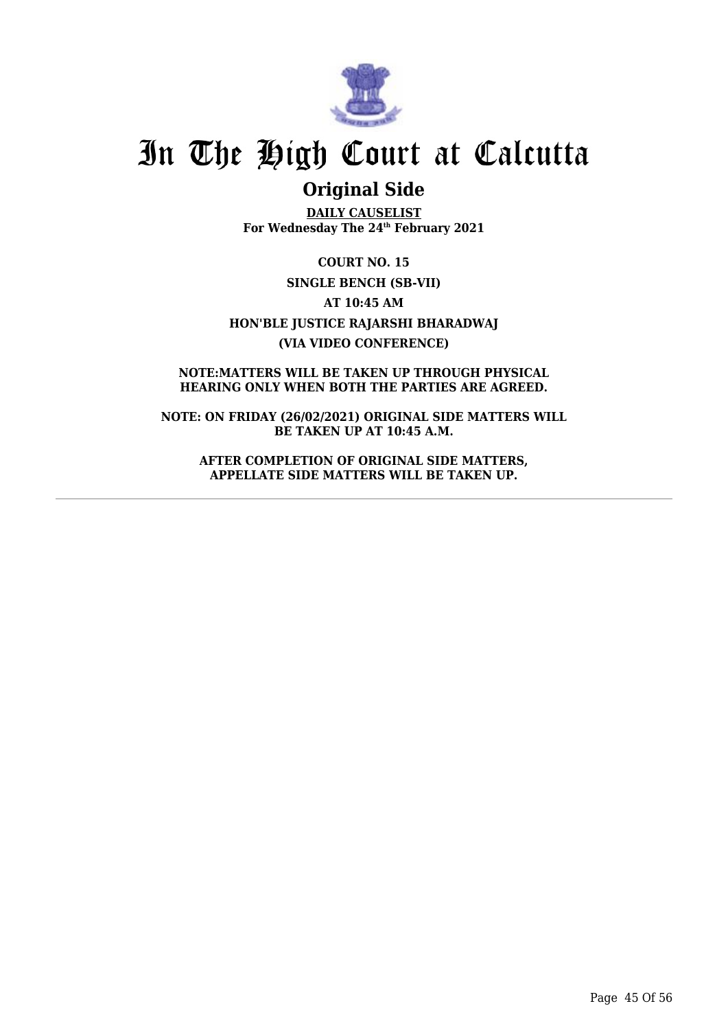# In The High Court at Calcutta

## Original Side

**DAILY CAUSELIST**
**For Wednesday The 24th February 2021**

**COURT NO. 15**

**SINGLE BENCH (SB-VII)**

**AT 10:45 AM**

**HON'BLE JUSTICE RAJARSHI BHARADWAJ**

**(VIA VIDEO CONFERENCE)**

**NOTE:MATTERS WILL BE TAKEN UP THROUGH PHYSICAL HEARING ONLY WHEN BOTH THE PARTIES ARE AGREED.**

**NOTE: ON FRIDAY (26/02/2021) ORIGINAL SIDE MATTERS WILL BE TAKEN UP AT 10:45 A.M.**

**AFTER COMPLETION OF ORIGINAL SIDE MATTERS, APPELLATE SIDE MATTERS WILL BE TAKEN UP.**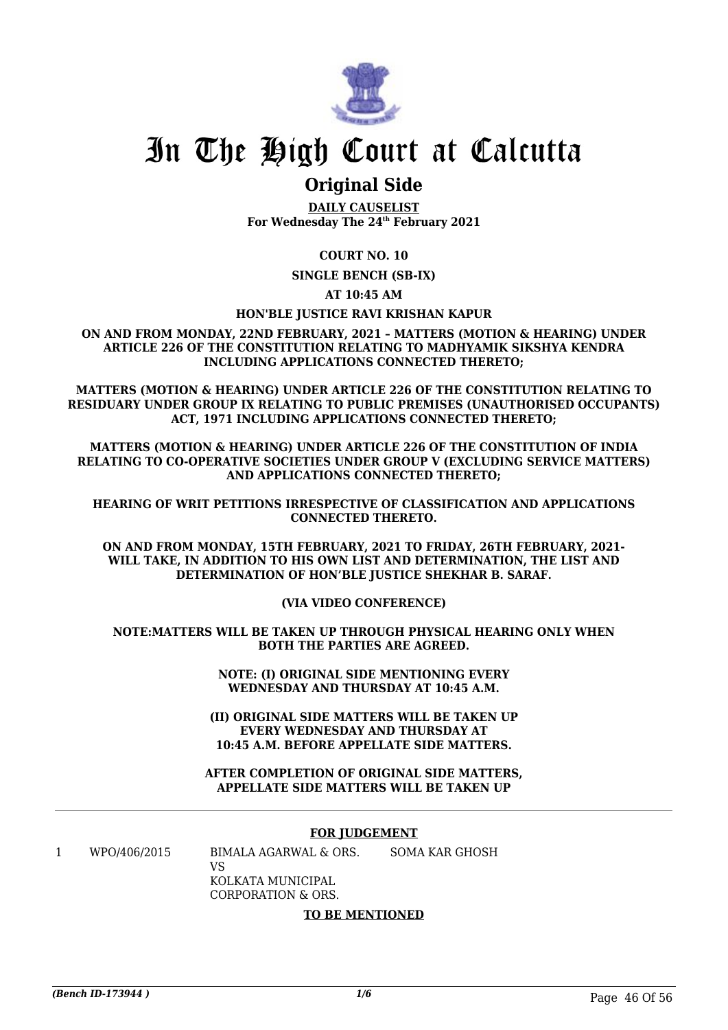# In The High Court at Calcutta

## Original Side

**DAILY CAUSELIST**
**For Wednesday The 24th February 2021**

**COURT NO. 10**

**SINGLE BENCH (SB-IX)**

**AT 10:45 AM**

**HON'BLE JUSTICE RAVI KRISHAN KAPUR**

**ON AND FROM MONDAY, 22ND FEBRUARY, 2021 – MATTERS (MOTION & HEARING) UNDER ARTICLE 226 OF THE CONSTITUTION RELATING TO MADHYAMIK SIKSHYA KENDRA INCLUDING APPLICATIONS CONNECTED THERETO;**

**MATTERS (MOTION & HEARING) UNDER ARTICLE 226 OF THE CONSTITUTION RELATING TO RESIDUARY UNDER GROUP IX RELATING TO PUBLIC PREMISES (UNAUTHORISED OCCUPANTS) ACT, 1971 INCLUDING APPLICATIONS CONNECTED THERETO;**

**MATTERS (MOTION & HEARING) UNDER ARTICLE 226 OF THE CONSTITUTION OF INDIA RELATING TO CO-OPERATIVE SOCIETIES UNDER GROUP V (EXCLUDING SERVICE MATTERS) AND APPLICATIONS CONNECTED THERETO;**

**HEARING OF WRIT PETITIONS IRRESPECTIVE OF CLASSIFICATION AND APPLICATIONS CONNECTED THERETO.**

**ON AND FROM MONDAY, 15TH FEBRUARY, 2021 TO FRIDAY, 26TH FEBRUARY, 2021- WILL TAKE, IN ADDITION TO HIS OWN LIST AND DETERMINATION, THE LIST AND DETERMINATION OF HON'BLE JUSTICE SHEKHAR B. SARAF.**

**(VIA VIDEO CONFERENCE)**

**NOTE:MATTERS WILL BE TAKEN UP THROUGH PHYSICAL HEARING ONLY WHEN BOTH THE PARTIES ARE AGREED.**

**NOTE: (I) ORIGINAL SIDE MENTIONING EVERY WEDNESDAY AND THURSDAY AT 10:45 A.M.**

**(II) ORIGINAL SIDE MATTERS WILL BE TAKEN UP EVERY WEDNESDAY AND THURSDAY AT 10:45 A.M. BEFORE APPELLATE SIDE MATTERS.**

**AFTER COMPLETION OF ORIGINAL SIDE MATTERS, APPELLATE SIDE MATTERS WILL BE TAKEN UP**

---

**FOR JUDGEMENT**

| | | | |
|---|---|---|---|
| 1 | WPO/406/2015 | BIMALA AGARWAL & ORS.<br>VS<br>KOLKATA MUNICIPAL CORPORATION & ORS. | SOMA KAR GHOSH |

**TO BE MENTIONED**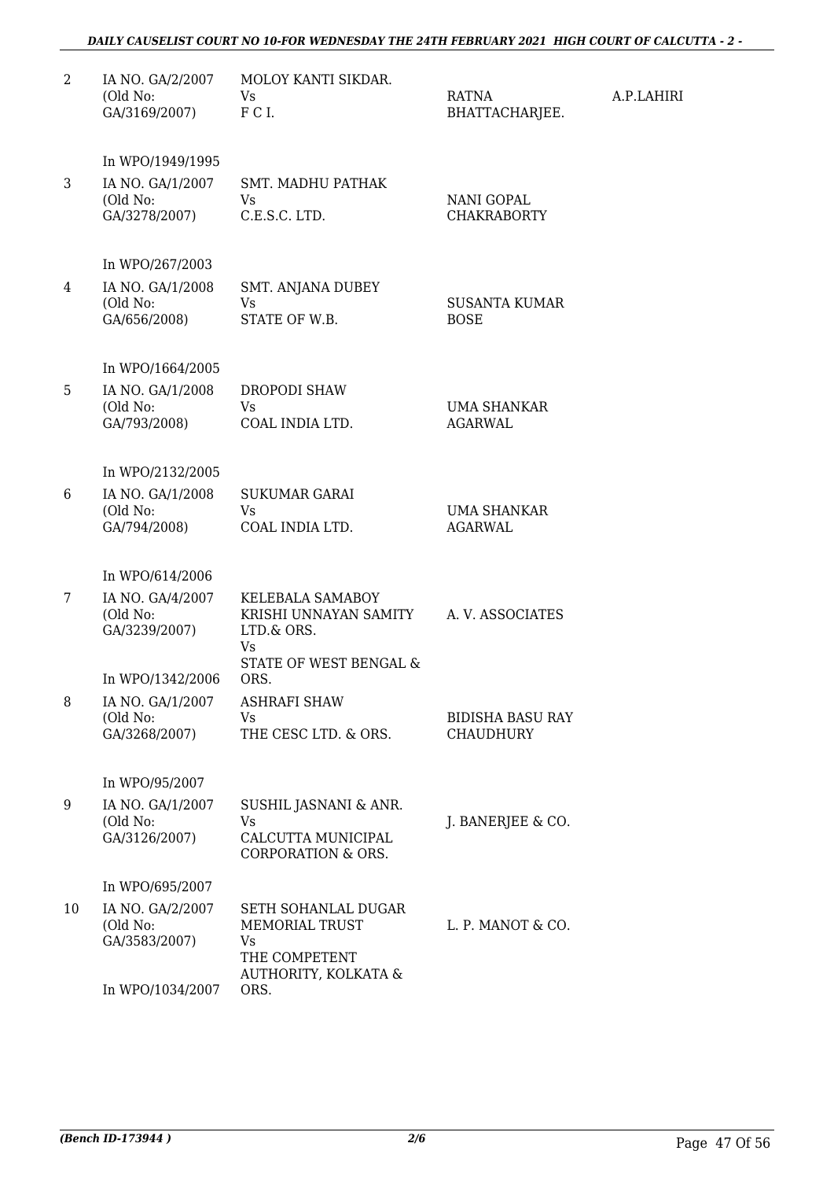| | | | | |
|---|---|---|---|---|
| 2 | IA NO. GA/2/2007 (Old No: GA/3169/2007) | MOLOY KANTI SIKDAR. Vs F C I. | RATNA BHATTACHARJEE. | A.P.LAHIRI |
| | In WPO/1949/1995 | | | |
| 3 | IA NO. GA/1/2007 (Old No: GA/3278/2007) | SMT. MADHU PATHAK Vs C.E.S.C. LTD. | NANI GOPAL CHAKRABORTY | |
| | In WPO/267/2003 | | | |
| 4 | IA NO. GA/1/2008 (Old No: GA/656/2008) | SMT. ANJANA DUBEY Vs STATE OF W.B. | SUSANTA KUMAR BOSE | |
| | In WPO/1664/2005 | | | |
| 5 | IA NO. GA/1/2008 (Old No: GA/793/2008) | DROPODI SHAW Vs COAL INDIA LTD. | UMA SHANKAR AGARWAL | |
| | In WPO/2132/2005 | | | |
| 6 | IA NO. GA/1/2008 (Old No: GA/794/2008) | SUKUMAR GARAI Vs COAL INDIA LTD. | UMA SHANKAR AGARWAL | |
| | In WPO/614/2006 | | | |
| 7 | IA NO. GA/4/2007 (Old No: GA/3239/2007) | KELEBALA SAMABOY KRISHI UNNAYAN SAMITY LTD.& ORS. Vs STATE OF WEST BENGAL & ORS. | A. V. ASSOCIATES | |
| | In WPO/1342/2006 | | | |
| 8 | IA NO. GA/1/2007 (Old No: GA/3268/2007) | ASHRAFI SHAW Vs THE CESC LTD. & ORS. | BIDISHA BASU RAY CHAUDHURY | |
| | In WPO/95/2007 | | | |
| 9 | IA NO. GA/1/2007 (Old No: GA/3126/2007) | SUSHIL JASNANI & ANR. Vs CALCUTTA MUNICIPAL CORPORATION & ORS. | J. BANERJEE & CO. | |
| | In WPO/695/2007 | | | |
| 10 | IA NO. GA/2/2007 (Old No: GA/3583/2007) | SETH SOHANLAL DUGAR MEMORIAL TRUST Vs THE COMPETENT AUTHORITY, KOLKATA & ORS. | L. P. MANOT & CO. | |
| | In WPO/1034/2007 | | | |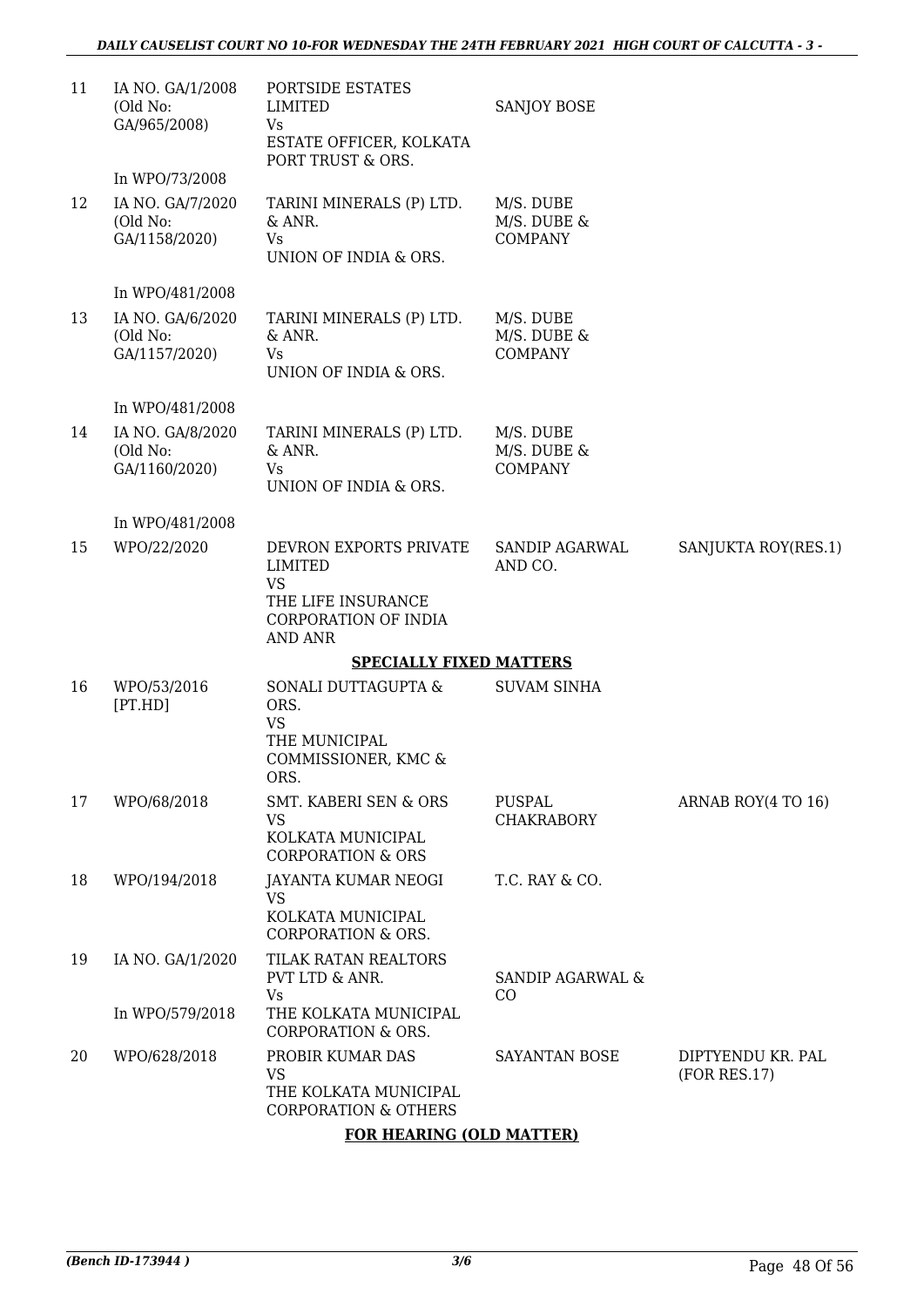| | | | | |
|---|---|---|---|---|
| 11 | IA NO. GA/1/2008 (Old No: GA/965/2008)<br><br>In WPO/73/2008 | PORTSIDE ESTATES LIMITED<br>Vs<br>ESTATE OFFICER, KOLKATA PORT TRUST & ORS. | SANJOY BOSE | |
| 12 | IA NO. GA/7/2020 (Old No: GA/1158/2020)<br><br>In WPO/481/2008 | TARINI MINERALS (P) LTD. & ANR.<br>Vs<br>UNION OF INDIA & ORS. | M/S. DUBE<br>M/S. DUBE & COMPANY | |
| 13 | IA NO. GA/6/2020 (Old No: GA/1157/2020)<br><br>In WPO/481/2008 | TARINI MINERALS (P) LTD. & ANR.<br>Vs<br>UNION OF INDIA & ORS. | M/S. DUBE<br>M/S. DUBE & COMPANY | |
| 14 | IA NO. GA/8/2020 (Old No: GA/1160/2020)<br><br>In WPO/481/2008 | TARINI MINERALS (P) LTD. & ANR.<br>Vs<br>UNION OF INDIA & ORS. | M/S. DUBE<br>M/S. DUBE & COMPANY | |
| 15 | WPO/22/2020 | DEVRON EXPORTS PRIVATE LIMITED<br>VS<br>THE LIFE INSURANCE CORPORATION OF INDIA AND ANR | SANDIP AGARWAL AND CO. | SANJUKTA ROY(RES.1) |

**SPECIALLY FIXED MATTERS**

| | | | | |
|---|---|---|---|---|
| 16 | WPO/53/2016 [PT.HD] | SONALI DUTTAGUPTA & ORS.<br>VS<br>THE MUNICIPAL COMMISSIONER, KMC & ORS. | SUVAM SINHA | |
| 17 | WPO/68/2018 | SMT. KABERI SEN & ORS<br>VS<br>KOLKATA MUNICIPAL CORPORATION & ORS | PUSPAL CHAKRABORY | ARNAB ROY(4 TO 16) |
| 18 | WPO/194/2018 | JAYANTA KUMAR NEOGI<br>VS<br>KOLKATA MUNICIPAL CORPORATION & ORS. | T.C. RAY & CO. | |
| 19 | IA NO. GA/1/2020<br><br>In WPO/579/2018 | TILAK RATAN REALTORS PVT LTD & ANR.<br>Vs<br>THE KOLKATA MUNICIPAL CORPORATION & ORS. | SANDIP AGARWAL & CO | |
| 20 | WPO/628/2018 | PROBIR KUMAR DAS<br>VS<br>THE KOLKATA MUNICIPAL CORPORATION & OTHERS | SAYANTAN BOSE | DIPTYENDU KR. PAL (FOR RES.17) |

**FOR HEARING (OLD MATTER)**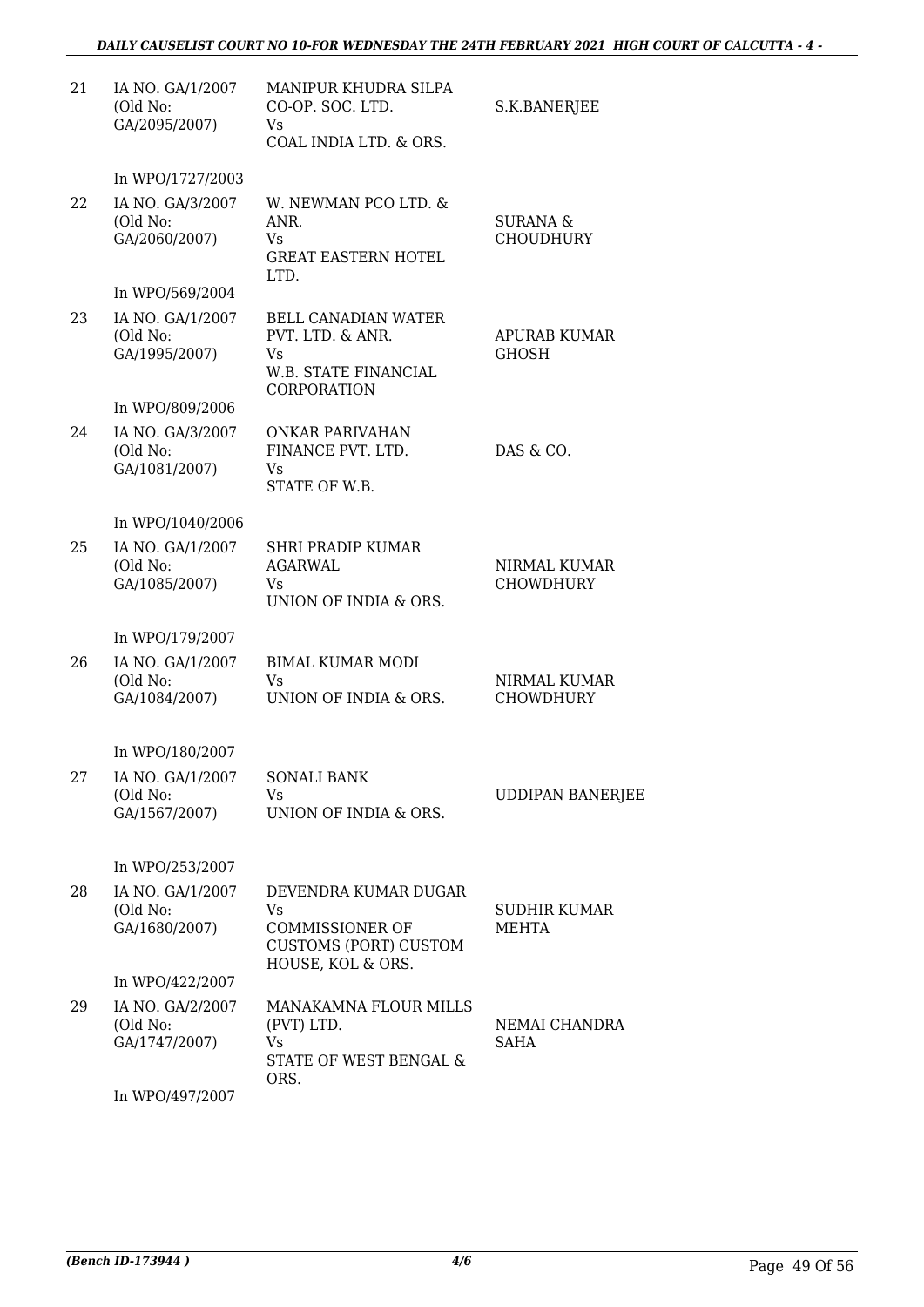| | | | |
|---|---|---|---|
| 21 | IA NO. GA/1/2007 (Old No: GA/2095/2007) | MANIPUR KHUDRA SILPA CO-OP. SOC. LTD. Vs COAL INDIA LTD. & ORS. | S.K.BANERJEE |
| | In WPO/1727/2003 | | |
| 22 | IA NO. GA/3/2007 (Old No: GA/2060/2007) | W. NEWMAN PCO LTD. & ANR. Vs GREAT EASTERN HOTEL LTD. | SURANA & CHOUDHURY |
| | In WPO/569/2004 | | |
| 23 | IA NO. GA/1/2007 (Old No: GA/1995/2007) | BELL CANADIAN WATER PVT. LTD. & ANR. Vs W.B. STATE FINANCIAL CORPORATION | APURAB KUMAR GHOSH |
| | In WPO/809/2006 | | |
| 24 | IA NO. GA/3/2007 (Old No: GA/1081/2007) | ONKAR PARIVAHAN FINANCE PVT. LTD. Vs STATE OF W.B. | DAS & CO. |
| | In WPO/1040/2006 | | |
| 25 | IA NO. GA/1/2007 (Old No: GA/1085/2007) | SHRI PRADIP KUMAR AGARWAL Vs UNION OF INDIA & ORS. | NIRMAL KUMAR CHOWDHURY |
| | In WPO/179/2007 | | |
| 26 | IA NO. GA/1/2007 (Old No: GA/1084/2007) | BIMAL KUMAR MODI Vs UNION OF INDIA & ORS. | NIRMAL KUMAR CHOWDHURY |
| | In WPO/180/2007 | | |
| 27 | IA NO. GA/1/2007 (Old No: GA/1567/2007) | SONALI BANK Vs UNION OF INDIA & ORS. | UDDIPAN BANERJEE |
| | In WPO/253/2007 | | |
| 28 | IA NO. GA/1/2007 (Old No: GA/1680/2007) | DEVENDRA KUMAR DUGAR Vs COMMISSIONER OF CUSTOMS (PORT) CUSTOM HOUSE, KOL & ORS. | SUDHIR KUMAR MEHTA |
| | In WPO/422/2007 | | |
| 29 | IA NO. GA/2/2007 (Old No: GA/1747/2007) | MANAKAMNA FLOUR MILLS (PVT) LTD. Vs STATE OF WEST BENGAL & ORS. | NEMAI CHANDRA SAHA |
| | In WPO/497/2007 | | |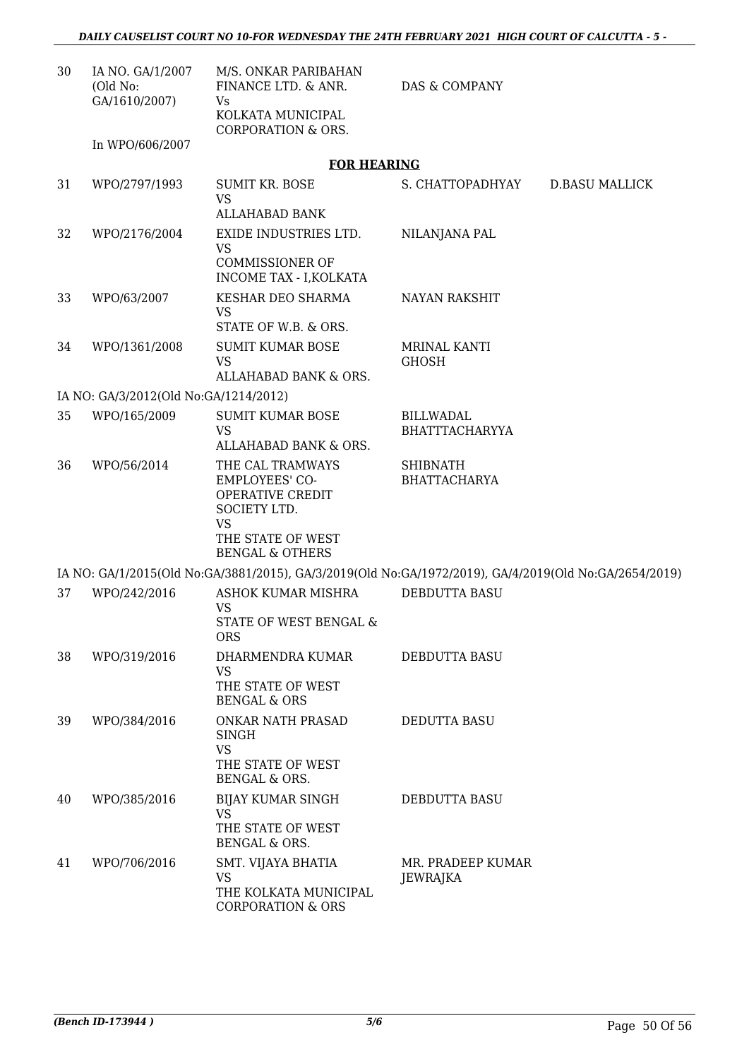| 30 | IA NO. GA/1/2007 (Old No: GA/1610/2007) | M/S. ONKAR PARIBAHAN FINANCE LTD. & ANR. Vs KOLKATA MUNICIPAL CORPORATION & ORS. | DAS & COMPANY | |
|---|---|---|---|---|
| | In WPO/606/2007 | | | |

**FOR HEARING**

| | | | | |
|---|---|---|---|---|
| 31 | WPO/2797/1993 | SUMIT KR. BOSE VS ALLAHABAD BANK | S. CHATTOPADHYAY | D.BASU MALLICK |
| 32 | WPO/2176/2004 | EXIDE INDUSTRIES LTD. VS COMMISSIONER OF INCOME TAX - I,KOLKATA | NILANJANA PAL | |
| 33 | WPO/63/2007 | KESHAR DEO SHARMA VS STATE OF W.B. & ORS. | NAYAN RAKSHIT | |
| 34 | WPO/1361/2008 | SUMIT KUMAR BOSE VS ALLAHABAD BANK & ORS. | MRINAL KANTI GHOSH | |

IA NO: GA/3/2012(Old No:GA/1214/2012)

| | | | | |
|---|---|---|---|---|
| 35 | WPO/165/2009 | SUMIT KUMAR BOSE VS ALLAHABAD BANK & ORS. | BILLWADAL BHATTTACHARYYA | |
| 36 | WPO/56/2014 | THE CAL TRAMWAYS EMPLOYEES' CO-OPERATIVE CREDIT SOCIETY LTD. VS THE STATE OF WEST BENGAL & OTHERS | SHIBNATH BHATTACHARYA | |

IA NO: GA/1/2015(Old No:GA/3881/2015), GA/3/2019(Old No:GA/1972/2019), GA/4/2019(Old No:GA/2654/2019)

| | | | | |
|---|---|---|---|---|
| 37 | WPO/242/2016 | ASHOK KUMAR MISHRA VS STATE OF WEST BENGAL & ORS | DEBDUTTA BASU | |
| 38 | WPO/319/2016 | DHARMENDRA KUMAR VS THE STATE OF WEST BENGAL & ORS | DEBDUTTA BASU | |
| 39 | WPO/384/2016 | ONKAR NATH PRASAD SINGH VS THE STATE OF WEST BENGAL & ORS. | DEDUTTA BASU | |
| 40 | WPO/385/2016 | BIJAY KUMAR SINGH VS THE STATE OF WEST BENGAL & ORS. | DEBDUTTA BASU | |
| 41 | WPO/706/2016 | SMT. VIJAYA BHATIA VS THE KOLKATA MUNICIPAL CORPORATION & ORS | MR. PRADEEP KUMAR JEWRAJKA | |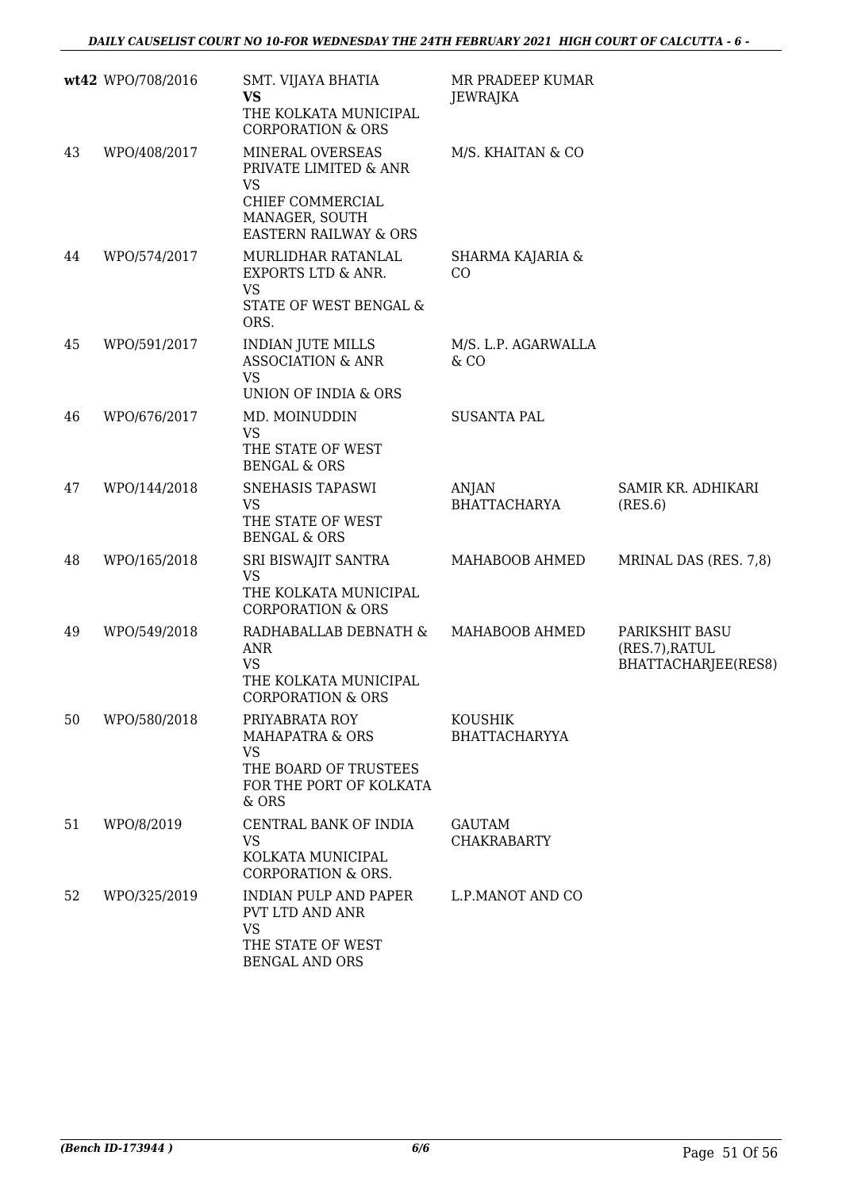| | | | | |
|---|---|---|---|---|
| wt42 | WPO/708/2016 | SMT. VIJAYA BHATIA **VS** THE KOLKATA MUNICIPAL CORPORATION & ORS | MR PRADEEP KUMAR JEWRAJKA | |
| 43 | WPO/408/2017 | MINERAL OVERSEAS PRIVATE LIMITED & ANR VS CHIEF COMMERCIAL MANAGER, SOUTH EASTERN RAILWAY & ORS | M/S. KHAITAN & CO | |
| 44 | WPO/574/2017 | MURLIDHAR RATANLAL EXPORTS LTD & ANR. VS STATE OF WEST BENGAL & ORS. | SHARMA KAJARIA & CO | |
| 45 | WPO/591/2017 | INDIAN JUTE MILLS ASSOCIATION & ANR VS UNION OF INDIA & ORS | M/S. L.P. AGARWALLA & CO | |
| 46 | WPO/676/2017 | MD. MOINUDDIN VS THE STATE OF WEST BENGAL & ORS | SUSANTA PAL | |
| 47 | WPO/144/2018 | SNEHASIS TAPASWI VS THE STATE OF WEST BENGAL & ORS | ANJAN BHATTACHARYA | SAMIR KR. ADHIKARI (RES.6) |
| 48 | WPO/165/2018 | SRI BISWAJIT SANTRA VS THE KOLKATA MUNICIPAL CORPORATION & ORS | MAHABOOB AHMED | MRINAL DAS (RES. 7,8) |
| 49 | WPO/549/2018 | RADHABALLAB DEBNATH & ANR VS THE KOLKATA MUNICIPAL CORPORATION & ORS | MAHABOOB AHMED | PARIKSHIT BASU (RES.7),RATUL BHATTACHARJEE(RES8) |
| 50 | WPO/580/2018 | PRIYABRATA ROY MAHAPATRA & ORS VS THE BOARD OF TRUSTEES FOR THE PORT OF KOLKATA & ORS | KOUSHIK BHATTACHARYYA | |
| 51 | WPO/8/2019 | CENTRAL BANK OF INDIA VS KOLKATA MUNICIPAL CORPORATION & ORS. | GAUTAM CHAKRABARTY | |
| 52 | WPO/325/2019 | INDIAN PULP AND PAPER PVT LTD AND ANR VS THE STATE OF WEST BENGAL AND ORS | L.P.MANOT AND CO | |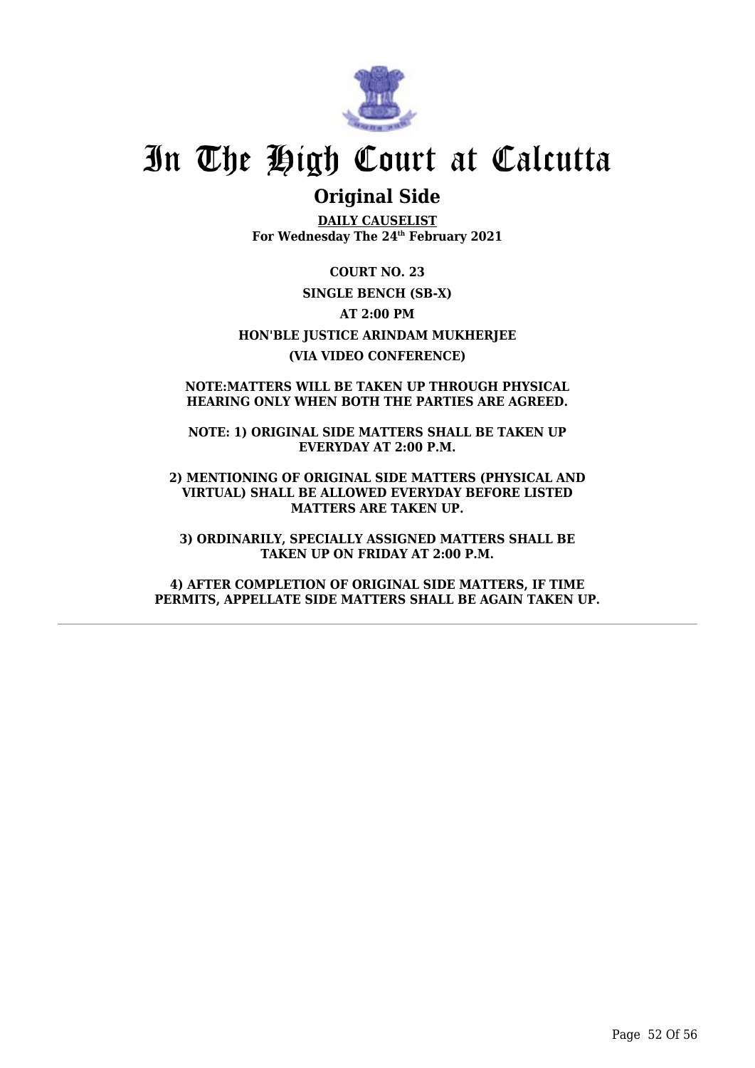# In The High Court at Calcutta

## Original Side

**DAILY CAUSELIST**
**For Wednesday The 24th February 2021**

**COURT NO. 23**

**SINGLE BENCH (SB-X)**

**AT 2:00 PM**

**HON'BLE JUSTICE ARINDAM MUKHERJEE**

**(VIA VIDEO CONFERENCE)**

**NOTE:MATTERS WILL BE TAKEN UP THROUGH PHYSICAL HEARING ONLY WHEN BOTH THE PARTIES ARE AGREED.**

**NOTE: 1) ORIGINAL SIDE MATTERS SHALL BE TAKEN UP EVERYDAY AT 2:00 P.M.**

**2) MENTIONING OF ORIGINAL SIDE MATTERS (PHYSICAL AND VIRTUAL) SHALL BE ALLOWED EVERYDAY BEFORE LISTED MATTERS ARE TAKEN UP.**

**3) ORDINARILY, SPECIALLY ASSIGNED MATTERS SHALL BE TAKEN UP ON FRIDAY AT 2:00 P.M.**

**4) AFTER COMPLETION OF ORIGINAL SIDE MATTERS, IF TIME PERMITS, APPELLATE SIDE MATTERS SHALL BE AGAIN TAKEN UP.**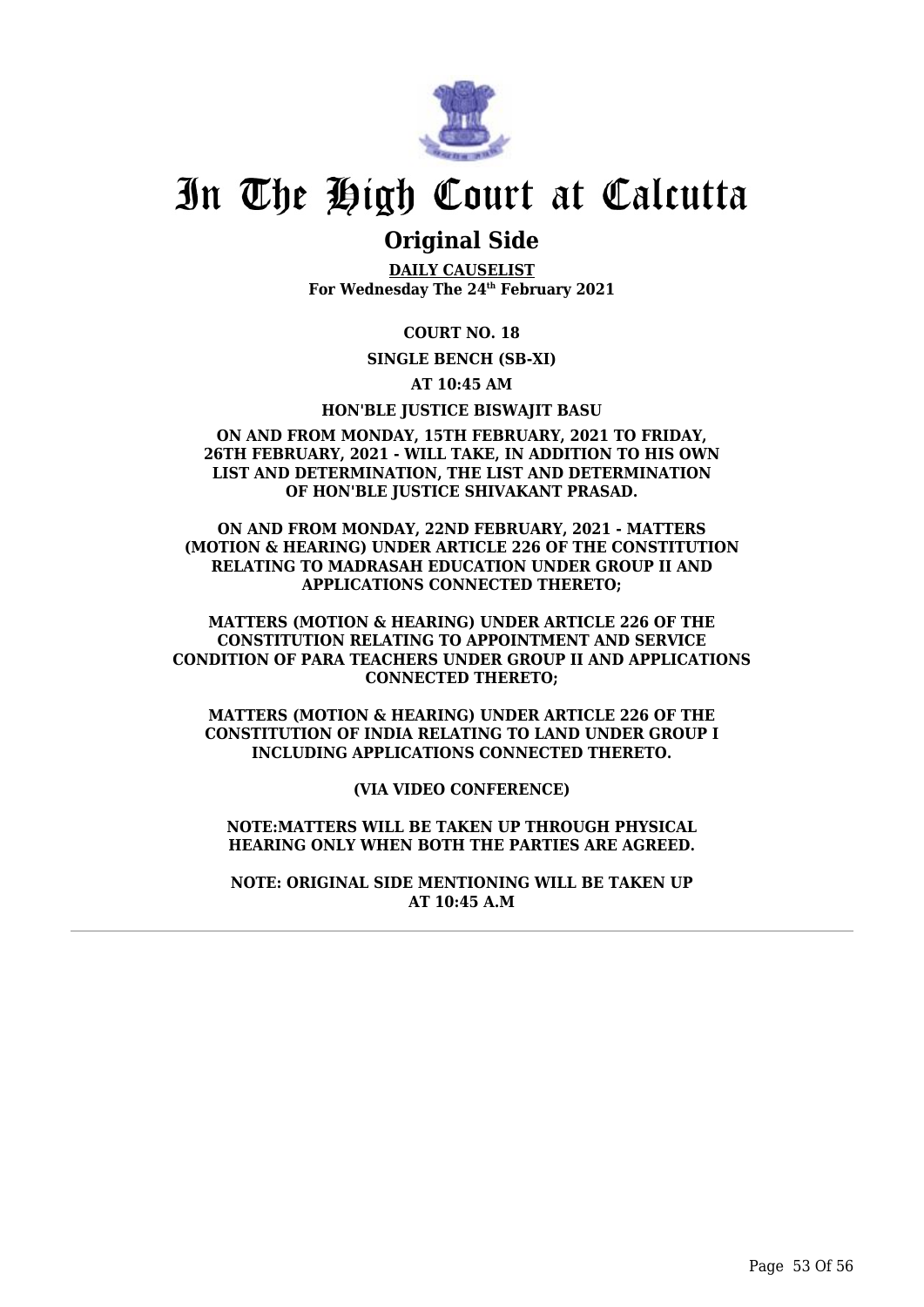# In The High Court at Calcutta

## Original Side

**DAILY CAUSELIST**
**For Wednesday The 24th February 2021**

**COURT NO. 18**

**SINGLE BENCH (SB-XI)**

**AT 10:45 AM**

**HON'BLE JUSTICE BISWAJIT BASU**

**ON AND FROM MONDAY, 15TH FEBRUARY, 2021 TO FRIDAY, 26TH FEBRUARY, 2021 - WILL TAKE, IN ADDITION TO HIS OWN LIST AND DETERMINATION, THE LIST AND DETERMINATION OF HON'BLE JUSTICE SHIVAKANT PRASAD.**

**ON AND FROM MONDAY, 22ND FEBRUARY, 2021 - MATTERS (MOTION & HEARING) UNDER ARTICLE 226 OF THE CONSTITUTION RELATING TO MADRASAH EDUCATION UNDER GROUP II AND APPLICATIONS CONNECTED THERETO;**

**MATTERS (MOTION & HEARING) UNDER ARTICLE 226 OF THE CONSTITUTION RELATING TO APPOINTMENT AND SERVICE CONDITION OF PARA TEACHERS UNDER GROUP II AND APPLICATIONS CONNECTED THERETO;**

**MATTERS (MOTION & HEARING) UNDER ARTICLE 226 OF THE CONSTITUTION OF INDIA RELATING TO LAND UNDER GROUP I INCLUDING APPLICATIONS CONNECTED THERETO.**

**(VIA VIDEO CONFERENCE)**

**NOTE:MATTERS WILL BE TAKEN UP THROUGH PHYSICAL HEARING ONLY WHEN BOTH THE PARTIES ARE AGREED.**

**NOTE: ORIGINAL SIDE MENTIONING WILL BE TAKEN UP AT 10:45 A.M**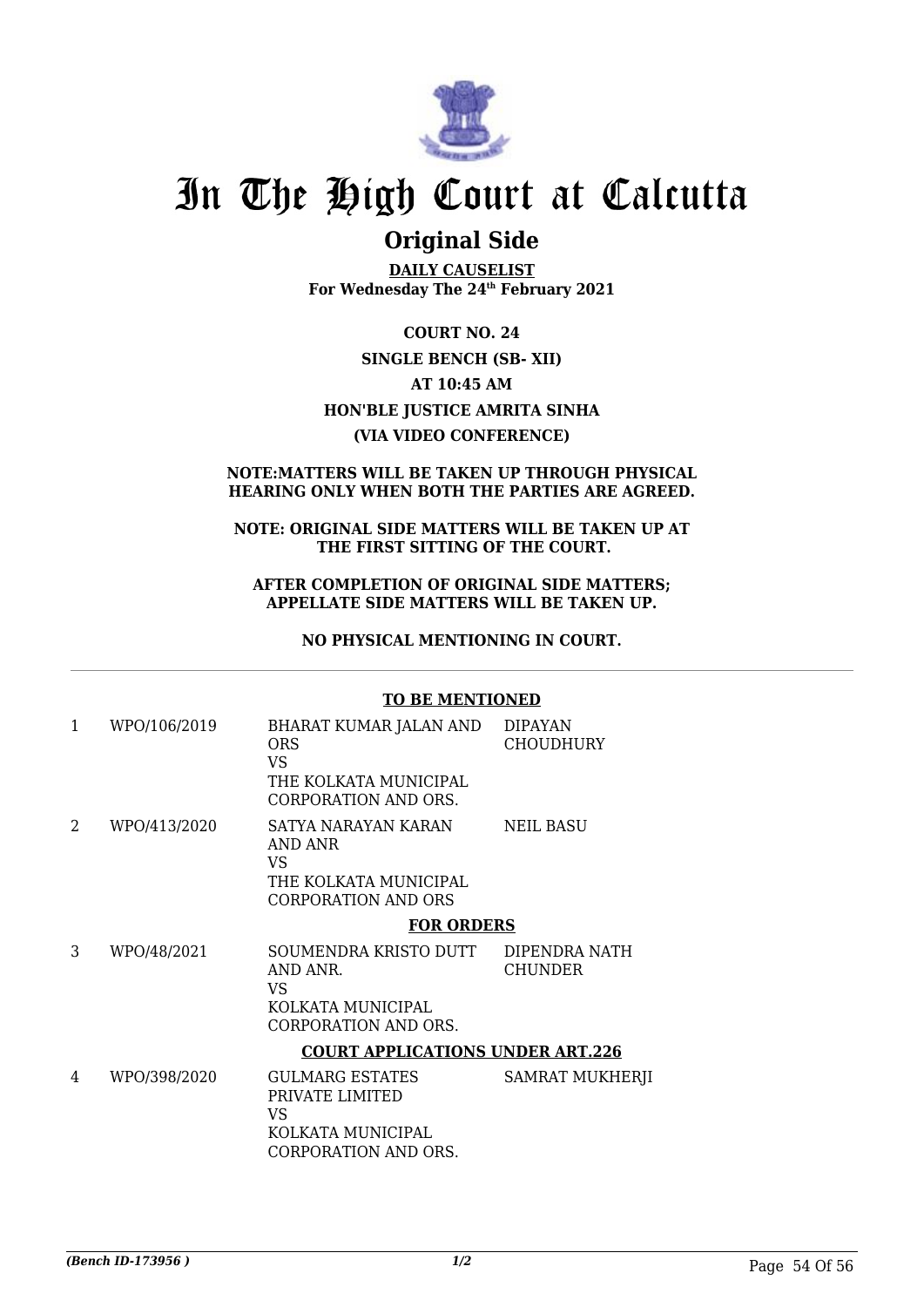# In The High Court at Calcutta

## Original Side

**DAILY CAUSELIST**
**For Wednesday The 24th February 2021**

**COURT NO. 24**

**SINGLE BENCH (SB- XII)**

**AT 10:45 AM**

**HON'BLE JUSTICE AMRITA SINHA**

**(VIA VIDEO CONFERENCE)**

**NOTE:MATTERS WILL BE TAKEN UP THROUGH PHYSICAL HEARING ONLY WHEN BOTH THE PARTIES ARE AGREED.**

**NOTE: ORIGINAL SIDE MATTERS WILL BE TAKEN UP AT THE FIRST SITTING OF THE COURT.**

**AFTER COMPLETION OF ORIGINAL SIDE MATTERS; APPELLATE SIDE MATTERS WILL BE TAKEN UP.**

**NO PHYSICAL MENTIONING IN COURT.**

**TO BE MENTIONED**

| | | | |
|---|---|---|---|
| 1 | WPO/106/2019 | BHARAT KUMAR JALAN AND ORS<br>VS<br>THE KOLKATA MUNICIPAL CORPORATION AND ORS. | DIPAYAN CHOUDHURY |
| 2 | WPO/413/2020 | SATYA NARAYAN KARAN AND ANR<br>VS<br>THE KOLKATA MUNICIPAL CORPORATION AND ORS | NEIL BASU |

**FOR ORDERS**

| | | | |
|---|---|---|---|
| 3 | WPO/48/2021 | SOUMENDRA KRISTO DUTT AND ANR.<br>VS<br>KOLKATA MUNICIPAL CORPORATION AND ORS. | DIPENDRA NATH CHUNDER |

**COURT APPLICATIONS UNDER ART.226**

| | | | |
|---|---|---|---|
| 4 | WPO/398/2020 | GULMARG ESTATES PRIVATE LIMITED<br>VS<br>KOLKATA MUNICIPAL CORPORATION AND ORS. | SAMRAT MUKHERJI |

*(Bench ID-173956 )* 1/2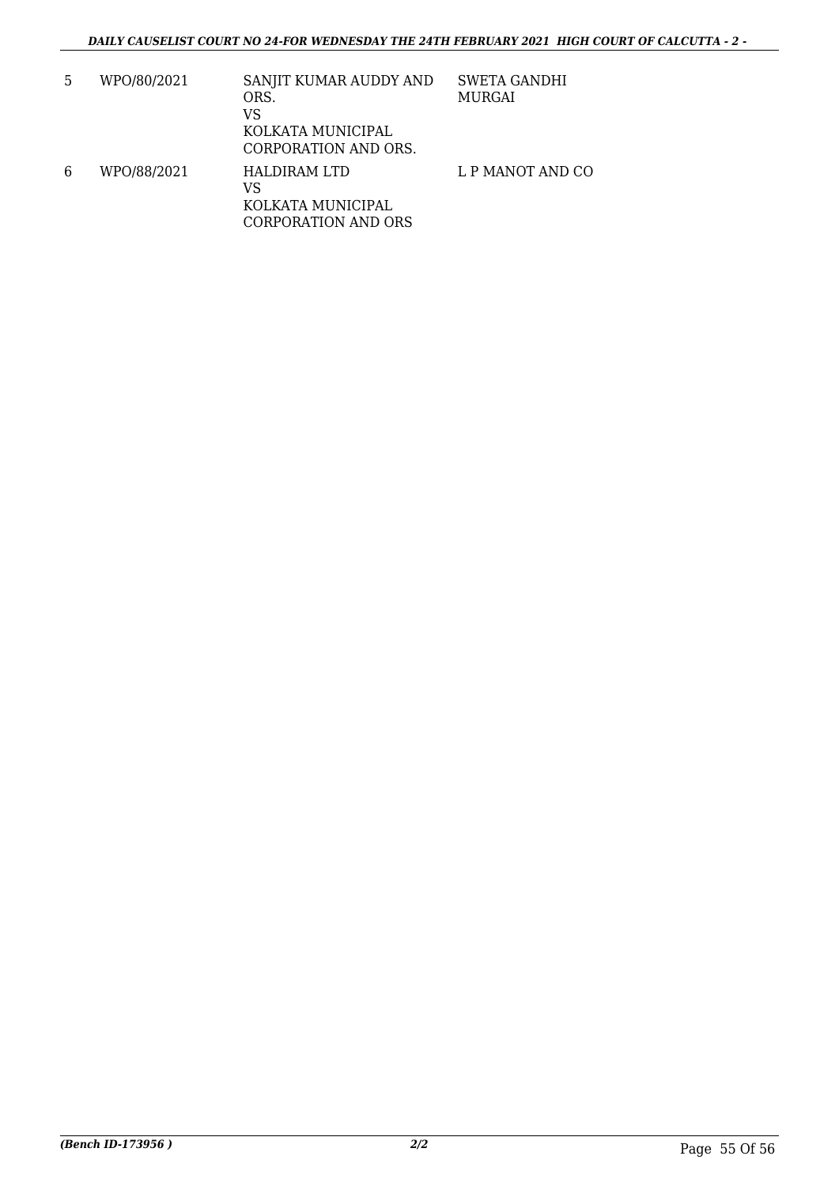| | | | |
|---|---|---|---|
| 5 | WPO/80/2021 | SANJIT KUMAR AUDDY AND ORS.<br>VS<br>KOLKATA MUNICIPAL CORPORATION AND ORS. | SWETA GANDHI MURGAI |
| 6 | WPO/88/2021 | HALDIRAM LTD<br>VS<br>KOLKATA MUNICIPAL CORPORATION AND ORS | L P MANOT AND CO |

*(Bench ID-173956 )* 2/2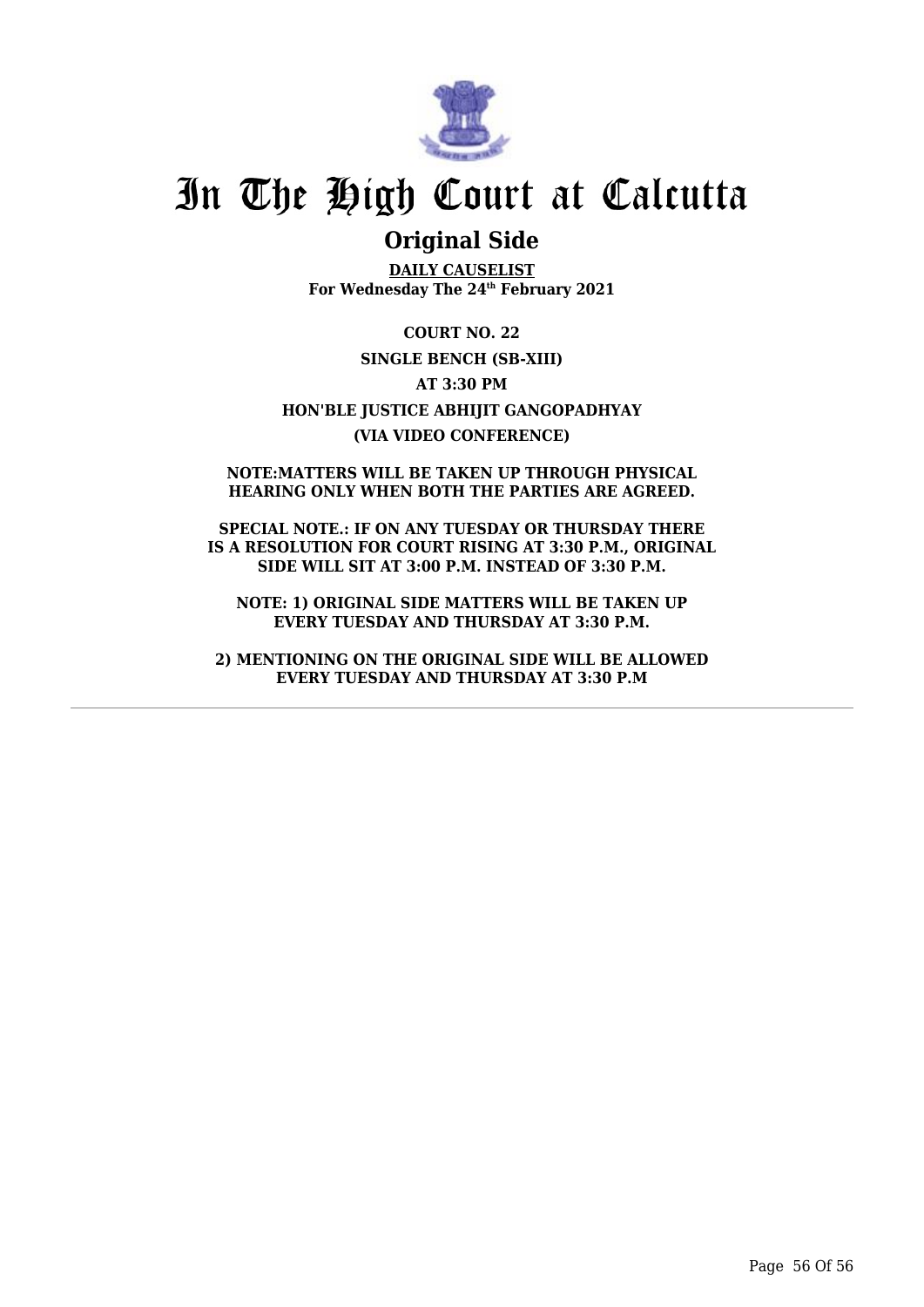# In The High Court at Calcutta

## Original Side

**DAILY CAUSELIST**
**For Wednesday The 24th February 2021**

**COURT NO. 22**

**SINGLE BENCH (SB-XIII)**

**AT 3:30 PM**

**HON'BLE JUSTICE ABHIJIT GANGOPADHYAY**

**(VIA VIDEO CONFERENCE)**

**NOTE:MATTERS WILL BE TAKEN UP THROUGH PHYSICAL HEARING ONLY WHEN BOTH THE PARTIES ARE AGREED.**

**SPECIAL NOTE.: IF ON ANY TUESDAY OR THURSDAY THERE IS A RESOLUTION FOR COURT RISING AT 3:30 P.M., ORIGINAL SIDE WILL SIT AT 3:00 P.M. INSTEAD OF 3:30 P.M.**

**NOTE: 1) ORIGINAL SIDE MATTERS WILL BE TAKEN UP EVERY TUESDAY AND THURSDAY AT 3:30 P.M.**

**2) MENTIONING ON THE ORIGINAL SIDE WILL BE ALLOWED EVERY TUESDAY AND THURSDAY AT 3:30 P.M**